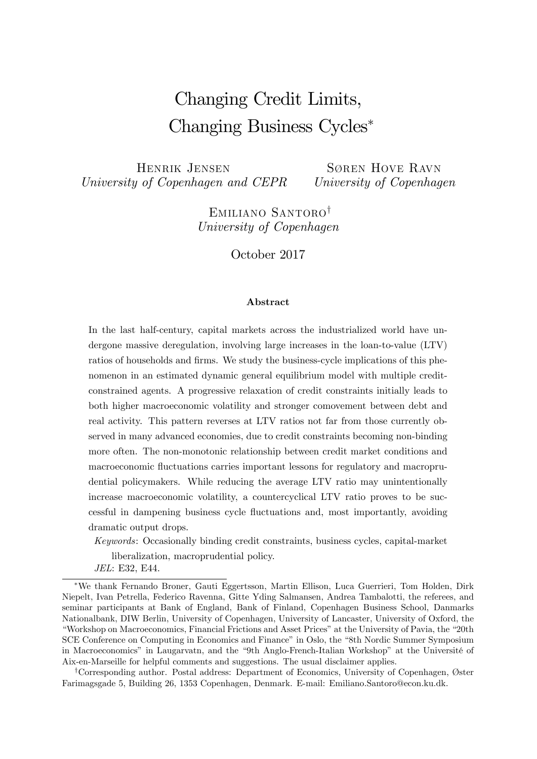# Changing Credit Limits, Changing Business Cycles*

Henrik Jensen
*University of Copenhagen and CEPR*

Søren Hove Ravn
*University of Copenhagen*

Emiliano Santoro†
*University of Copenhagen*

October 2017

**Abstract**

In the last half-century, capital markets across the industrialized world have undergone massive deregulation, involving large increases in the loan-to-value (LTV) ratios of households and firms. We study the business-cycle implications of this phenomenon in an estimated dynamic general equilibrium model with multiple credit-constrained agents. A progressive relaxation of credit constraints initially leads to both higher macroeconomic volatility and stronger comovement between debt and real activity. This pattern reverses at LTV ratios not far from those currently observed in many advanced economies, due to credit constraints becoming non-binding more often. The non-monotonic relationship between credit market conditions and macroeconomic fluctuations carries important lessons for regulatory and macroprudential policymakers. While reducing the average LTV ratio may unintentionally increase macroeconomic volatility, a countercyclical LTV ratio proves to be successful in dampening business cycle fluctuations and, most importantly, avoiding dramatic output drops.

*Keywords*: Occasionally binding credit constraints, business cycles, capital-market liberalization, macroprudential policy.

*JEL*: E32, E44.

---

*We thank Fernando Broner, Gauti Eggertsson, Martin Ellison, Luca Guerrieri, Tom Holden, Dirk Niepelt, Ivan Petrella, Federico Ravenna, Gitte Yding Salmansen, Andrea Tambalotti, the referees, and seminar participants at Bank of England, Bank of Finland, Copenhagen Business School, Danmarks Nationalbank, DIW Berlin, University of Copenhagen, University of Lancaster, University of Oxford, the "Workshop on Macroeconomics, Financial Frictions and Asset Prices" at the University of Pavia, the "20th SCE Conference on Computing in Economics and Finance" in Oslo, the "8th Nordic Summer Symposium in Macroeconomics" in Laugarvatn, and the "9th Anglo-French-Italian Workshop" at the Université of Aix-en-Marseille for helpful comments and suggestions. The usual disclaimer applies.

†Corresponding author. Postal address: Department of Economics, University of Copenhagen, Øster Farimagsgade 5, Building 26, 1353 Copenhagen, Denmark. E-mail: Emiliano.Santoro@econ.ku.dk.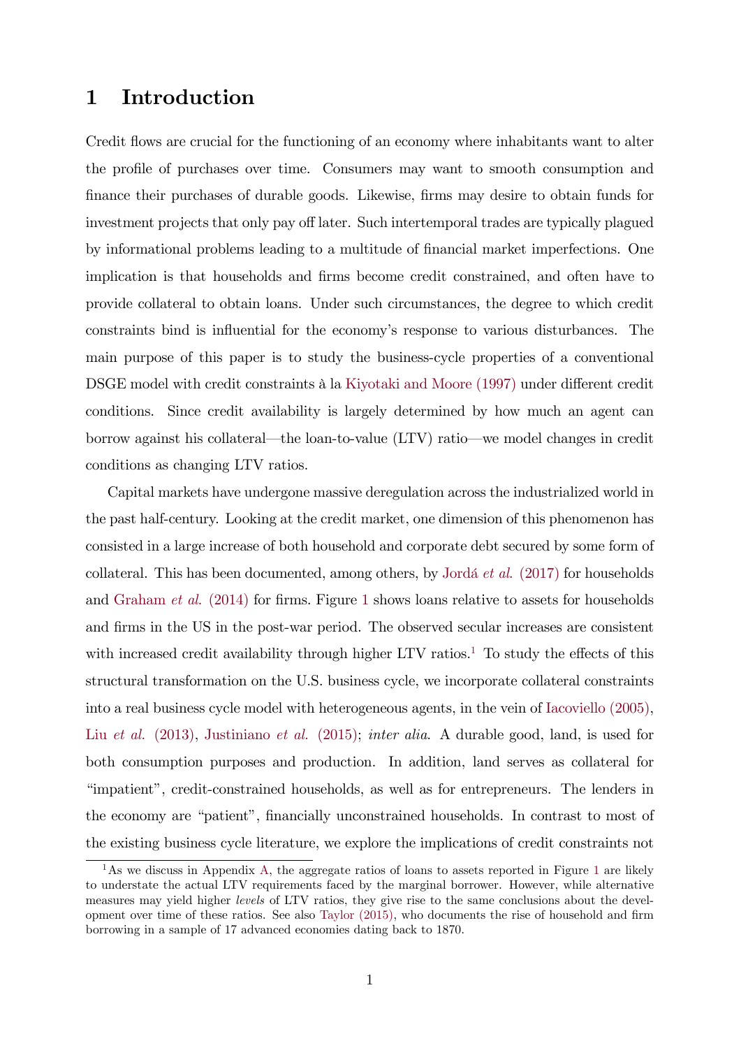# 1 Introduction

Credit flows are crucial for the functioning of an economy where inhabitants want to alter the profile of purchases over time. Consumers may want to smooth consumption and finance their purchases of durable goods. Likewise, firms may desire to obtain funds for investment projects that only pay off later. Such intertemporal trades are typically plagued by informational problems leading to a multitude of financial market imperfections. One implication is that households and firms become credit constrained, and often have to provide collateral to obtain loans. Under such circumstances, the degree to which credit constraints bind is influential for the economy's response to various disturbances. The main purpose of this paper is to study the business-cycle properties of a conventional DSGE model with credit constraints à la Kiyotaki and Moore (1997) under different credit conditions. Since credit availability is largely determined by how much an agent can borrow against his collateral—the loan-to-value (LTV) ratio—we model changes in credit conditions as changing LTV ratios.

Capital markets have undergone massive deregulation across the industrialized world in the past half-century. Looking at the credit market, one dimension of this phenomenon has consisted in a large increase of both household and corporate debt secured by some form of collateral. This has been documented, among others, by Jordá *et al.* (2017) for households and Graham *et al.* (2014) for firms. Figure 1 shows loans relative to assets for households and firms in the US in the post-war period. The observed secular increases are consistent with increased credit availability through higher LTV ratios.[1] To study the effects of this structural transformation on the U.S. business cycle, we incorporate collateral constraints into a real business cycle model with heterogeneous agents, in the vein of Iacoviello (2005), Liu *et al.* (2013), Justiniano *et al.* (2015); *inter alia*. A durable good, land, is used for both consumption purposes and production. In addition, land serves as collateral for "impatient", credit-constrained households, as well as for entrepreneurs. The lenders in the economy are "patient", financially unconstrained households. In contrast to most of the existing business cycle literature, we explore the implications of credit constraints not

[1] As we discuss in Appendix A, the aggregate ratios of loans to assets reported in Figure 1 are likely to understate the actual LTV requirements faced by the marginal borrower. However, while alternative measures may yield higher *levels* of LTV ratios, they give rise to the same conclusions about the development over time of these ratios. See also Taylor (2015), who documents the rise of household and firm borrowing in a sample of 17 advanced economies dating back to 1870.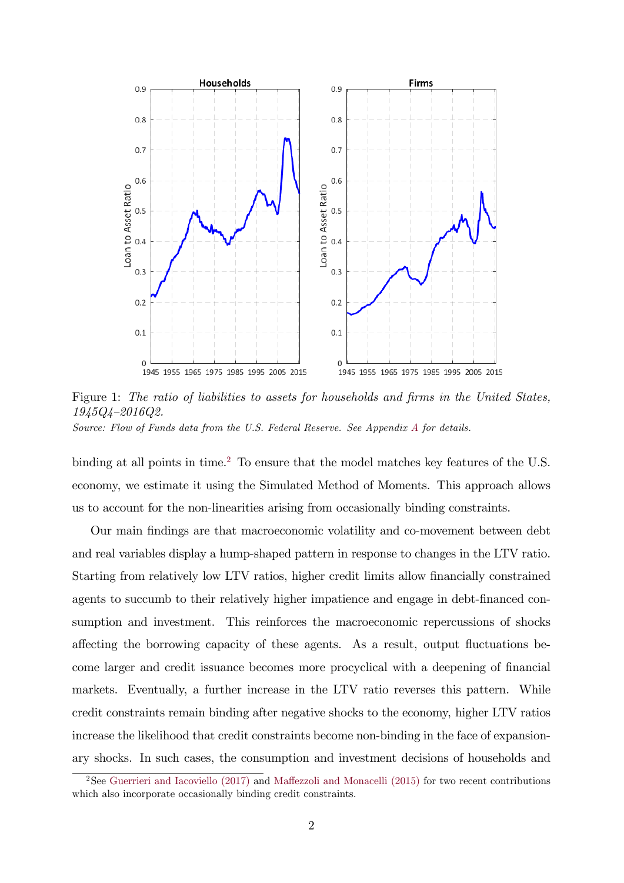Figure 1: *The ratio of liabilities to assets for households and firms in the United States, 1945Q4–2016Q2.*

*Source: Flow of Funds data from the U.S. Federal Reserve. See Appendix A for details.*

binding at all points in time.[2] To ensure that the model matches key features of the U.S. economy, we estimate it using the Simulated Method of Moments. This approach allows us to account for the non-linearities arising from occasionally binding constraints.

Our main findings are that macroeconomic volatility and co-movement between debt and real variables display a hump-shaped pattern in response to changes in the LTV ratio. Starting from relatively low LTV ratios, higher credit limits allow financially constrained agents to succumb to their relatively higher impatience and engage in debt-financed consumption and investment. This reinforces the macroeconomic repercussions of shocks affecting the borrowing capacity of these agents. As a result, output fluctuations become larger and credit issuance becomes more procyclical with a deepening of financial markets. Eventually, a further increase in the LTV ratio reverses this pattern. While credit constraints remain binding after negative shocks to the economy, higher LTV ratios increase the likelihood that credit constraints become non-binding in the face of expansionary shocks. In such cases, the consumption and investment decisions of households and

[2] See Guerrieri and Iacoviello (2017) and Maffezzoli and Monacelli (2015) for two recent contributions which also incorporate occasionally binding credit constraints.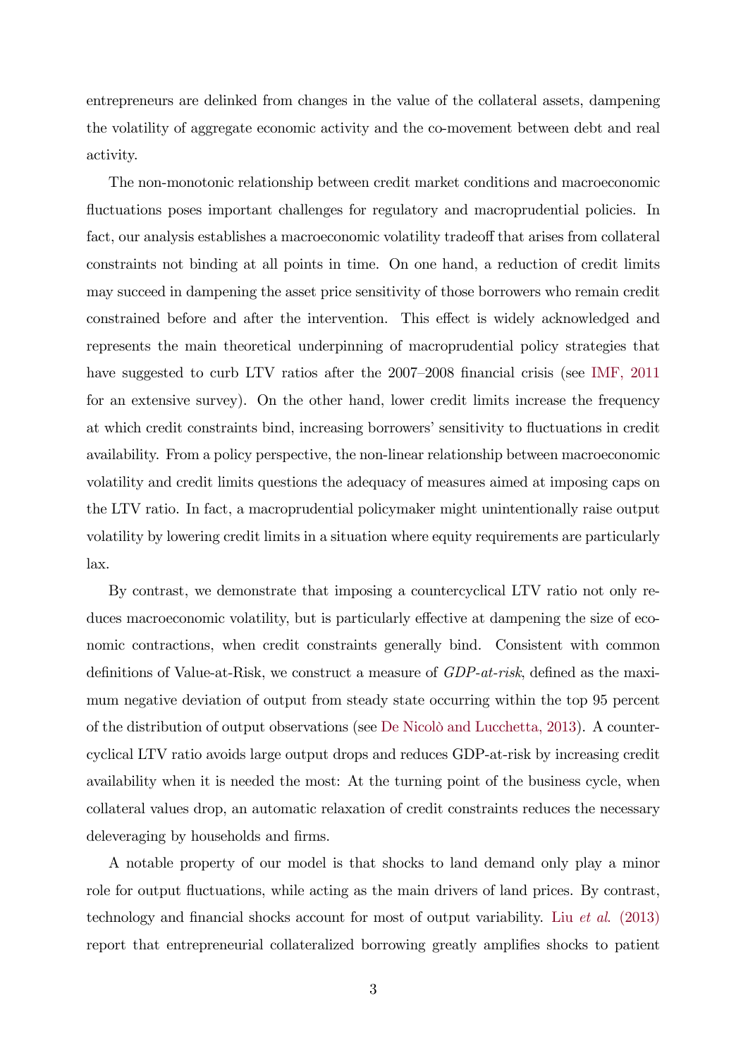entrepreneurs are delinked from changes in the value of the collateral assets, dampening the volatility of aggregate economic activity and the co-movement between debt and real activity.

The non-monotonic relationship between credit market conditions and macroeconomic fluctuations poses important challenges for regulatory and macroprudential policies. In fact, our analysis establishes a macroeconomic volatility tradeoff that arises from collateral constraints not binding at all points in time. On one hand, a reduction of credit limits may succeed in dampening the asset price sensitivity of those borrowers who remain credit constrained before and after the intervention. This effect is widely acknowledged and represents the main theoretical underpinning of macroprudential policy strategies that have suggested to curb LTV ratios after the 2007–2008 financial crisis (see IMF, 2011 for an extensive survey). On the other hand, lower credit limits increase the frequency at which credit constraints bind, increasing borrowers' sensitivity to fluctuations in credit availability. From a policy perspective, the non-linear relationship between macroeconomic volatility and credit limits questions the adequacy of measures aimed at imposing caps on the LTV ratio. In fact, a macroprudential policymaker might unintentionally raise output volatility by lowering credit limits in a situation where equity requirements are particularly lax.

By contrast, we demonstrate that imposing a countercyclical LTV ratio not only reduces macroeconomic volatility, but is particularly effective at dampening the size of economic contractions, when credit constraints generally bind. Consistent with common definitions of Value-at-Risk, we construct a measure of *GDP-at-risk*, defined as the maximum negative deviation of output from steady state occurring within the top 95 percent of the distribution of output observations (see De Nicolò and Lucchetta, 2013). A countercyclical LTV ratio avoids large output drops and reduces GDP-at-risk by increasing credit availability when it is needed the most: At the turning point of the business cycle, when collateral values drop, an automatic relaxation of credit constraints reduces the necessary deleveraging by households and firms.

A notable property of our model is that shocks to land demand only play a minor role for output fluctuations, while acting as the main drivers of land prices. By contrast, technology and financial shocks account for most of output variability. Liu *et al.* (2013) report that entrepreneurial collateralized borrowing greatly amplifies shocks to patient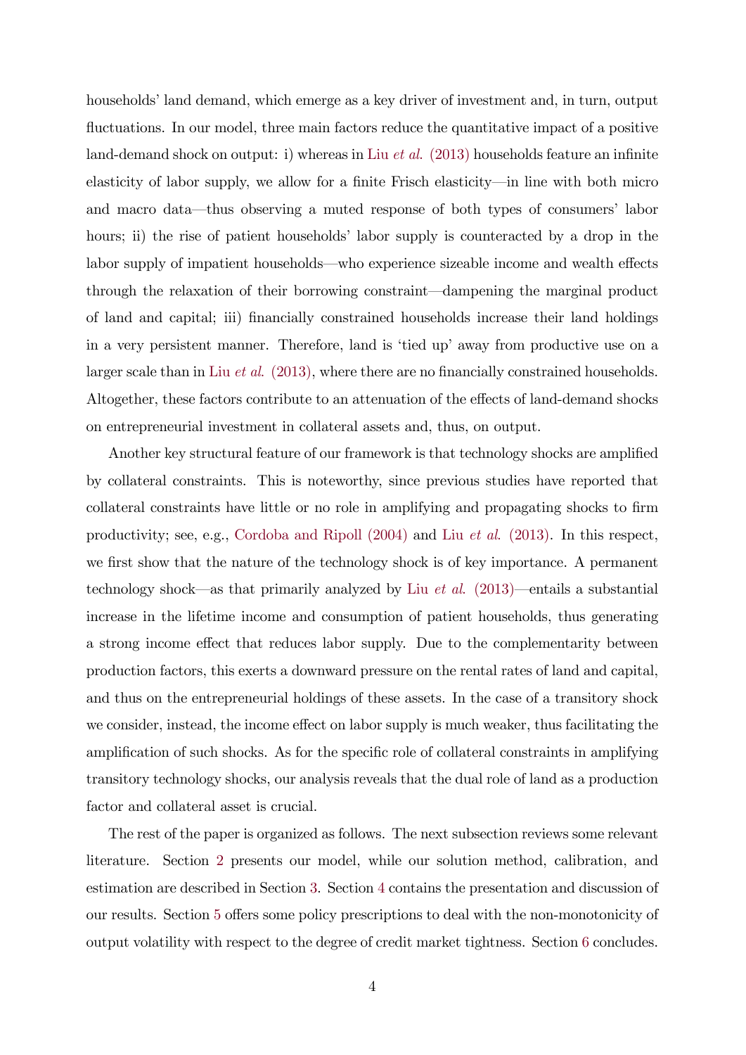households' land demand, which emerge as a key driver of investment and, in turn, output fluctuations. In our model, three main factors reduce the quantitative impact of a positive land-demand shock on output: i) whereas in Liu *et al.* (2013) households feature an infinite elasticity of labor supply, we allow for a finite Frisch elasticity—in line with both micro and macro data—thus observing a muted response of both types of consumers' labor hours; ii) the rise of patient households' labor supply is counteracted by a drop in the labor supply of impatient households—who experience sizeable income and wealth effects through the relaxation of their borrowing constraint—dampening the marginal product of land and capital; iii) financially constrained households increase their land holdings in a very persistent manner. Therefore, land is 'tied up' away from productive use on a larger scale than in Liu *et al.* (2013), where there are no financially constrained households. Altogether, these factors contribute to an attenuation of the effects of land-demand shocks on entrepreneurial investment in collateral assets and, thus, on output.

Another key structural feature of our framework is that technology shocks are amplified by collateral constraints. This is noteworthy, since previous studies have reported that collateral constraints have little or no role in amplifying and propagating shocks to firm productivity; see, e.g., Cordoba and Ripoll (2004) and Liu *et al.* (2013). In this respect, we first show that the nature of the technology shock is of key importance. A permanent technology shock—as that primarily analyzed by Liu *et al.* (2013)—entails a substantial increase in the lifetime income and consumption of patient households, thus generating a strong income effect that reduces labor supply. Due to the complementarity between production factors, this exerts a downward pressure on the rental rates of land and capital, and thus on the entrepreneurial holdings of these assets. In the case of a transitory shock we consider, instead, the income effect on labor supply is much weaker, thus facilitating the amplification of such shocks. As for the specific role of collateral constraints in amplifying transitory technology shocks, our analysis reveals that the dual role of land as a production factor and collateral asset is crucial.

The rest of the paper is organized as follows. The next subsection reviews some relevant literature. Section 2 presents our model, while our solution method, calibration, and estimation are described in Section 3. Section 4 contains the presentation and discussion of our results. Section 5 offers some policy prescriptions to deal with the non-monotonicity of output volatility with respect to the degree of credit market tightness. Section 6 concludes.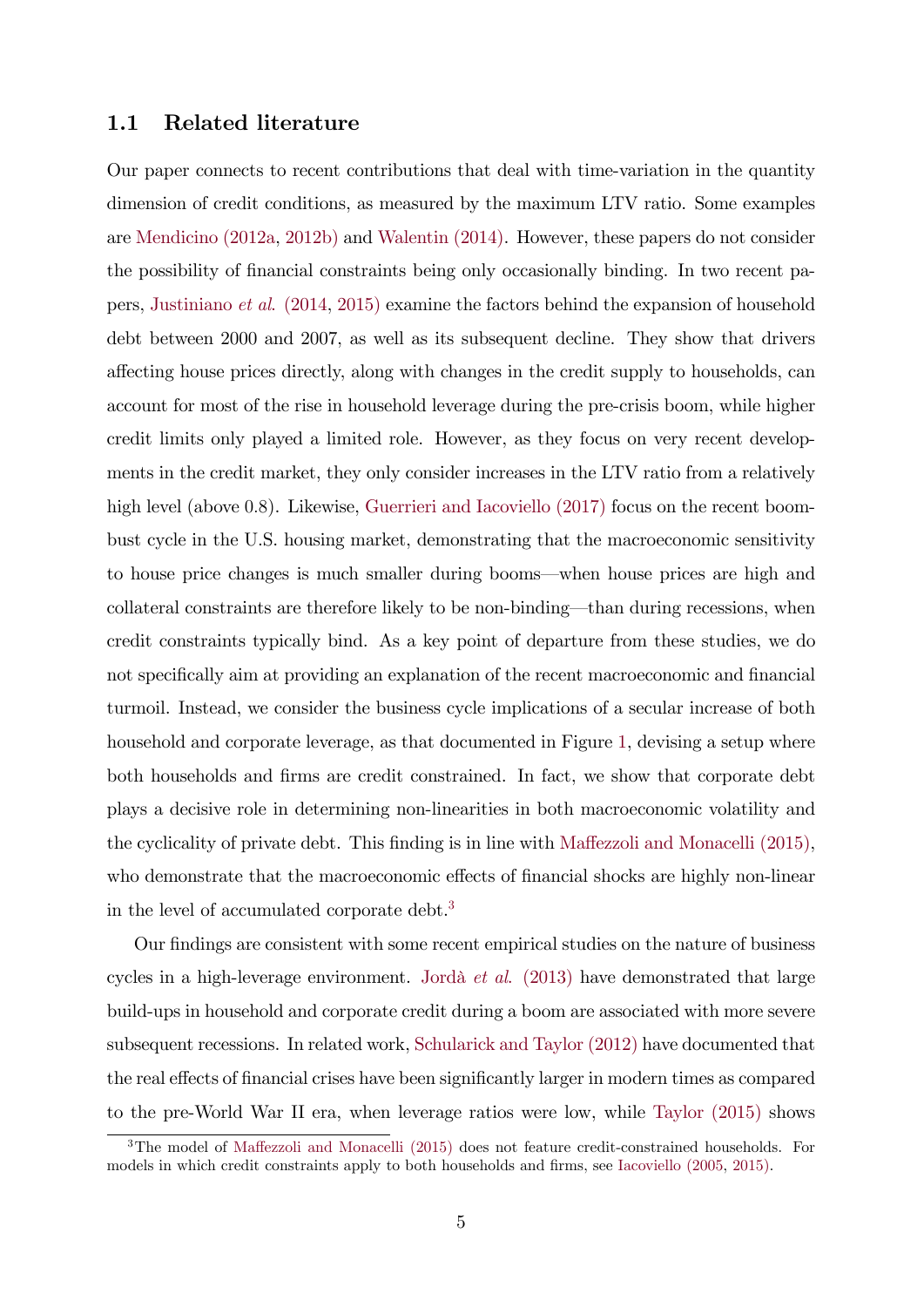### 1.1 Related literature

Our paper connects to recent contributions that deal with time-variation in the quantity dimension of credit conditions, as measured by the maximum LTV ratio. Some examples are Mendicino (2012a, 2012b) and Walentin (2014). However, these papers do not consider the possibility of financial constraints being only occasionally binding. In two recent papers, Justiniano *et al*. (2014, 2015) examine the factors behind the expansion of household debt between 2000 and 2007, as well as its subsequent decline. They show that drivers affecting house prices directly, along with changes in the credit supply to households, can account for most of the rise in household leverage during the pre-crisis boom, while higher credit limits only played a limited role. However, as they focus on very recent developments in the credit market, they only consider increases in the LTV ratio from a relatively high level (above 0.8). Likewise, Guerrieri and Iacoviello (2017) focus on the recent boom-bust cycle in the U.S. housing market, demonstrating that the macroeconomic sensitivity to house price changes is much smaller during booms—when house prices are high and collateral constraints are therefore likely to be non-binding—than during recessions, when credit constraints typically bind. As a key point of departure from these studies, we do not specifically aim at providing an explanation of the recent macroeconomic and financial turmoil. Instead, we consider the business cycle implications of a secular increase of both household and corporate leverage, as that documented in Figure 1, devising a setup where both households and firms are credit constrained. In fact, we show that corporate debt plays a decisive role in determining non-linearities in both macroeconomic volatility and the cyclicality of private debt. This finding is in line with Maffezzoli and Monacelli (2015), who demonstrate that the macroeconomic effects of financial shocks are highly non-linear in the level of accumulated corporate debt.[3]

Our findings are consistent with some recent empirical studies on the nature of business cycles in a high-leverage environment. Jordà *et al*. (2013) have demonstrated that large build-ups in household and corporate credit during a boom are associated with more severe subsequent recessions. In related work, Schularick and Taylor (2012) have documented that the real effects of financial crises have been significantly larger in modern times as compared to the pre-World War II era, when leverage ratios were low, while Taylor (2015) shows

[3]The model of Maffezzoli and Monacelli (2015) does not feature credit-constrained households. For models in which credit constraints apply to both households and firms, see Iacoviello (2005, 2015).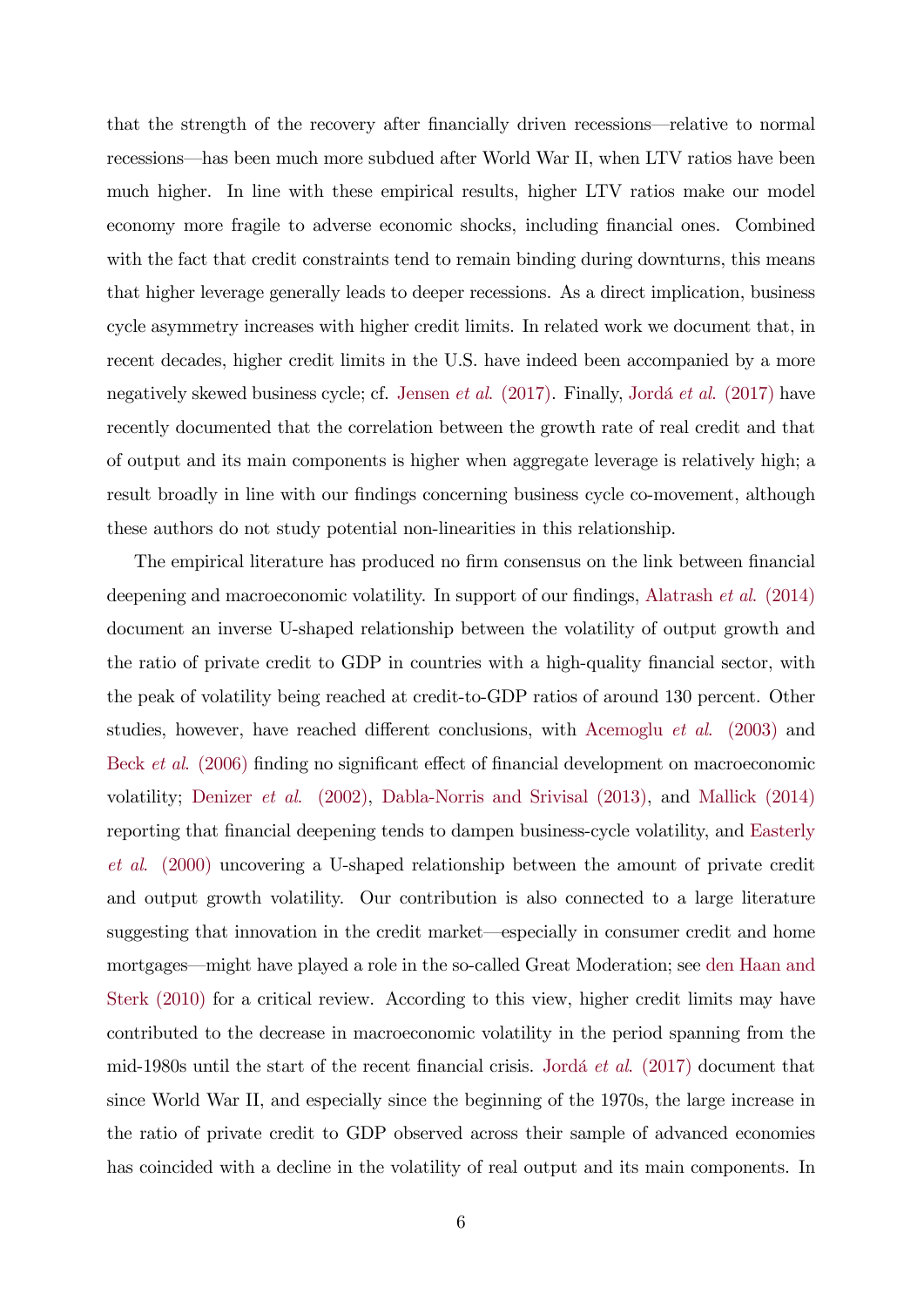that the strength of the recovery after financially driven recessions—relative to normal recessions—has been much more subdued after World War II, when LTV ratios have been much higher. In line with these empirical results, higher LTV ratios make our model economy more fragile to adverse economic shocks, including financial ones. Combined with the fact that credit constraints tend to remain binding during downturns, this means that higher leverage generally leads to deeper recessions. As a direct implication, business cycle asymmetry increases with higher credit limits. In related work we document that, in recent decades, higher credit limits in the U.S. have indeed been accompanied by a more negatively skewed business cycle; cf. Jensen *et al.* (2017). Finally, Jordá *et al.* (2017) have recently documented that the correlation between the growth rate of real credit and that of output and its main components is higher when aggregate leverage is relatively high; a result broadly in line with our findings concerning business cycle co-movement, although these authors do not study potential non-linearities in this relationship.

The empirical literature has produced no firm consensus on the link between financial deepening and macroeconomic volatility. In support of our findings, Alatrash *et al.* (2014) document an inverse U-shaped relationship between the volatility of output growth and the ratio of private credit to GDP in countries with a high-quality financial sector, with the peak of volatility being reached at credit-to-GDP ratios of around 130 percent. Other studies, however, have reached different conclusions, with Acemoglu *et al.* (2003) and Beck *et al.* (2006) finding no significant effect of financial development on macroeconomic volatility; Denizer *et al.* (2002), Dabla-Norris and Srivisal (2013), and Mallick (2014) reporting that financial deepening tends to dampen business-cycle volatility, and Easterly *et al.* (2000) uncovering a U-shaped relationship between the amount of private credit and output growth volatility. Our contribution is also connected to a large literature suggesting that innovation in the credit market—especially in consumer credit and home mortgages—might have played a role in the so-called Great Moderation; see den Haan and Sterk (2010) for a critical review. According to this view, higher credit limits may have contributed to the decrease in macroeconomic volatility in the period spanning from the mid-1980s until the start of the recent financial crisis. Jordá *et al.* (2017) document that since World War II, and especially since the beginning of the 1970s, the large increase in the ratio of private credit to GDP observed across their sample of advanced economies has coincided with a decline in the volatility of real output and its main components. In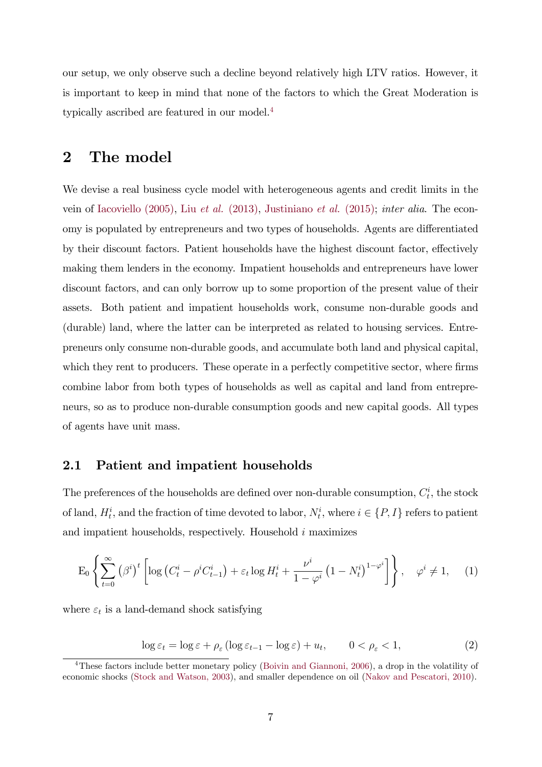our setup, we only observe such a decline beyond relatively high LTV ratios. However, it is important to keep in mind that none of the factors to which the Great Moderation is typically ascribed are featured in our model.[4]

## 2 The model

We devise a real business cycle model with heterogeneous agents and credit limits in the vein of Iacoviello (2005), Liu *et al.* (2013), Justiniano *et al.* (2015); *inter alia*. The economy is populated by entrepreneurs and two types of households. Agents are differentiated by their discount factors. Patient households have the highest discount factor, effectively making them lenders in the economy. Impatient households and entrepreneurs have lower discount factors, and can only borrow up to some proportion of the present value of their assets. Both patient and impatient households work, consume non-durable goods and (durable) land, where the latter can be interpreted as related to housing services. Entrepreneurs only consume non-durable goods, and accumulate both land and physical capital, which they rent to producers. These operate in a perfectly competitive sector, where firms combine labor from both types of households as well as capital and land from entrepreneurs, so as to produce non-durable consumption goods and new capital goods. All types of agents have unit mass.

### 2.1 Patient and impatient households

The preferences of the households are defined over non-durable consumption, $C_t^i$, the stock of land, $H_t^i$, and the fraction of time devoted to labor, $N_t^i$, where $i \in \{P, I\}$ refers to patient and impatient households, respectively. Household $i$ maximizes

$$\mathrm{E}_0 \left\{ \sum_{t=0}^{\infty} \left(\beta^i\right)^t \left[ \log\left(C_t^i - \rho^i C_{t-1}^i\right) + \varepsilon_t \log H_t^i + \frac{\nu^i}{1-\varphi^i}\left(1 - N_t^i\right)^{1-\varphi^i} \right] \right\}, \quad \varphi^i \neq 1, \tag{1}$$

where $\varepsilon_t$ is a land-demand shock satisfying

$$\log \varepsilon_t = \log \varepsilon + \rho_\varepsilon \left(\log \varepsilon_{t-1} - \log \varepsilon\right) + u_t, \qquad 0 < \rho_\varepsilon < 1, \tag{2}$$

[4] These factors include better monetary policy (Boivin and Giannoni, 2006), a drop in the volatility of economic shocks (Stock and Watson, 2003), and smaller dependence on oil (Nakov and Pescatori, 2010).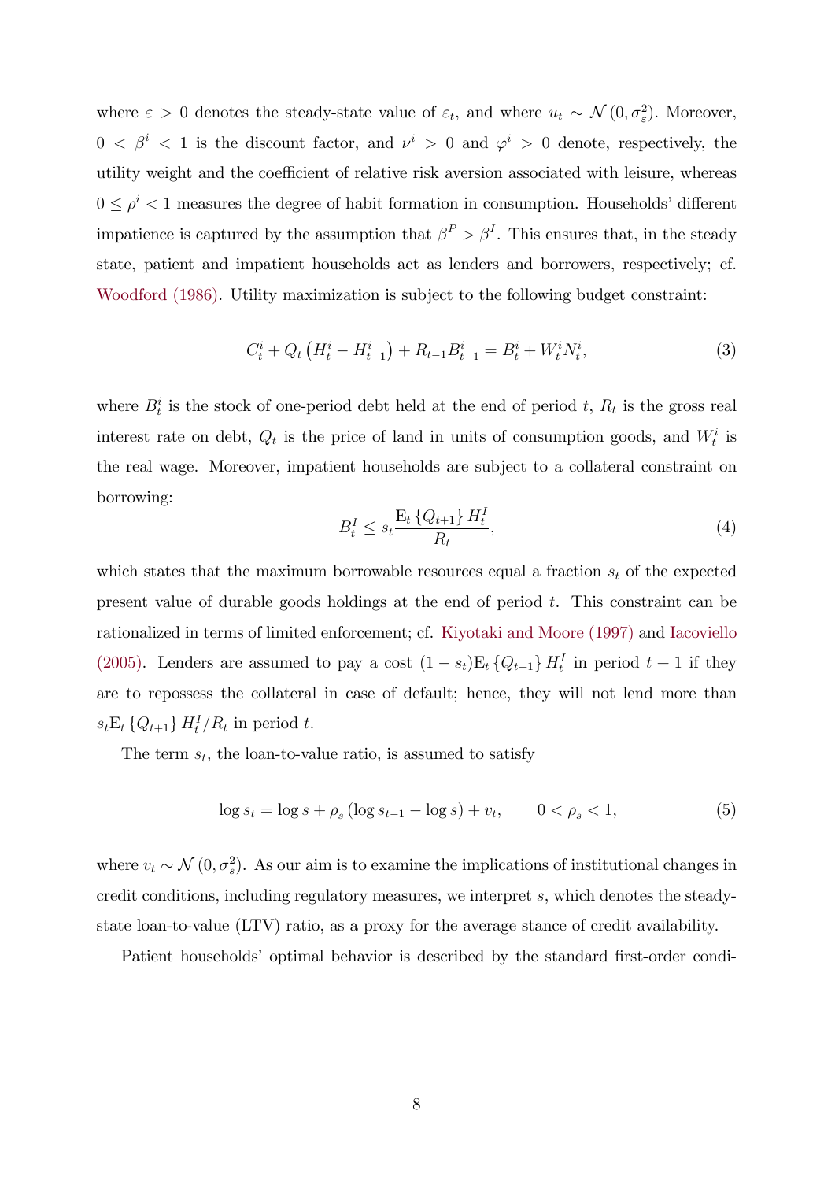where $\varepsilon > 0$ denotes the steady-state value of $\varepsilon_t$, and where $u_t \sim \mathcal{N}(0, \sigma_\varepsilon^2)$. Moreover, $0 < \beta^i < 1$ is the discount factor, and $\nu^i > 0$ and $\varphi^i > 0$ denote, respectively, the utility weight and the coefficient of relative risk aversion associated with leisure, whereas $0 \leq \rho^i < 1$ measures the degree of habit formation in consumption. Households' different impatience is captured by the assumption that $\beta^P > \beta^I$. This ensures that, in the steady state, patient and impatient households act as lenders and borrowers, respectively; cf. Woodford (1986). Utility maximization is subject to the following budget constraint:

$$C_t^i + Q_t \left(H_t^i - H_{t-1}^i\right) + R_{t-1} B_{t-1}^i = B_t^i + W_t^i N_t^i, \tag{3}$$

where $B_t^i$ is the stock of one-period debt held at the end of period $t$, $R_t$ is the gross real interest rate on debt, $Q_t$ is the price of land in units of consumption goods, and $W_t^i$ is the real wage. Moreover, impatient households are subject to a collateral constraint on borrowing:

$$B_t^I \leq s_t \frac{\mathrm{E}_t \left\{Q_{t+1}\right\} H_t^I}{R_t}, \tag{4}$$

which states that the maximum borrowable resources equal a fraction $s_t$ of the expected present value of durable goods holdings at the end of period $t$. This constraint can be rationalized in terms of limited enforcement; cf. Kiyotaki and Moore (1997) and Iacoviello (2005). Lenders are assumed to pay a cost $(1 - s_t)\mathrm{E}_t \left\{Q_{t+1}\right\} H_t^I$ in period $t+1$ if they are to repossess the collateral in case of default; hence, they will not lend more than $s_t \mathrm{E}_t \left\{Q_{t+1}\right\} H_t^I / R_t$ in period $t$.

The term $s_t$, the loan-to-value ratio, is assumed to satisfy

$$\log s_t = \log s + \rho_s \left(\log s_{t-1} - \log s\right) + v_t, \qquad 0 < \rho_s < 1, \tag{5}$$

where $v_t \sim \mathcal{N}(0, \sigma_s^2)$. As our aim is to examine the implications of institutional changes in credit conditions, including regulatory measures, we interpret $s$, which denotes the steady-state loan-to-value (LTV) ratio, as a proxy for the average stance of credit availability.

Patient households' optimal behavior is described by the standard first-order condi-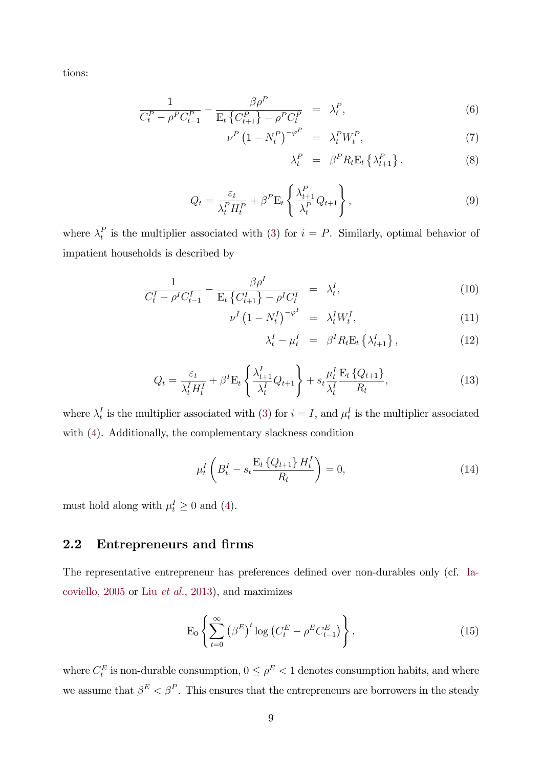tions:

$$\frac{1}{C_t^P - \rho^P C_{t-1}^P} - \frac{\beta \rho^P}{\mathrm{E}_t\left\{C_{t+1}^P\right\} - \rho^P C_t^P} = \lambda_t^P, \tag{6}$$

$$\nu^P \left(1 - N_t^P\right)^{-\varphi^P} = \lambda_t^P W_t^P, \tag{7}$$

$$\lambda_t^P = \beta^P R_t \mathrm{E}_t\left\{\lambda_{t+1}^P\right\}, \tag{8}$$

$$Q_t = \frac{\varepsilon_t}{\lambda_t^P H_t^P} + \beta^P \mathrm{E}_t\left\{\frac{\lambda_{t+1}^P}{\lambda_t^P} Q_{t+1}\right\}, \tag{9}$$

where $\lambda_t^P$ is the multiplier associated with (3) for $i = P$. Similarly, optimal behavior of impatient households is described by

$$\frac{1}{C_t^I - \rho^I C_{t-1}^I} - \frac{\beta \rho^I}{\mathrm{E}_t\left\{C_{t+1}^I\right\} - \rho^I C_t^I} = \lambda_t^I, \tag{10}$$

$$\nu^I \left(1 - N_t^I\right)^{-\varphi^I} = \lambda_t^I W_t^I, \tag{11}$$

$$\lambda_t^I - \mu_t^I = \beta^I R_t \mathrm{E}_t\left\{\lambda_{t+1}^I\right\}, \tag{12}$$

$$Q_t = \frac{\varepsilon_t}{\lambda_t^I H_t^I} + \beta^I \mathrm{E}_t\left\{\frac{\lambda_{t+1}^I}{\lambda_t^I} Q_{t+1}\right\} + s_t \frac{\mu_t^I}{\lambda_t^I} \frac{\mathrm{E}_t\left\{Q_{t+1}\right\}}{R_t}, \tag{13}$$

where $\lambda_t^I$ is the multiplier associated with (3) for $i = I$, and $\mu_t^I$ is the multiplier associated with (4). Additionally, the complementary slackness condition

$$\mu_t^I \left(B_t^I - s_t \frac{\mathrm{E}_t\left\{Q_{t+1}\right\} H_t^I}{R_t}\right) = 0, \tag{14}$$

must hold along with $\mu_t^I \geq 0$ and (4).

## 2.2 Entrepreneurs and firms

The representative entrepreneur has preferences defined over non-durables only (cf. Iacoviello, 2005 or Liu *et al.*, 2013), and maximizes

$$\mathrm{E}_0\left\{\sum_{t=0}^{\infty} \left(\beta^E\right)^t \log\left(C_t^E - \rho^E C_{t-1}^E\right)\right\}, \tag{15}$$

where $C_t^E$ is non-durable consumption, $0 \leq \rho^E < 1$ denotes consumption habits, and where we assume that $\beta^E < \beta^P$. This ensures that the entrepreneurs are borrowers in the steady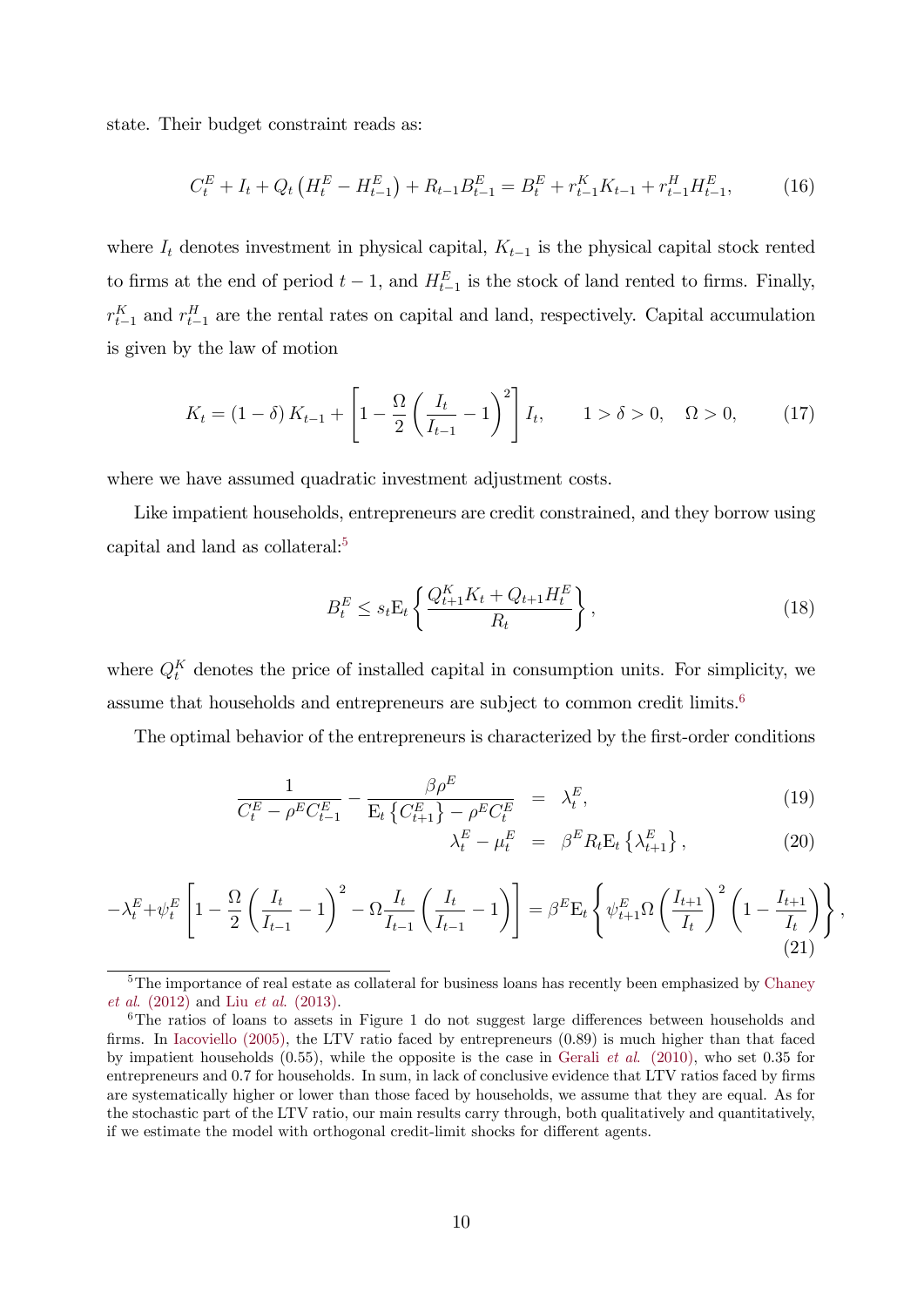state. Their budget constraint reads as:

$$C_t^E + I_t + Q_t\left(H_t^E - H_{t-1}^E\right) + R_{t-1}B_{t-1}^E = B_t^E + r_{t-1}^K K_{t-1} + r_{t-1}^H H_{t-1}^E, \tag{16}$$

where $I_t$ denotes investment in physical capital, $K_{t-1}$ is the physical capital stock rented to firms at the end of period $t-1$, and $H_{t-1}^E$ is the stock of land rented to firms. Finally, $r_{t-1}^K$ and $r_{t-1}^H$ are the rental rates on capital and land, respectively. Capital accumulation is given by the law of motion

$$K_t = (1-\delta)K_{t-1} + \left[1 - \frac{\Omega}{2}\left(\frac{I_t}{I_{t-1}} - 1\right)^2\right] I_t, \qquad 1 > \delta > 0, \quad \Omega > 0, \tag{17}$$

where we have assumed quadratic investment adjustment costs.

Like impatient households, entrepreneurs are credit constrained, and they borrow using capital and land as collateral:[5]

$$B_t^E \leq s_t \mathrm{E}_t\left\{\frac{Q_{t+1}^K K_t + Q_{t+1}H_t^E}{R_t}\right\}, \tag{18}$$

where $Q_t^K$ denotes the price of installed capital in consumption units. For simplicity, we assume that households and entrepreneurs are subject to common credit limits.[6]

The optimal behavior of the entrepreneurs is characterized by the first-order conditions

$$\frac{1}{C_t^E - \rho^E C_{t-1}^E} - \frac{\beta\rho^E}{\mathrm{E}_t\left\{C_{t+1}^E\right\} - \rho^E C_t^E} = \lambda_t^E, \tag{19}$$

$$\lambda_t^E - \mu_t^E = \beta^E R_t \mathrm{E}_t\left\{\lambda_{t+1}^E\right\}, \tag{20}$$

$$-\lambda_t^E + \psi_t^E\left[1 - \frac{\Omega}{2}\left(\frac{I_t}{I_{t-1}} - 1\right)^2 - \Omega\frac{I_t}{I_{t-1}}\left(\frac{I_t}{I_{t-1}} - 1\right)\right] = \beta^E \mathrm{E}_t\left\{\psi_{t+1}^E \Omega\left(\frac{I_{t+1}}{I_t}\right)^2\left(1 - \frac{I_{t+1}}{I_t}\right)\right\}, \tag{21}$$

[5] The importance of real estate as collateral for business loans has recently been emphasized by Chaney *et al.* (2012) and Liu *et al.* (2013).

[6] The ratios of loans to assets in Figure 1 do not suggest large differences between households and firms. In Iacoviello (2005), the LTV ratio faced by entrepreneurs (0.89) is much higher than that faced by impatient households (0.55), while the opposite is the case in Gerali *et al.* (2010), who set 0.35 for entrepreneurs and 0.7 for households. In sum, in lack of conclusive evidence that LTV ratios faced by firms are systematically higher or lower than those faced by households, we assume that they are equal. As for the stochastic part of the LTV ratio, our main results carry through, both qualitatively and quantitatively, if we estimate the model with orthogonal credit-limit shocks for different agents.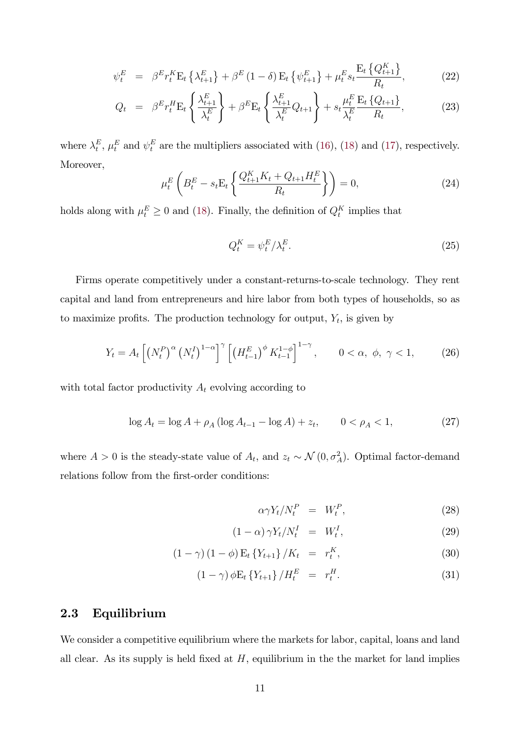$$\psi_t^E = \beta^E r_t^K \mathrm{E}_t\left\{\lambda_{t+1}^E\right\} + \beta^E (1-\delta) \mathrm{E}_t\left\{\psi_{t+1}^E\right\} + \mu_t^E s_t \frac{\mathrm{E}_t\left\{Q_{t+1}^K\right\}}{R_t}, \tag{22}$$

$$Q_t = \beta^E r_t^H \mathrm{E}_t\left\{\frac{\lambda_{t+1}^E}{\lambda_t^E}\right\} + \beta^E \mathrm{E}_t\left\{\frac{\lambda_{t+1}^E}{\lambda_t^E} Q_{t+1}\right\} + s_t \frac{\mu_t^E}{\lambda_t^E} \frac{\mathrm{E}_t\left\{Q_{t+1}\right\}}{R_t}, \tag{23}$$

where $\lambda_t^E$, $\mu_t^E$ and $\psi_t^E$ are the multipliers associated with (16), (18) and (17), respectively. Moreover,

$$\mu_t^E \left(B_t^E - s_t \mathrm{E}_t\left\{\frac{Q_{t+1}^K K_t + Q_{t+1} H_t^E}{R_t}\right\}\right) = 0, \tag{24}$$

holds along with $\mu_t^E \geq 0$ and (18). Finally, the definition of $Q_t^K$ implies that

$$Q_t^K = \psi_t^E / \lambda_t^E. \tag{25}$$

Firms operate competitively under a constant-returns-to-scale technology. They rent capital and land from entrepreneurs and hire labor from both types of households, so as to maximize profits. The production technology for output, $Y_t$, is given by

$$Y_t = A_t \left[\left(N_t^P\right)^\alpha \left(N_t^I\right)^{1-\alpha}\right]^\gamma \left[\left(H_{t-1}^E\right)^\phi K_{t-1}^{1-\phi}\right]^{1-\gamma}, \qquad 0 < \alpha,\ \phi,\ \gamma < 1, \tag{26}$$

with total factor productivity $A_t$ evolving according to

$$\log A_t = \log A + \rho_A \left(\log A_{t-1} - \log A\right) + z_t, \qquad 0 < \rho_A < 1, \tag{27}$$

where $A > 0$ is the steady-state value of $A_t$, and $z_t \sim \mathcal{N}\left(0, \sigma_A^2\right)$. Optimal factor-demand relations follow from the first-order conditions:

$$\alpha \gamma Y_t / N_t^P = W_t^P, \tag{28}$$

$$(1-\alpha) \gamma Y_t / N_t^I = W_t^I, \tag{29}$$

$$(1-\gamma)(1-\phi) \mathrm{E}_t\left\{Y_{t+1}\right\} / K_t = r_t^K, \tag{30}$$

$$(1-\gamma) \phi \mathrm{E}_t\left\{Y_{t+1}\right\} / H_t^E = r_t^H. \tag{31}$$

## 2.3 Equilibrium

We consider a competitive equilibrium where the markets for labor, capital, loans and land all clear. As its supply is held fixed at $H$, equilibrium in the the market for land implies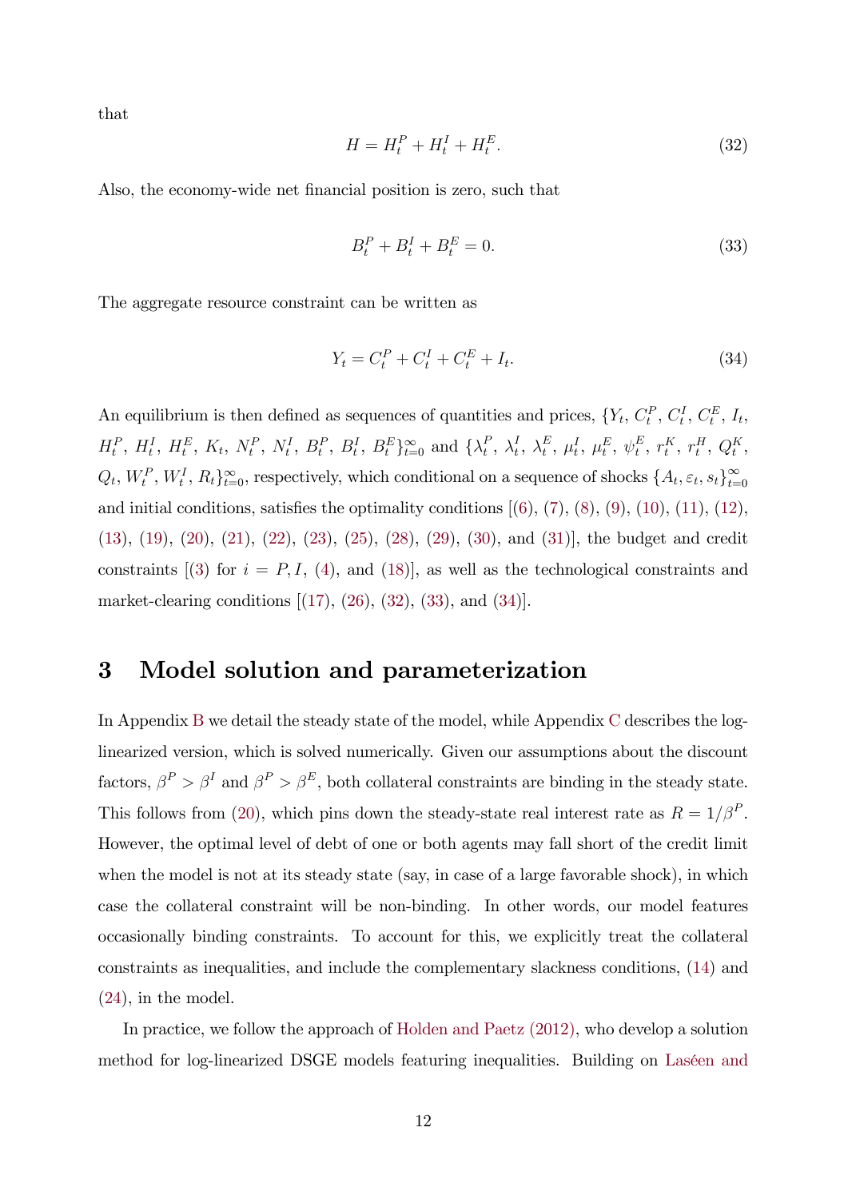that

$$H = H_t^P + H_t^I + H_t^E. \tag{32}$$

Also, the economy-wide net financial position is zero, such that

$$B_t^P + B_t^I + B_t^E = 0. \tag{33}$$

The aggregate resource constraint can be written as

$$Y_t = C_t^P + C_t^I + C_t^E + I_t. \tag{34}$$

An equilibrium is then defined as sequences of quantities and prices, $\{Y_t, C_t^P, C_t^I, C_t^E, I_t, H_t^P, H_t^I, H_t^E, K_t, N_t^P, N_t^I, B_t^P, B_t^I, B_t^E\}_{t=0}^{\infty}$ and $\{\lambda_t^P, \lambda_t^I, \lambda_t^E, \mu_t^I, \mu_t^E, \psi_t^E, r_t^K, r_t^H, Q_t^K, Q_t, W_t^P, W_t^I, R_t\}_{t=0}^{\infty}$, respectively, which conditional on a sequence of shocks $\{A_t, \varepsilon_t, s_t\}_{t=0}^{\infty}$ and initial conditions, satisfies the optimality conditions [(6), (7), (8), (9), (10), (11), (12), (13), (19), (20), (21), (22), (23), (25), (28), (29), (30), and (31)], the budget and credit constraints [(3) for $i = P, I$, (4), and (18)], as well as the technological constraints and market-clearing conditions [(17), (26), (32), (33), and (34)].

# 3 Model solution and parameterization

In Appendix B we detail the steady state of the model, while Appendix C describes the log-linearized version, which is solved numerically. Given our assumptions about the discount factors, $\beta^P > \beta^I$ and $\beta^P > \beta^E$, both collateral constraints are binding in the steady state. This follows from (20), which pins down the steady-state real interest rate as $R = 1/\beta^P$. However, the optimal level of debt of one or both agents may fall short of the credit limit when the model is not at its steady state (say, in case of a large favorable shock), in which case the collateral constraint will be non-binding. In other words, our model features occasionally binding constraints. To account for this, we explicitly treat the collateral constraints as inequalities, and include the complementary slackness conditions, (14) and (24), in the model.

In practice, we follow the approach of Holden and Paetz (2012), who develop a solution method for log-linearized DSGE models featuring inequalities. Building on Laséen and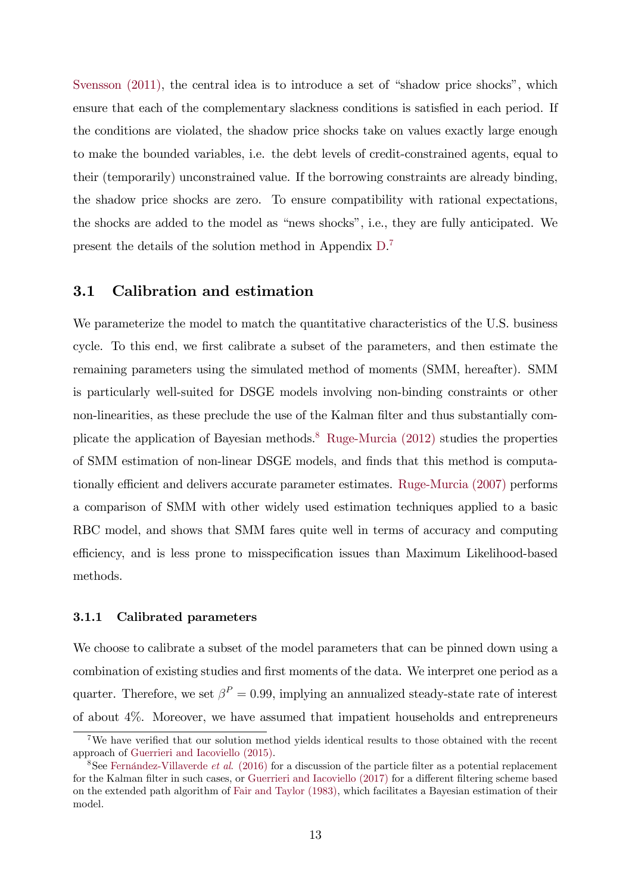Svensson (2011), the central idea is to introduce a set of "shadow price shocks", which ensure that each of the complementary slackness conditions is satisfied in each period. If the conditions are violated, the shadow price shocks take on values exactly large enough to make the bounded variables, i.e. the debt levels of credit-constrained agents, equal to their (temporarily) unconstrained value. If the borrowing constraints are already binding, the shadow price shocks are zero. To ensure compatibility with rational expectations, the shocks are added to the model as "news shocks", i.e., they are fully anticipated. We present the details of the solution method in Appendix D.[7]

## 3.1 Calibration and estimation

We parameterize the model to match the quantitative characteristics of the U.S. business cycle. To this end, we first calibrate a subset of the parameters, and then estimate the remaining parameters using the simulated method of moments (SMM, hereafter). SMM is particularly well-suited for DSGE models involving non-binding constraints or other non-linearities, as these preclude the use of the Kalman filter and thus substantially complicate the application of Bayesian methods.[8] Ruge-Murcia (2012) studies the properties of SMM estimation of non-linear DSGE models, and finds that this method is computationally efficient and delivers accurate parameter estimates. Ruge-Murcia (2007) performs a comparison of SMM with other widely used estimation techniques applied to a basic RBC model, and shows that SMM fares quite well in terms of accuracy and computing efficiency, and is less prone to misspecification issues than Maximum Likelihood-based methods.

### 3.1.1 Calibrated parameters

We choose to calibrate a subset of the model parameters that can be pinned down using a combination of existing studies and first moments of the data. We interpret one period as a quarter. Therefore, we set $\beta^P = 0.99$, implying an annualized steady-state rate of interest of about 4%. Moreover, we have assumed that impatient households and entrepreneurs

[7] We have verified that our solution method yields identical results to those obtained with the recent approach of Guerrieri and Iacoviello (2015).

[8] See Fernández-Villaverde *et al.* (2016) for a discussion of the particle filter as a potential replacement for the Kalman filter in such cases, or Guerrieri and Iacoviello (2017) for a different filtering scheme based on the extended path algorithm of Fair and Taylor (1983), which facilitates a Bayesian estimation of their model.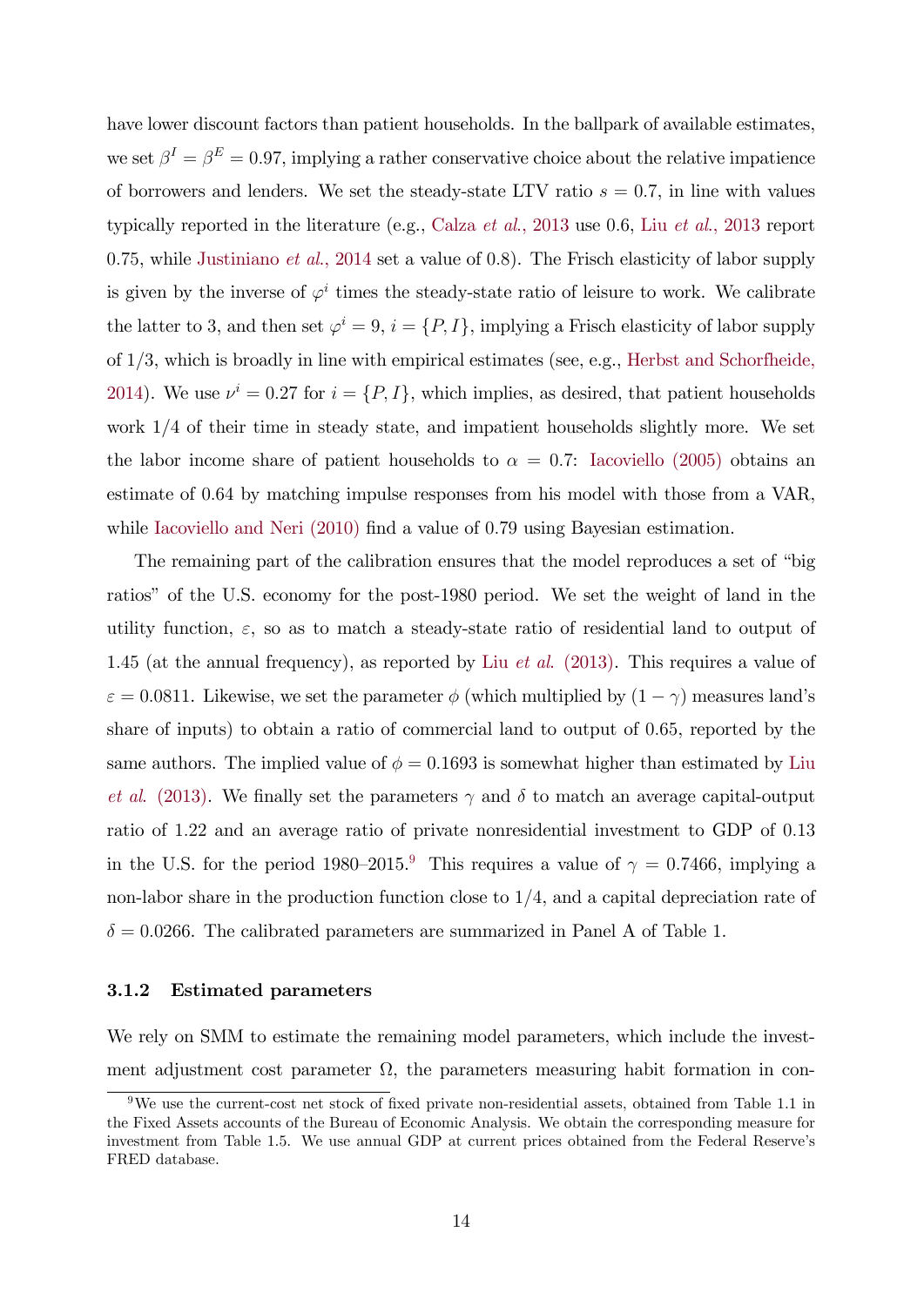have lower discount factors than patient households. In the ballpark of available estimates, we set $\beta^I = \beta^E = 0.97$, implying a rather conservative choice about the relative impatience of borrowers and lenders. We set the steady-state LTV ratio $s = 0.7$, in line with values typically reported in the literature (e.g., Calza *et al.*, 2013 use 0.6, Liu *et al.*, 2013 report 0.75, while Justiniano *et al.*, 2014 set a value of 0.8). The Frisch elasticity of labor supply is given by the inverse of $\varphi^i$ times the steady-state ratio of leisure to work. We calibrate the latter to 3, and then set $\varphi^i = 9$, $i = \{P, I\}$, implying a Frisch elasticity of labor supply of 1/3, which is broadly in line with empirical estimates (see, e.g., Herbst and Schorfheide, 2014). We use $\nu^i = 0.27$ for $i = \{P, I\}$, which implies, as desired, that patient households work 1/4 of their time in steady state, and impatient households slightly more. We set the labor income share of patient households to $\alpha = 0.7$: Iacoviello (2005) obtains an estimate of 0.64 by matching impulse responses from his model with those from a VAR, while Iacoviello and Neri (2010) find a value of 0.79 using Bayesian estimation.

The remaining part of the calibration ensures that the model reproduces a set of "big ratios" of the U.S. economy for the post-1980 period. We set the weight of land in the utility function, $\varepsilon$, so as to match a steady-state ratio of residential land to output of 1.45 (at the annual frequency), as reported by Liu *et al.* (2013). This requires a value of $\varepsilon = 0.0811$. Likewise, we set the parameter $\phi$ (which multiplied by $(1 - \gamma)$ measures land's share of inputs) to obtain a ratio of commercial land to output of 0.65, reported by the same authors. The implied value of $\phi = 0.1693$ is somewhat higher than estimated by Liu *et al.* (2013). We finally set the parameters $\gamma$ and $\delta$ to match an average capital-output ratio of 1.22 and an average ratio of private nonresidential investment to GDP of 0.13 in the U.S. for the period 1980–2015.[9] This requires a value of $\gamma = 0.7466$, implying a non-labor share in the production function close to 1/4, and a capital depreciation rate of $\delta = 0.0266$. The calibrated parameters are summarized in Panel A of Table 1.

### 3.1.2 Estimated parameters

We rely on SMM to estimate the remaining model parameters, which include the investment adjustment cost parameter $\Omega$, the parameters measuring habit formation in con-

[9] We use the current-cost net stock of fixed private non-residential assets, obtained from Table 1.1 in the Fixed Assets accounts of the Bureau of Economic Analysis. We obtain the corresponding measure for investment from Table 1.5. We use annual GDP at current prices obtained from the Federal Reserve's FRED database.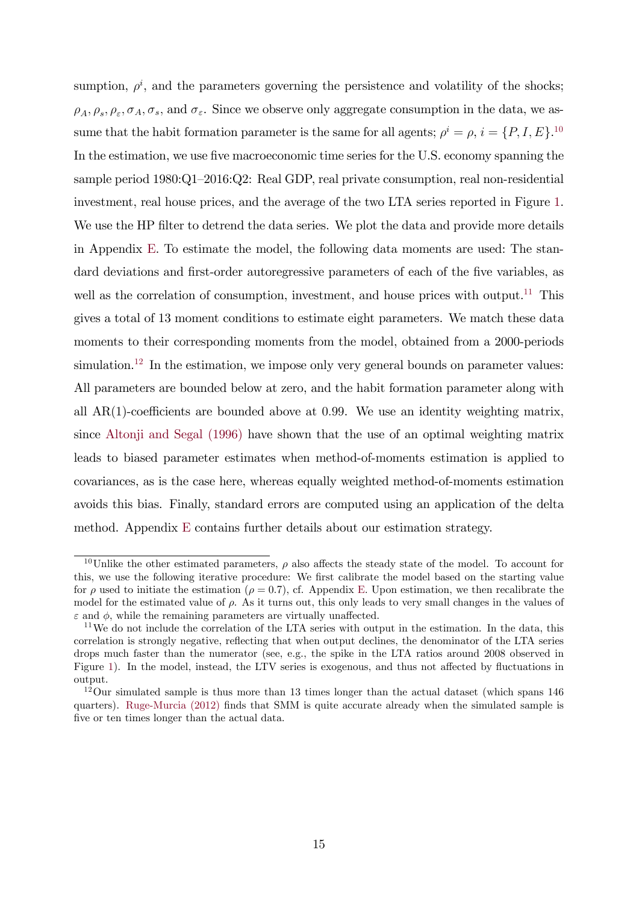sumption, $\rho^i$, and the parameters governing the persistence and volatility of the shocks; $\rho_A, \rho_s, \rho_\varepsilon, \sigma_A, \sigma_s$, and $\sigma_\varepsilon$. Since we observe only aggregate consumption in the data, we assume that the habit formation parameter is the same for all agents; $\rho^i = \rho$, $i = \{P, I, E\}$.[10] In the estimation, we use five macroeconomic time series for the U.S. economy spanning the sample period 1980:Q1–2016:Q2: Real GDP, real private consumption, real non-residential investment, real house prices, and the average of the two LTA series reported in Figure 1. We use the HP filter to detrend the data series. We plot the data and provide more details in Appendix E. To estimate the model, the following data moments are used: The standard deviations and first-order autoregressive parameters of each of the five variables, as well as the correlation of consumption, investment, and house prices with output.[11] This gives a total of 13 moment conditions to estimate eight parameters. We match these data moments to their corresponding moments from the model, obtained from a 2000-periods simulation.[12] In the estimation, we impose only very general bounds on parameter values: All parameters are bounded below at zero, and the habit formation parameter along with all AR(1)-coefficients are bounded above at 0.99. We use an identity weighting matrix, since Altonji and Segal (1996) have shown that the use of an optimal weighting matrix leads to biased parameter estimates when method-of-moments estimation is applied to covariances, as is the case here, whereas equally weighted method-of-moments estimation avoids this bias. Finally, standard errors are computed using an application of the delta method. Appendix E contains further details about our estimation strategy.

[10] Unlike the other estimated parameters, $\rho$ also affects the steady state of the model. To account for this, we use the following iterative procedure: We first calibrate the model based on the starting value for $\rho$ used to initiate the estimation ($\rho = 0.7$), cf. Appendix E. Upon estimation, we then recalibrate the model for the estimated value of $\rho$. As it turns out, this only leads to very small changes in the values of $\varepsilon$ and $\phi$, while the remaining parameters are virtually unaffected.

[11] We do not include the correlation of the LTA series with output in the estimation. In the data, this correlation is strongly negative, reflecting that when output declines, the denominator of the LTA series drops much faster than the numerator (see, e.g., the spike in the LTA ratios around 2008 observed in Figure 1). In the model, instead, the LTV series is exogenous, and thus not affected by fluctuations in output.

[12] Our simulated sample is thus more than 13 times longer than the actual dataset (which spans 146 quarters). Ruge-Murcia (2012) finds that SMM is quite accurate already when the simulated sample is five or ten times longer than the actual data.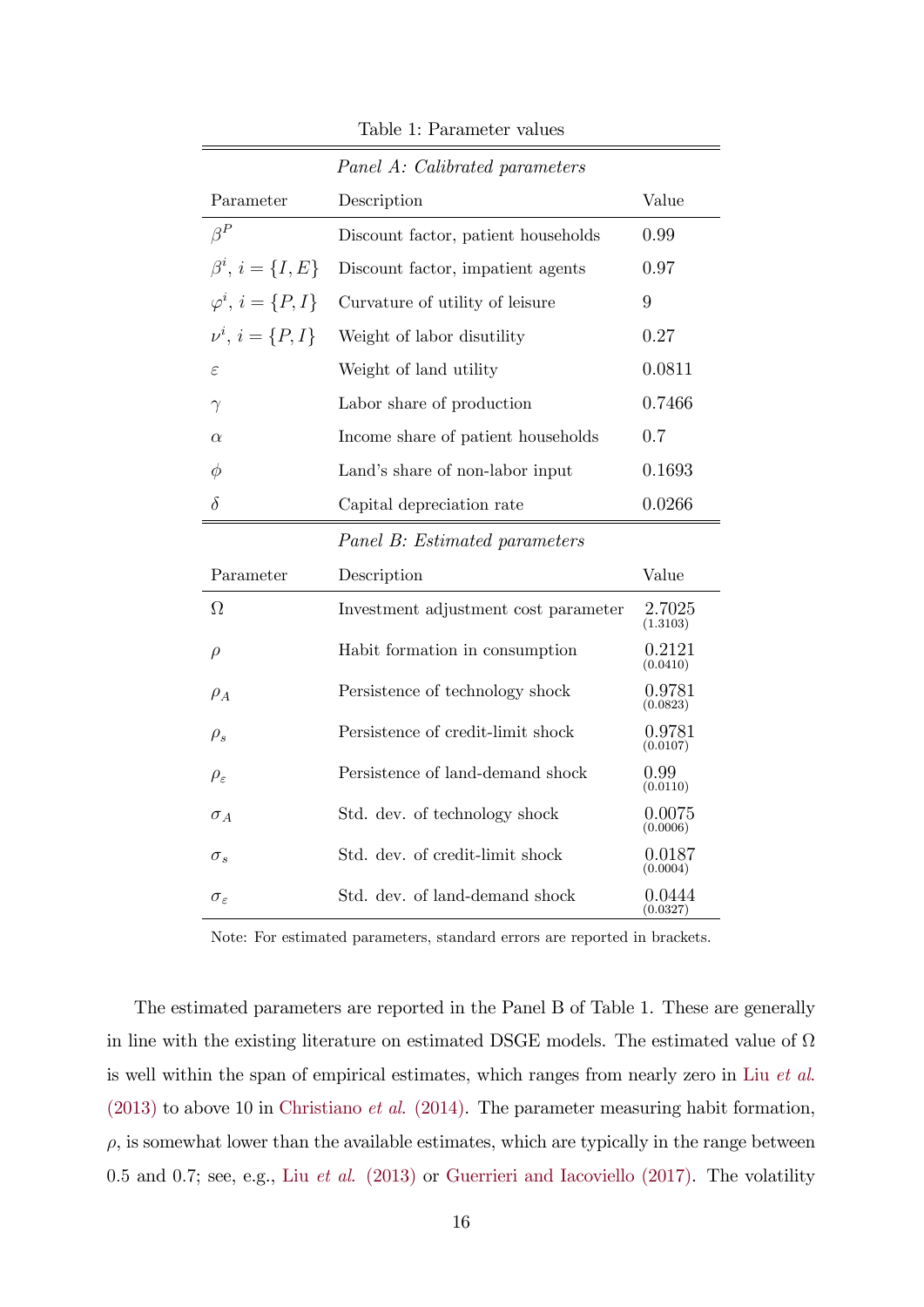Table 1: Parameter values

| Parameter | Description | Value |
|---|---|---|
| *Panel A: Calibrated parameters* | | |
| $\beta^P$ | Discount factor, patient households | 0.99 |
| $\beta^i$, $i = \{I, E\}$ | Discount factor, impatient agents | 0.97 |
| $\varphi^i$, $i = \{P, I\}$ | Curvature of utility of leisure | 9 |
| $\nu^i$, $i = \{P, I\}$ | Weight of labor disutility | 0.27 |
| $\varepsilon$ | Weight of land utility | 0.0811 |
| $\gamma$ | Labor share of production | 0.7466 |
| $\alpha$ | Income share of patient households | 0.7 |
| $\phi$ | Land's share of non-labor input | 0.1693 |
| $\delta$ | Capital depreciation rate | 0.0266 |
| *Panel B: Estimated parameters* | | |
| $\Omega$ | Investment adjustment cost parameter | 2.7025 (1.3103) |
| $\rho$ | Habit formation in consumption | 0.2121 (0.0410) |
| $\rho_A$ | Persistence of technology shock | 0.9781 (0.0823) |
| $\rho_s$ | Persistence of credit-limit shock | 0.9781 (0.0107) |
| $\rho_\varepsilon$ | Persistence of land-demand shock | 0.99 (0.0110) |
| $\sigma_A$ | Std. dev. of technology shock | 0.0075 (0.0006) |
| $\sigma_s$ | Std. dev. of credit-limit shock | 0.0187 (0.0004) |
| $\sigma_\varepsilon$ | Std. dev. of land-demand shock | 0.0444 (0.0327) |

Note: For estimated parameters, standard errors are reported in brackets.

The estimated parameters are reported in the Panel B of Table 1. These are generally in line with the existing literature on estimated DSGE models. The estimated value of $\Omega$ is well within the span of empirical estimates, which ranges from nearly zero in Liu *et al.* (2013) to above 10 in Christiano *et al.* (2014). The parameter measuring habit formation, $\rho$, is somewhat lower than the available estimates, which are typically in the range between 0.5 and 0.7; see, e.g., Liu *et al.* (2013) or Guerrieri and Iacoviello (2017). The volatility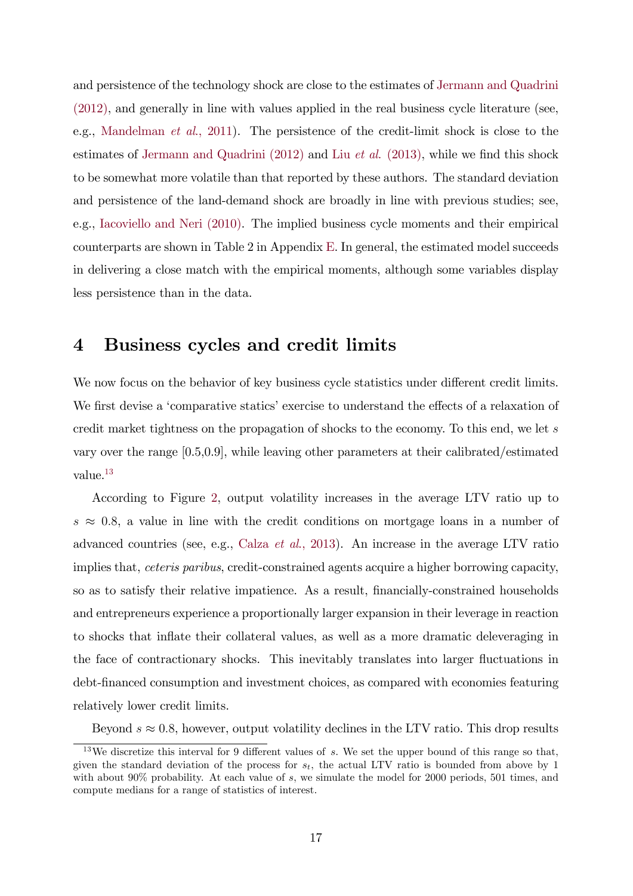and persistence of the technology shock are close to the estimates of Jermann and Quadrini (2012), and generally in line with values applied in the real business cycle literature (see, e.g., Mandelman *et al.*, 2011). The persistence of the credit-limit shock is close to the estimates of Jermann and Quadrini (2012) and Liu *et al.* (2013), while we find this shock to be somewhat more volatile than that reported by these authors. The standard deviation and persistence of the land-demand shock are broadly in line with previous studies; see, e.g., Iacoviello and Neri (2010). The implied business cycle moments and their empirical counterparts are shown in Table 2 in Appendix E. In general, the estimated model succeeds in delivering a close match with the empirical moments, although some variables display less persistence than in the data.

# 4 Business cycles and credit limits

We now focus on the behavior of key business cycle statistics under different credit limits. We first devise a 'comparative statics' exercise to understand the effects of a relaxation of credit market tightness on the propagation of shocks to the economy. To this end, we let $s$ vary over the range [0.5,0.9], while leaving other parameters at their calibrated/estimated value.[13]

According to Figure 2, output volatility increases in the average LTV ratio up to $s \approx 0.8$, a value in line with the credit conditions on mortgage loans in a number of advanced countries (see, e.g., Calza *et al.*, 2013). An increase in the average LTV ratio implies that, *ceteris paribus*, credit-constrained agents acquire a higher borrowing capacity, so as to satisfy their relative impatience. As a result, financially-constrained households and entrepreneurs experience a proportionally larger expansion in their leverage in reaction to shocks that inflate their collateral values, as well as a more dramatic deleveraging in the face of contractionary shocks. This inevitably translates into larger fluctuations in debt-financed consumption and investment choices, as compared with economies featuring relatively lower credit limits.

Beyond $s \approx 0.8$, however, output volatility declines in the LTV ratio. This drop results

[13] We discretize this interval for 9 different values of $s$. We set the upper bound of this range so that, given the standard deviation of the process for $s_t$, the actual LTV ratio is bounded from above by 1 with about 90% probability. At each value of $s$, we simulate the model for 2000 periods, 501 times, and compute medians for a range of statistics of interest.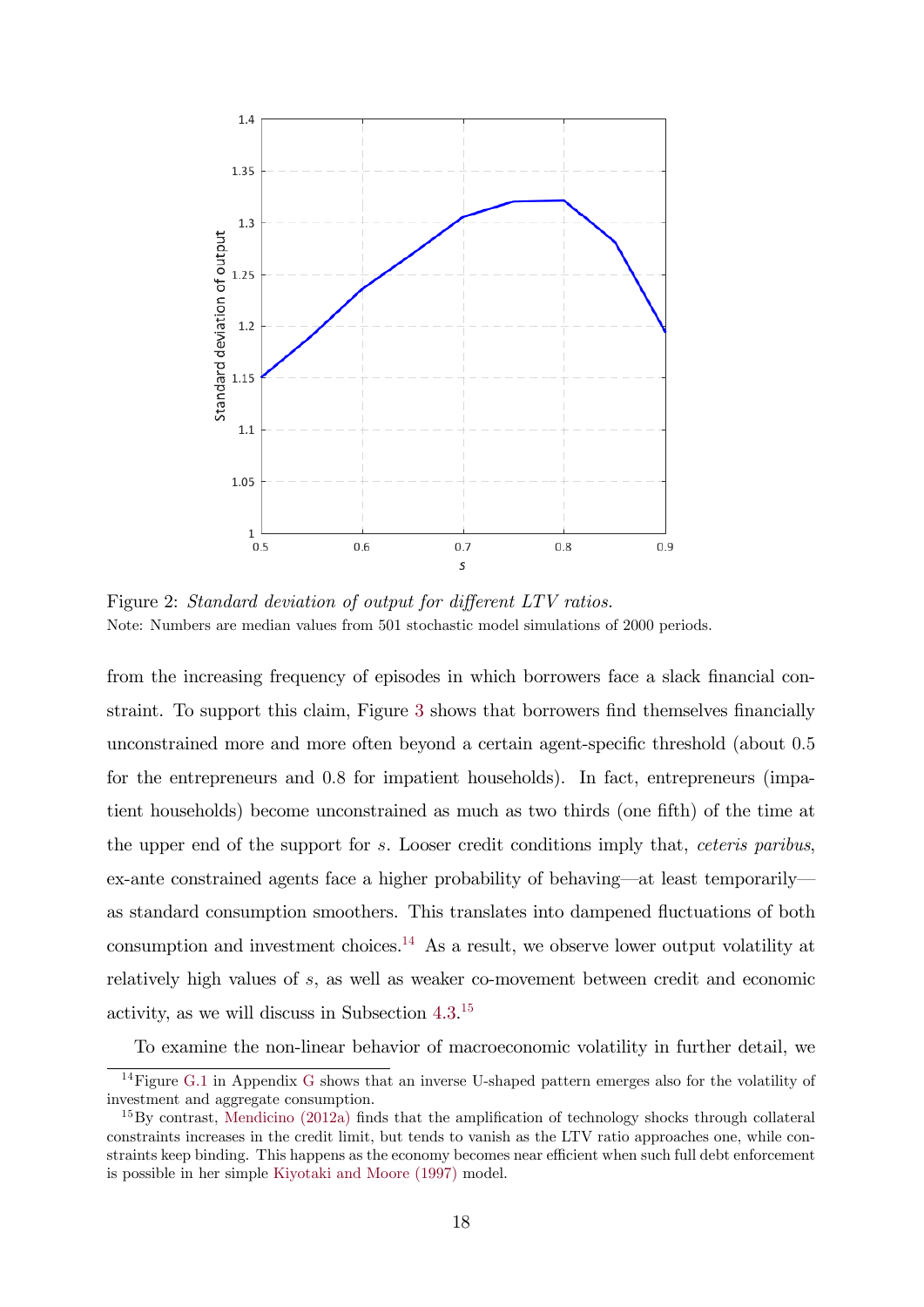Figure 2: *Standard deviation of output for different LTV ratios.*
Note: Numbers are median values from 501 stochastic model simulations of 2000 periods.

from the increasing frequency of episodes in which borrowers face a slack financial constraint. To support this claim, Figure 3 shows that borrowers find themselves financially unconstrained more and more often beyond a certain agent-specific threshold (about 0.5 for the entrepreneurs and 0.8 for impatient households). In fact, entrepreneurs (impatient households) become unconstrained as much as two thirds (one fifth) of the time at the upper end of the support for $s$. Looser credit conditions imply that, *ceteris paribus*, ex-ante constrained agents face a higher probability of behaving—at least temporarily—as standard consumption smoothers. This translates into dampened fluctuations of both consumption and investment choices.[14] As a result, we observe lower output volatility at relatively high values of $s$, as well as weaker co-movement between credit and economic activity, as we will discuss in Subsection 4.3.[15]

To examine the non-linear behavior of macroeconomic volatility in further detail, we

[14] Figure G.1 in Appendix G shows that an inverse U-shaped pattern emerges also for the volatility of investment and aggregate consumption.

[15] By contrast, Mendicino (2012a) finds that the amplification of technology shocks through collateral constraints increases in the credit limit, but tends to vanish as the LTV ratio approaches one, while constraints keep binding. This happens as the economy becomes near efficient when such full debt enforcement is possible in her simple Kiyotaki and Moore (1997) model.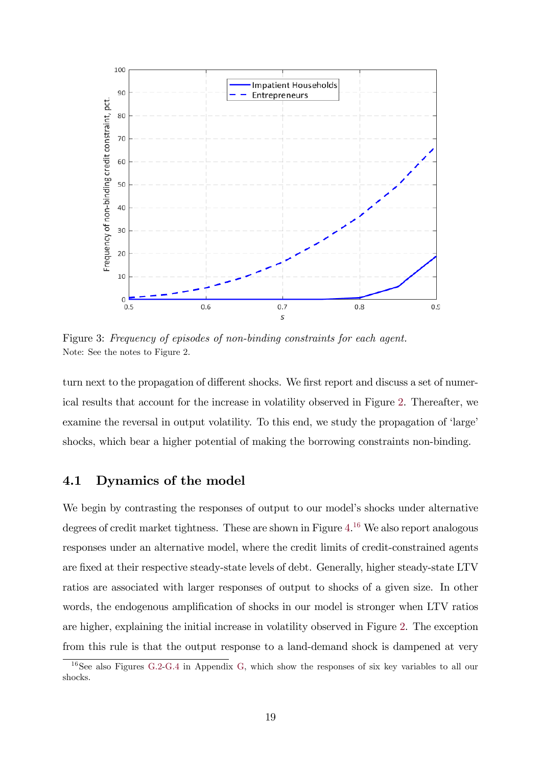Figure 3: *Frequency of episodes of non-binding constraints for each agent.*
Note: See the notes to Figure 2.

turn next to the propagation of different shocks. We first report and discuss a set of numerical results that account for the increase in volatility observed in Figure 2. Thereafter, we examine the reversal in output volatility. To this end, we study the propagation of 'large' shocks, which bear a higher potential of making the borrowing constraints non-binding.

## 4.1 Dynamics of the model

We begin by contrasting the responses of output to our model's shocks under alternative degrees of credit market tightness. These are shown in Figure 4.[16] We also report analogous responses under an alternative model, where the credit limits of credit-constrained agents are fixed at their respective steady-state levels of debt. Generally, higher steady-state LTV ratios are associated with larger responses of output to shocks of a given size. In other words, the endogenous amplification of shocks in our model is stronger when LTV ratios are higher, explaining the initial increase in volatility observed in Figure 2. The exception from this rule is that the output response to a land-demand shock is dampened at very

[16] See also Figures G.2-G.4 in Appendix G, which show the responses of six key variables to all our shocks.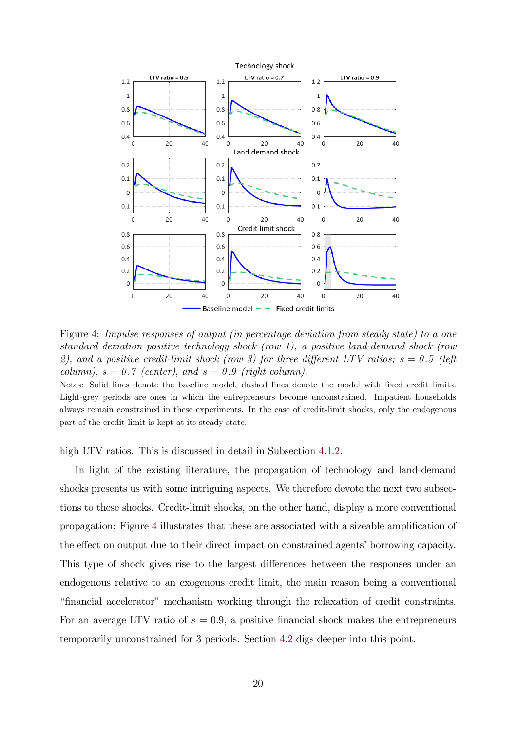Figure 4: *Impulse responses of output (in percentage deviation from steady state) to a one standard deviation positive technology shock (row 1), a positive land-demand shock (row 2), and a positive credit-limit shock (row 3) for three different LTV ratios; $s = 0.5$ (left column), $s = 0.7$ (center), and $s = 0.9$ (right column).*

Notes: Solid lines denote the baseline model, dashed lines denote the model with fixed credit limits. Light-grey periods are ones in which the entrepreneurs become unconstrained. Impatient households always remain constrained in these experiments. In the case of credit-limit shocks, only the endogenous part of the credit limit is kept at its steady state.

high LTV ratios. This is discussed in detail in Subsection 4.1.2.

In light of the existing literature, the propagation of technology and land-demand shocks presents us with some intriguing aspects. We therefore devote the next two subsections to these shocks. Credit-limit shocks, on the other hand, display a more conventional propagation: Figure 4 illustrates that these are associated with a sizeable amplification of the effect on output due to their direct impact on constrained agents' borrowing capacity. This type of shock gives rise to the largest differences between the responses under an endogenous relative to an exogenous credit limit, the main reason being a conventional "financial accelerator" mechanism working through the relaxation of credit constraints. For an average LTV ratio of $s = 0.9$, a positive financial shock makes the entrepreneurs temporarily unconstrained for 3 periods. Section 4.2 digs deeper into this point.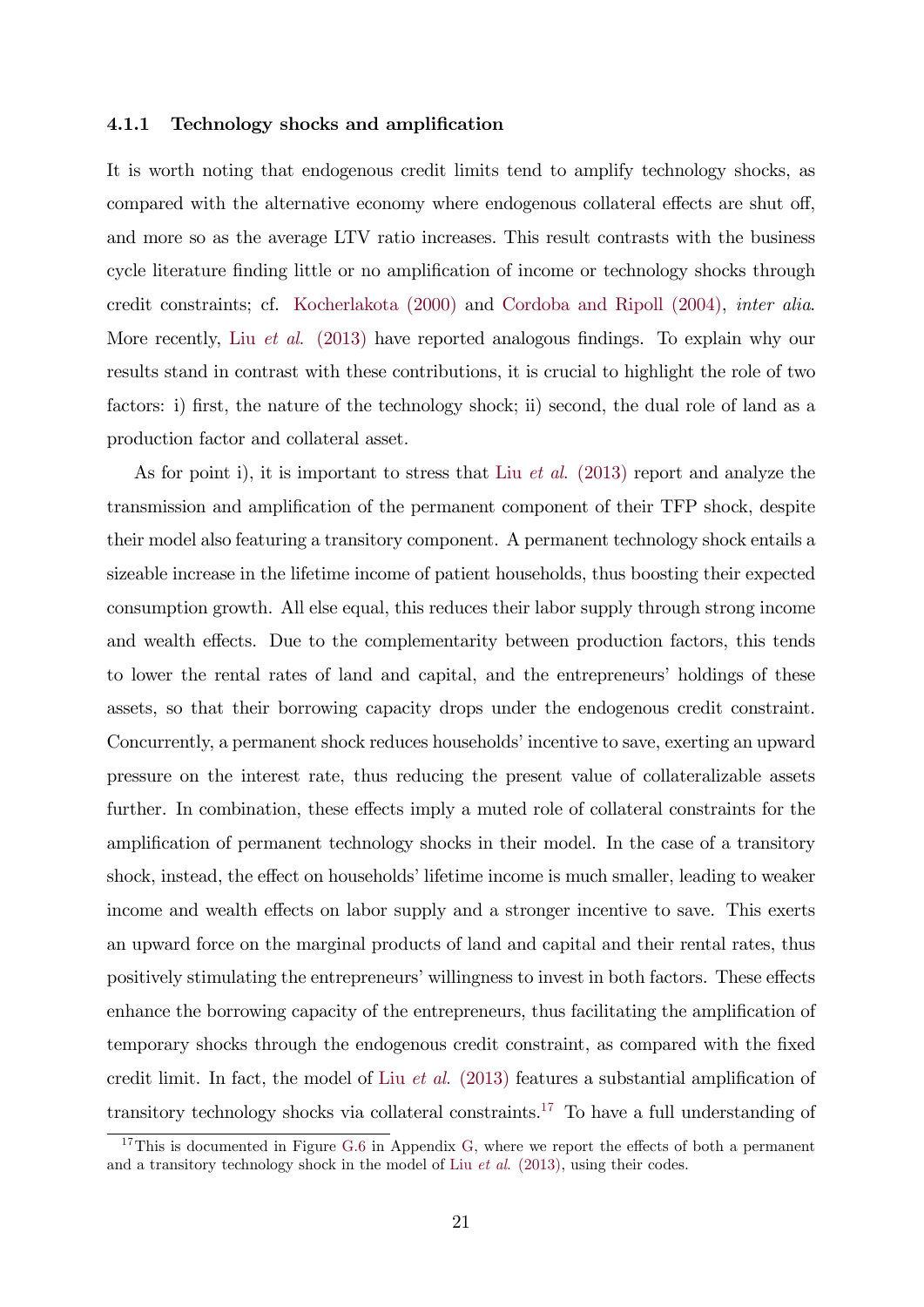#### 4.1.1 Technology shocks and amplification

It is worth noting that endogenous credit limits tend to amplify technology shocks, as compared with the alternative economy where endogenous collateral effects are shut off, and more so as the average LTV ratio increases. This result contrasts with the business cycle literature finding little or no amplification of income or technology shocks through credit constraints; cf. Kocherlakota (2000) and Cordoba and Ripoll (2004), *inter alia*. More recently, Liu *et al.* (2013) have reported analogous findings. To explain why our results stand in contrast with these contributions, it is crucial to highlight the role of two factors: i) first, the nature of the technology shock; ii) second, the dual role of land as a production factor and collateral asset.

As for point i), it is important to stress that Liu *et al.* (2013) report and analyze the transmission and amplification of the permanent component of their TFP shock, despite their model also featuring a transitory component. A permanent technology shock entails a sizeable increase in the lifetime income of patient households, thus boosting their expected consumption growth. All else equal, this reduces their labor supply through strong income and wealth effects. Due to the complementarity between production factors, this tends to lower the rental rates of land and capital, and the entrepreneurs' holdings of these assets, so that their borrowing capacity drops under the endogenous credit constraint. Concurrently, a permanent shock reduces households' incentive to save, exerting an upward pressure on the interest rate, thus reducing the present value of collateralizable assets further. In combination, these effects imply a muted role of collateral constraints for the amplification of permanent technology shocks in their model. In the case of a transitory shock, instead, the effect on households' lifetime income is much smaller, leading to weaker income and wealth effects on labor supply and a stronger incentive to save. This exerts an upward force on the marginal products of land and capital and their rental rates, thus positively stimulating the entrepreneurs' willingness to invest in both factors. These effects enhance the borrowing capacity of the entrepreneurs, thus facilitating the amplification of temporary shocks through the endogenous credit constraint, as compared with the fixed credit limit. In fact, the model of Liu *et al.* (2013) features a substantial amplification of transitory technology shocks via collateral constraints.[17] To have a full understanding of

[17] This is documented in Figure G.6 in Appendix G, where we report the effects of both a permanent and a transitory technology shock in the model of Liu *et al.* (2013), using their codes.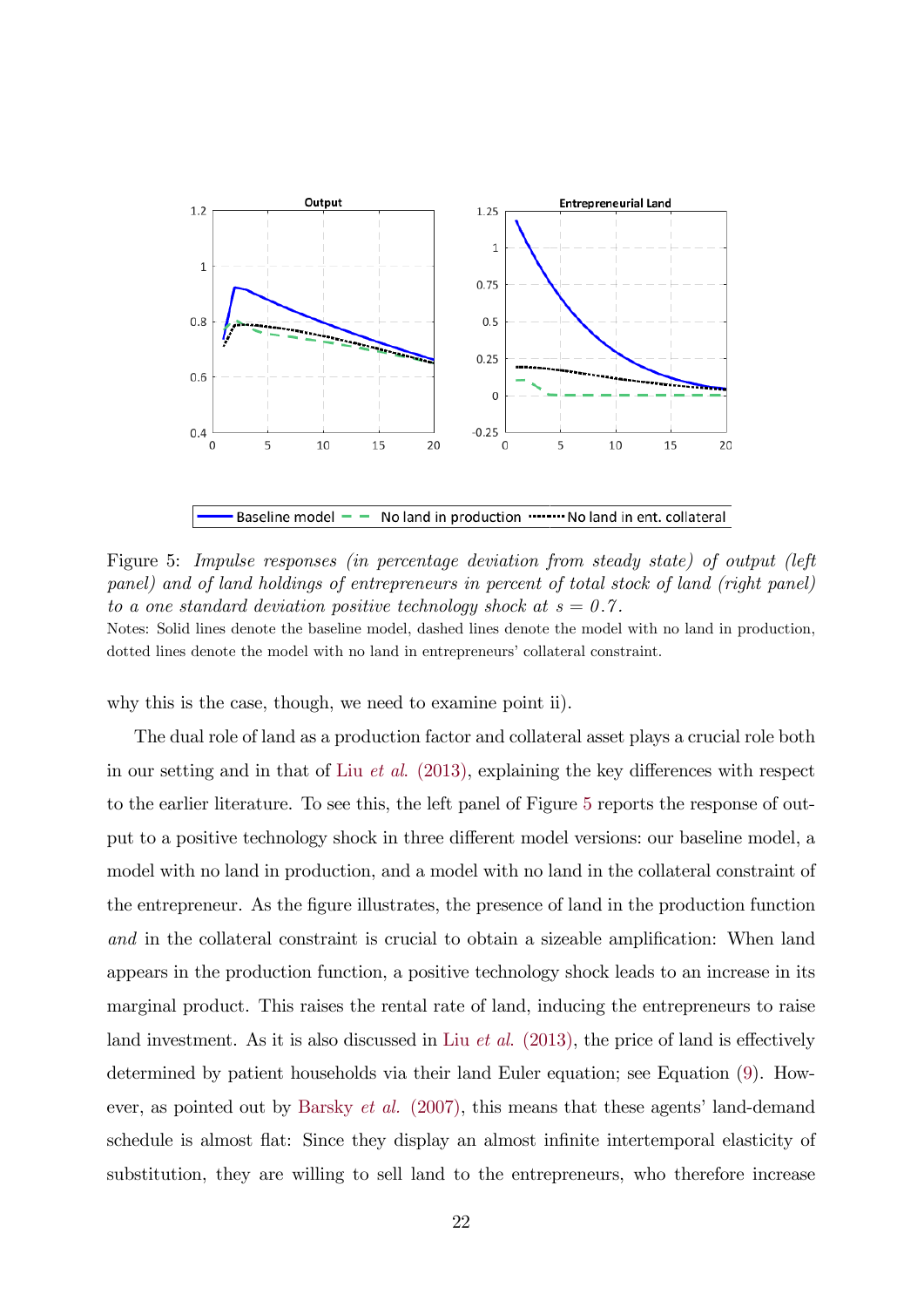Figure 5: *Impulse responses (in percentage deviation from steady state) of output (left panel) and of land holdings of entrepreneurs in percent of total stock of land (right panel) to a one standard deviation positive technology shock at s = 0.7.*

Notes: Solid lines denote the baseline model, dashed lines denote the model with no land in production, dotted lines denote the model with no land in entrepreneurs' collateral constraint.

why this is the case, though, we need to examine point ii).

The dual role of land as a production factor and collateral asset plays a crucial role both in our setting and in that of Liu *et al.* (2013), explaining the key differences with respect to the earlier literature. To see this, the left panel of Figure 5 reports the response of output to a positive technology shock in three different model versions: our baseline model, a model with no land in production, and a model with no land in the collateral constraint of the entrepreneur. As the figure illustrates, the presence of land in the production function *and* in the collateral constraint is crucial to obtain a sizeable amplification: When land appears in the production function, a positive technology shock leads to an increase in its marginal product. This raises the rental rate of land, inducing the entrepreneurs to raise land investment. As it is also discussed in Liu *et al.* (2013), the price of land is effectively determined by patient households via their land Euler equation; see Equation (9). However, as pointed out by Barsky *et al.* (2007), this means that these agents' land-demand schedule is almost flat: Since they display an almost infinite intertemporal elasticity of substitution, they are willing to sell land to the entrepreneurs, who therefore increase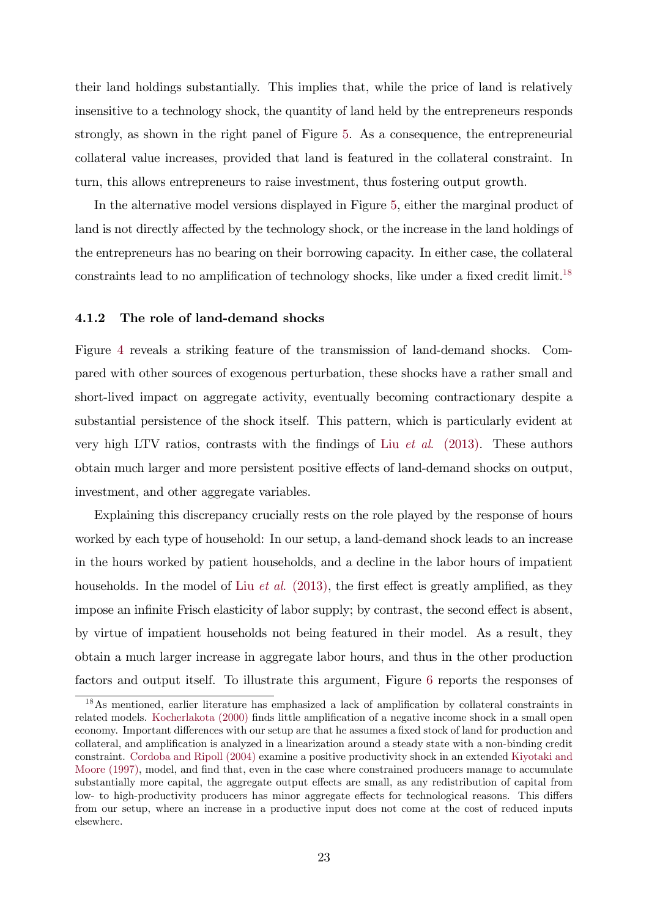their land holdings substantially. This implies that, while the price of land is relatively insensitive to a technology shock, the quantity of land held by the entrepreneurs responds strongly, as shown in the right panel of Figure 5. As a consequence, the entrepreneurial collateral value increases, provided that land is featured in the collateral constraint. In turn, this allows entrepreneurs to raise investment, thus fostering output growth.

In the alternative model versions displayed in Figure 5, either the marginal product of land is not directly affected by the technology shock, or the increase in the land holdings of the entrepreneurs has no bearing on their borrowing capacity. In either case, the collateral constraints lead to no amplification of technology shocks, like under a fixed credit limit.[18]

### 4.1.2 The role of land-demand shocks

Figure 4 reveals a striking feature of the transmission of land-demand shocks. Compared with other sources of exogenous perturbation, these shocks have a rather small and short-lived impact on aggregate activity, eventually becoming contractionary despite a substantial persistence of the shock itself. This pattern, which is particularly evident at very high LTV ratios, contrasts with the findings of Liu *et al.* (2013). These authors obtain much larger and more persistent positive effects of land-demand shocks on output, investment, and other aggregate variables.

Explaining this discrepancy crucially rests on the role played by the response of hours worked by each type of household: In our setup, a land-demand shock leads to an increase in the hours worked by patient households, and a decline in the labor hours of impatient households. In the model of Liu *et al.* (2013), the first effect is greatly amplified, as they impose an infinite Frisch elasticity of labor supply; by contrast, the second effect is absent, by virtue of impatient households not being featured in their model. As a result, they obtain a much larger increase in aggregate labor hours, and thus in the other production factors and output itself. To illustrate this argument, Figure 6 reports the responses of

[18] As mentioned, earlier literature has emphasized a lack of amplification by collateral constraints in related models. Kocherlakota (2000) finds little amplification of a negative income shock in a small open economy. Important differences with our setup are that he assumes a fixed stock of land for production and collateral, and amplification is analyzed in a linearization around a steady state with a non-binding credit constraint. Cordoba and Ripoll (2004) examine a positive productivity shock in an extended Kiyotaki and Moore (1997), model, and find that, even in the case where constrained producers manage to accumulate substantially more capital, the aggregate output effects are small, as any redistribution of capital from low- to high-productivity producers has minor aggregate effects for technological reasons. This differs from our setup, where an increase in a productive input does not come at the cost of reduced inputs elsewhere.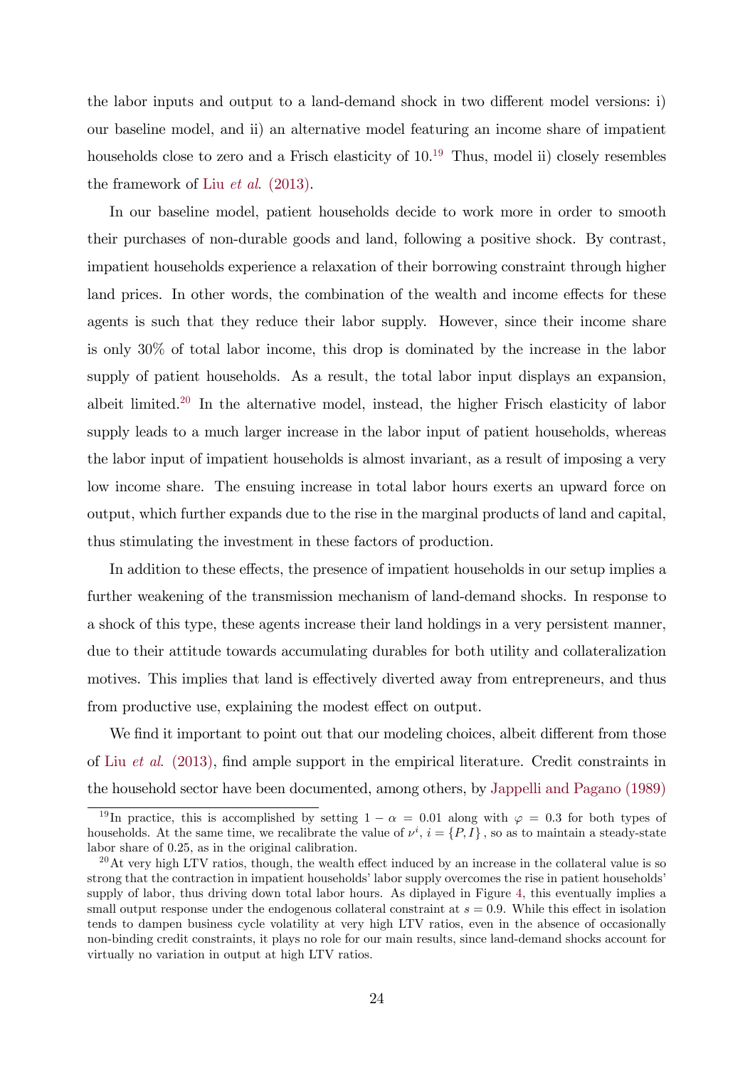the labor inputs and output to a land-demand shock in two different model versions: i) our baseline model, and ii) an alternative model featuring an income share of impatient households close to zero and a Frisch elasticity of 10.[19] Thus, model ii) closely resembles the framework of Liu *et al.* (2013).

In our baseline model, patient households decide to work more in order to smooth their purchases of non-durable goods and land, following a positive shock. By contrast, impatient households experience a relaxation of their borrowing constraint through higher land prices. In other words, the combination of the wealth and income effects for these agents is such that they reduce their labor supply. However, since their income share is only 30% of total labor income, this drop is dominated by the increase in the labor supply of patient households. As a result, the total labor input displays an expansion, albeit limited.[20] In the alternative model, instead, the higher Frisch elasticity of labor supply leads to a much larger increase in the labor input of patient households, whereas the labor input of impatient households is almost invariant, as a result of imposing a very low income share. The ensuing increase in total labor hours exerts an upward force on output, which further expands due to the rise in the marginal products of land and capital, thus stimulating the investment in these factors of production.

In addition to these effects, the presence of impatient households in our setup implies a further weakening of the transmission mechanism of land-demand shocks. In response to a shock of this type, these agents increase their land holdings in a very persistent manner, due to their attitude towards accumulating durables for both utility and collateralization motives. This implies that land is effectively diverted away from entrepreneurs, and thus from productive use, explaining the modest effect on output.

We find it important to point out that our modeling choices, albeit different from those of Liu *et al.* (2013), find ample support in the empirical literature. Credit constraints in the household sector have been documented, among others, by Jappelli and Pagano (1989)

[19] In practice, this is accomplished by setting $1 - \alpha = 0.01$ along with $\varphi = 0.3$ for both types of households. At the same time, we recalibrate the value of $\nu^i$, $i = \{P, I\}$, so as to maintain a steady-state labor share of 0.25, as in the original calibration.

[20] At very high LTV ratios, though, the wealth effect induced by an increase in the collateral value is so strong that the contraction in impatient households' labor supply overcomes the rise in patient households' supply of labor, thus driving down total labor hours. As diplayed in Figure 4, this eventually implies a small output response under the endogenous collateral constraint at $s = 0.9$. While this effect in isolation tends to dampen business cycle volatility at very high LTV ratios, even in the absence of occasionally non-binding credit constraints, it plays no role for our main results, since land-demand shocks account for virtually no variation in output at high LTV ratios.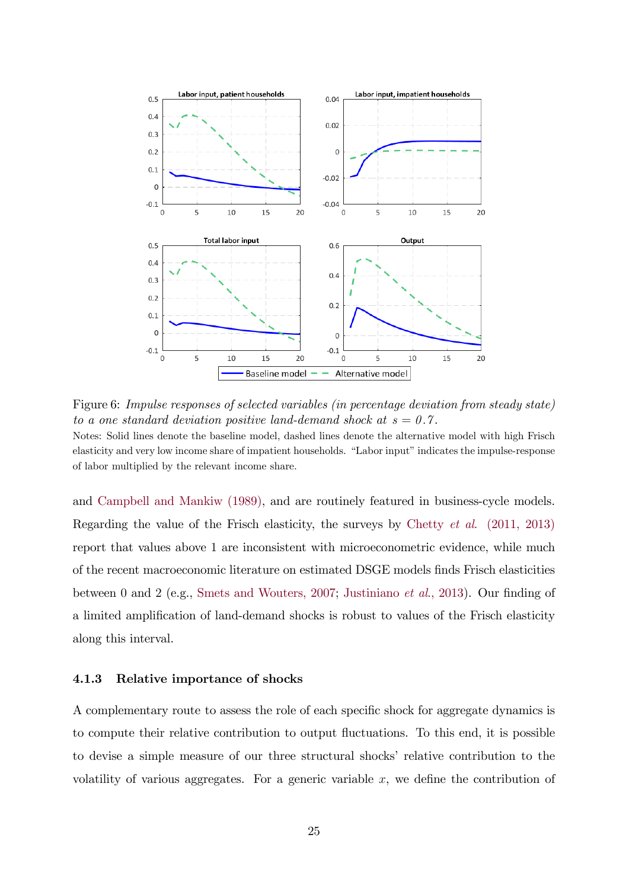Figure 6: *Impulse responses of selected variables (in percentage deviation from steady state) to a one standard deviation positive land-demand shock at s = 0.7.*

Notes: Solid lines denote the baseline model, dashed lines denote the alternative model with high Frisch elasticity and very low income share of impatient households. "Labor input" indicates the impulse-response of labor multiplied by the relevant income share.

and Campbell and Mankiw (1989), and are routinely featured in business-cycle models. Regarding the value of the Frisch elasticity, the surveys by Chetty *et al.* (2011, 2013) report that values above 1 are inconsistent with microeconometric evidence, while much of the recent macroeconomic literature on estimated DSGE models finds Frisch elasticities between 0 and 2 (e.g., Smets and Wouters, 2007; Justiniano *et al.*, 2013). Our finding of a limited amplification of land-demand shocks is robust to values of the Frisch elasticity along this interval.

### 4.1.3 Relative importance of shocks

A complementary route to assess the role of each specific shock for aggregate dynamics is to compute their relative contribution to output fluctuations. To this end, it is possible to devise a simple measure of our three structural shocks' relative contribution to the volatility of various aggregates. For a generic variable $x$, we define the contribution of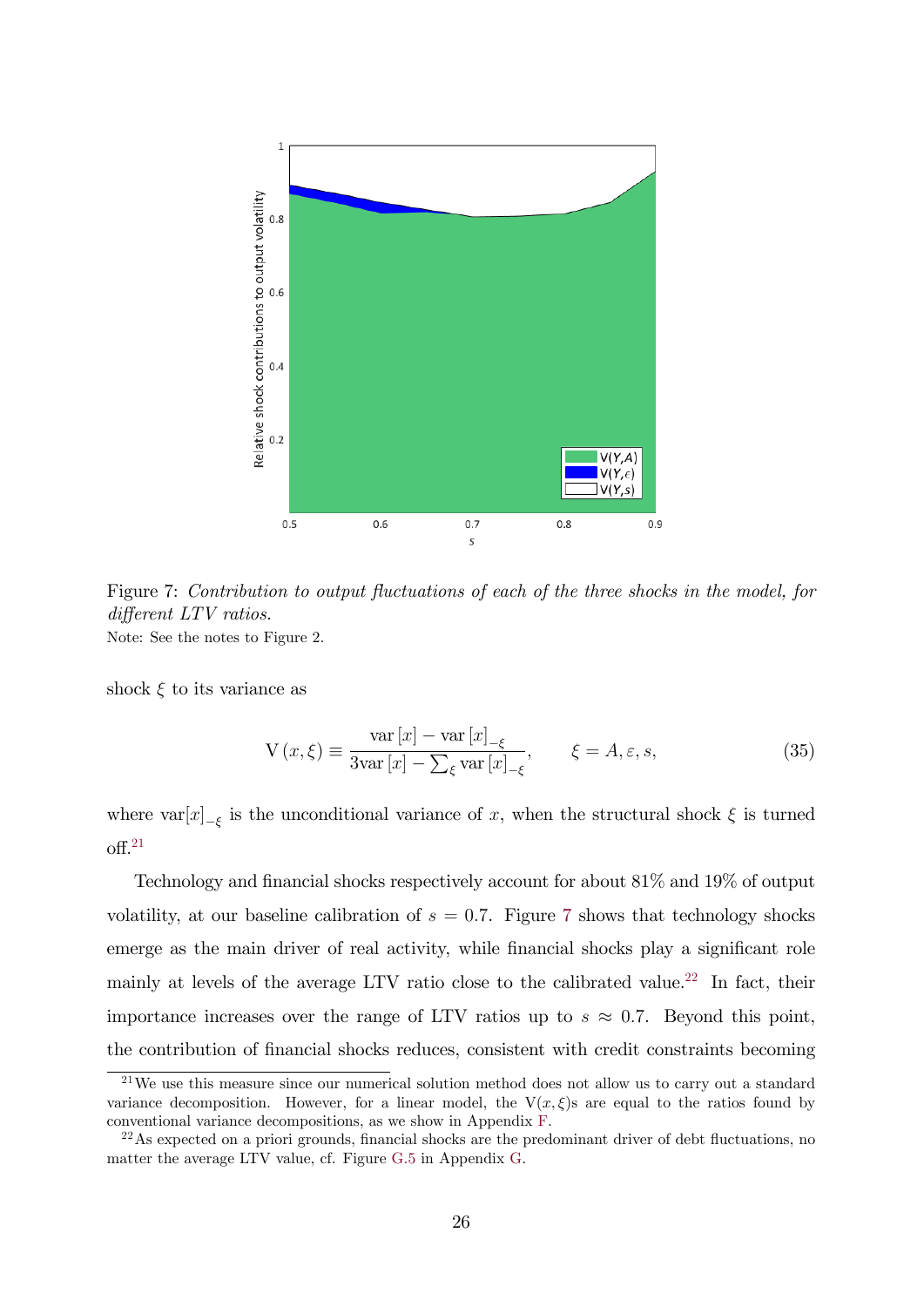Figure 7: *Contribution to output fluctuations of each of the three shocks in the model, for different LTV ratios.*

Note: See the notes to Figure 2.

shock $\xi$ to its variance as

$$\mathrm{V}(x,\xi) \equiv \frac{\mathrm{var}[x] - \mathrm{var}[x]_{-\xi}}{3\mathrm{var}[x] - \sum_{\xi} \mathrm{var}[x]_{-\xi}}, \qquad \xi = A, \varepsilon, s, \tag{35}$$

where $\mathrm{var}[x]_{-\xi}$ is the unconditional variance of $x$, when the structural shock $\xi$ is turned off.[21]

Technology and financial shocks respectively account for about 81% and 19% of output volatility, at our baseline calibration of $s = 0.7$. Figure 7 shows that technology shocks emerge as the main driver of real activity, while financial shocks play a significant role mainly at levels of the average LTV ratio close to the calibrated value.[22] In fact, their importance increases over the range of LTV ratios up to $s \approx 0.7$. Beyond this point, the contribution of financial shocks reduces, consistent with credit constraints becoming

[21] We use this measure since our numerical solution method does not allow us to carry out a standard variance decomposition. However, for a linear model, the $\mathrm{V}(x,\xi)$s are equal to the ratios found by conventional variance decompositions, as we show in Appendix F.

[22] As expected on a priori grounds, financial shocks are the predominant driver of debt fluctuations, no matter the average LTV value, cf. Figure G.5 in Appendix G.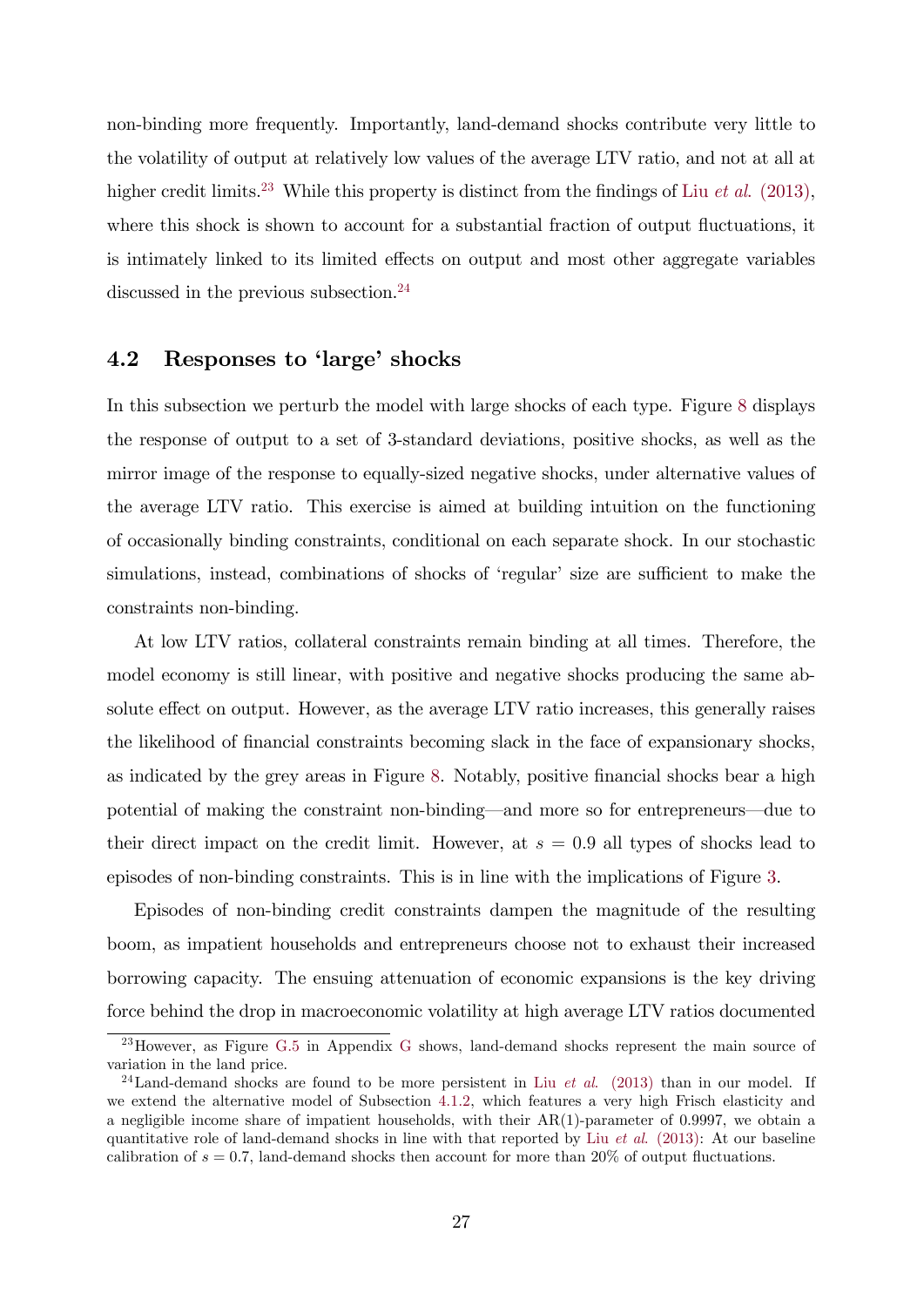non-binding more frequently. Importantly, land-demand shocks contribute very little to the volatility of output at relatively low values of the average LTV ratio, and not at all at higher credit limits.[23] While this property is distinct from the findings of Liu *et al.* (2013), where this shock is shown to account for a substantial fraction of output fluctuations, it is intimately linked to its limited effects on output and most other aggregate variables discussed in the previous subsection.[24]

## 4.2 Responses to 'large' shocks

In this subsection we perturb the model with large shocks of each type. Figure 8 displays the response of output to a set of 3-standard deviations, positive shocks, as well as the mirror image of the response to equally-sized negative shocks, under alternative values of the average LTV ratio. This exercise is aimed at building intuition on the functioning of occasionally binding constraints, conditional on each separate shock. In our stochastic simulations, instead, combinations of shocks of 'regular' size are sufficient to make the constraints non-binding.

At low LTV ratios, collateral constraints remain binding at all times. Therefore, the model economy is still linear, with positive and negative shocks producing the same absolute effect on output. However, as the average LTV ratio increases, this generally raises the likelihood of financial constraints becoming slack in the face of expansionary shocks, as indicated by the grey areas in Figure 8. Notably, positive financial shocks bear a high potential of making the constraint non-binding—and more so for entrepreneurs—due to their direct impact on the credit limit. However, at $s = 0.9$ all types of shocks lead to episodes of non-binding constraints. This is in line with the implications of Figure 3.

Episodes of non-binding credit constraints dampen the magnitude of the resulting boom, as impatient households and entrepreneurs choose not to exhaust their increased borrowing capacity. The ensuing attenuation of economic expansions is the key driving force behind the drop in macroeconomic volatility at high average LTV ratios documented

[23] However, as Figure G.5 in Appendix G shows, land-demand shocks represent the main source of variation in the land price.

[24] Land-demand shocks are found to be more persistent in Liu *et al.* (2013) than in our model. If we extend the alternative model of Subsection 4.1.2, which features a very high Frisch elasticity and a negligible income share of impatient households, with their AR(1)-parameter of 0.9997, we obtain a quantitative role of land-demand shocks in line with that reported by Liu *et al.* (2013): At our baseline calibration of $s = 0.7$, land-demand shocks then account for more than 20% of output fluctuations.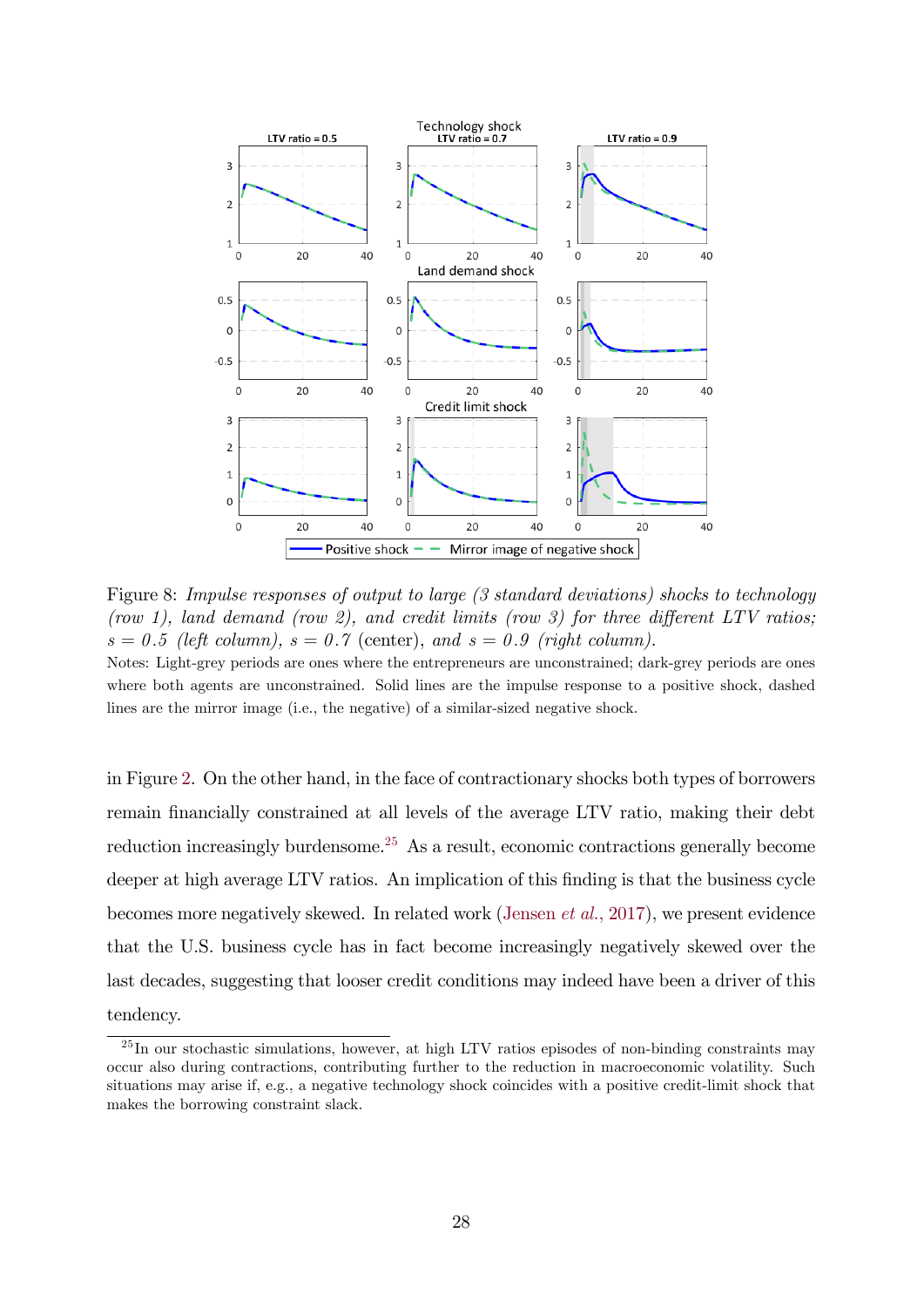Figure 8: *Impulse responses of output to large (3 standard deviations) shocks to technology (row 1), land demand (row 2), and credit limits (row 3) for three different LTV ratios; $s = 0.5$ (left column), $s = 0.7$* (center), *and $s = 0.9$ (right column).*

Notes: Light-grey periods are ones where the entrepreneurs are unconstrained; dark-grey periods are ones where both agents are unconstrained. Solid lines are the impulse response to a positive shock, dashed lines are the mirror image (i.e., the negative) of a similar-sized negative shock.

in Figure 2. On the other hand, in the face of contractionary shocks both types of borrowers remain financially constrained at all levels of the average LTV ratio, making their debt reduction increasingly burdensome.[25] As a result, economic contractions generally become deeper at high average LTV ratios. An implication of this finding is that the business cycle becomes more negatively skewed. In related work (Jensen *et al.*, 2017), we present evidence that the U.S. business cycle has in fact become increasingly negatively skewed over the last decades, suggesting that looser credit conditions may indeed have been a driver of this tendency.

[25] In our stochastic simulations, however, at high LTV ratios episodes of non-binding constraints may occur also during contractions, contributing further to the reduction in macroeconomic volatility. Such situations may arise if, e.g., a negative technology shock coincides with a positive credit-limit shock that makes the borrowing constraint slack.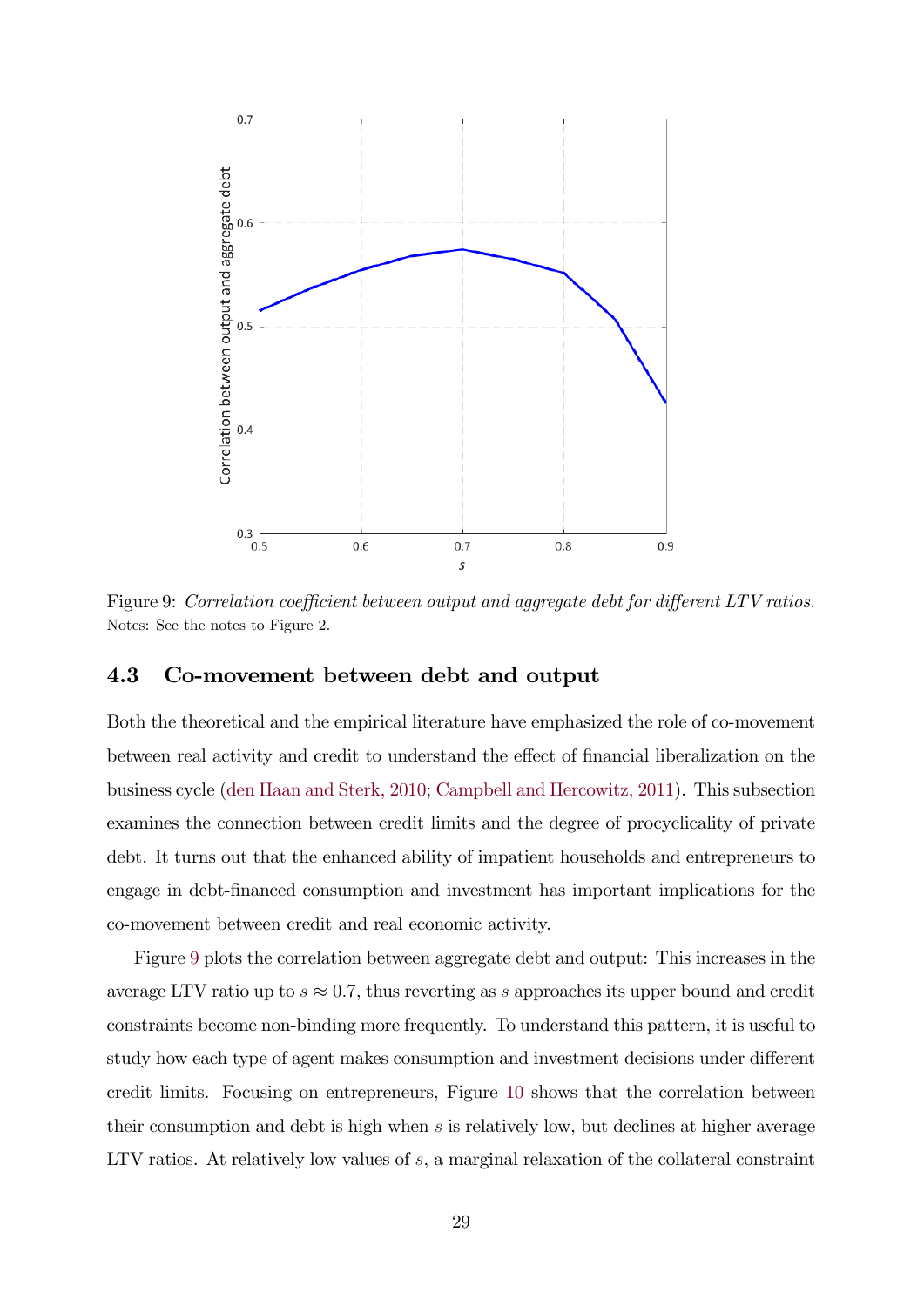Figure 9: *Correlation coefficient between output and aggregate debt for different LTV ratios.*
Notes: See the notes to Figure 2.

### 4.3 Co-movement between debt and output

Both the theoretical and the empirical literature have emphasized the role of co-movement between real activity and credit to understand the effect of financial liberalization on the business cycle (den Haan and Sterk, 2010; Campbell and Hercowitz, 2011). This subsection examines the connection between credit limits and the degree of procyclicality of private debt. It turns out that the enhanced ability of impatient households and entrepreneurs to engage in debt-financed consumption and investment has important implications for the co-movement between credit and real economic activity.

Figure 9 plots the correlation between aggregate debt and output: This increases in the average LTV ratio up to $s \approx 0.7$, thus reverting as $s$ approaches its upper bound and credit constraints become non-binding more frequently. To understand this pattern, it is useful to study how each type of agent makes consumption and investment decisions under different credit limits. Focusing on entrepreneurs, Figure 10 shows that the correlation between their consumption and debt is high when $s$ is relatively low, but declines at higher average LTV ratios. At relatively low values of $s$, a marginal relaxation of the collateral constraint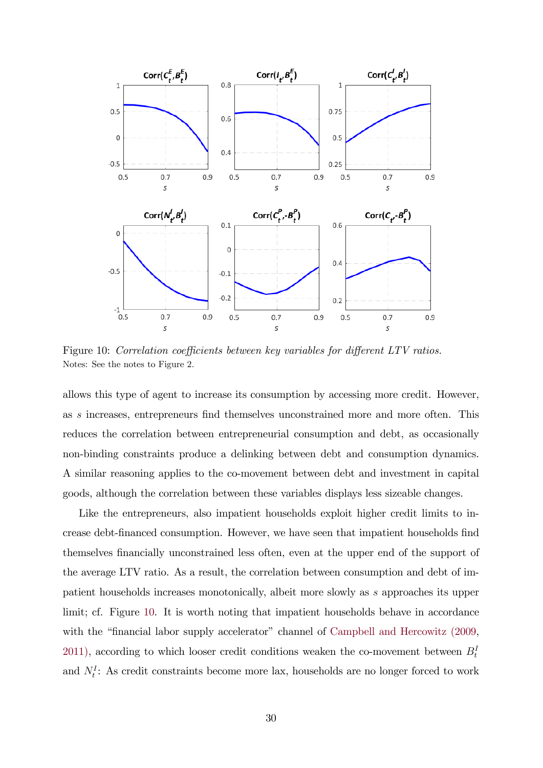Figure 10: *Correlation coefficients between key variables for different LTV ratios.*
Notes: See the notes to Figure 2.

allows this type of agent to increase its consumption by accessing more credit. However, as $s$ increases, entrepreneurs find themselves unconstrained more and more often. This reduces the correlation between entrepreneurial consumption and debt, as occasionally non-binding constraints produce a delinking between debt and consumption dynamics. A similar reasoning applies to the co-movement between debt and investment in capital goods, although the correlation between these variables displays less sizeable changes.

Like the entrepreneurs, also impatient households exploit higher credit limits to increase debt-financed consumption. However, we have seen that impatient households find themselves financially unconstrained less often, even at the upper end of the support of the average LTV ratio. As a result, the correlation between consumption and debt of impatient households increases monotonically, albeit more slowly as $s$ approaches its upper limit; cf. Figure 10. It is worth noting that impatient households behave in accordance with the "financial labor supply accelerator" channel of Campbell and Hercowitz (2009, 2011), according to which looser credit conditions weaken the co-movement between $B_t^I$ and $N_t^I$: As credit constraints become more lax, households are no longer forced to work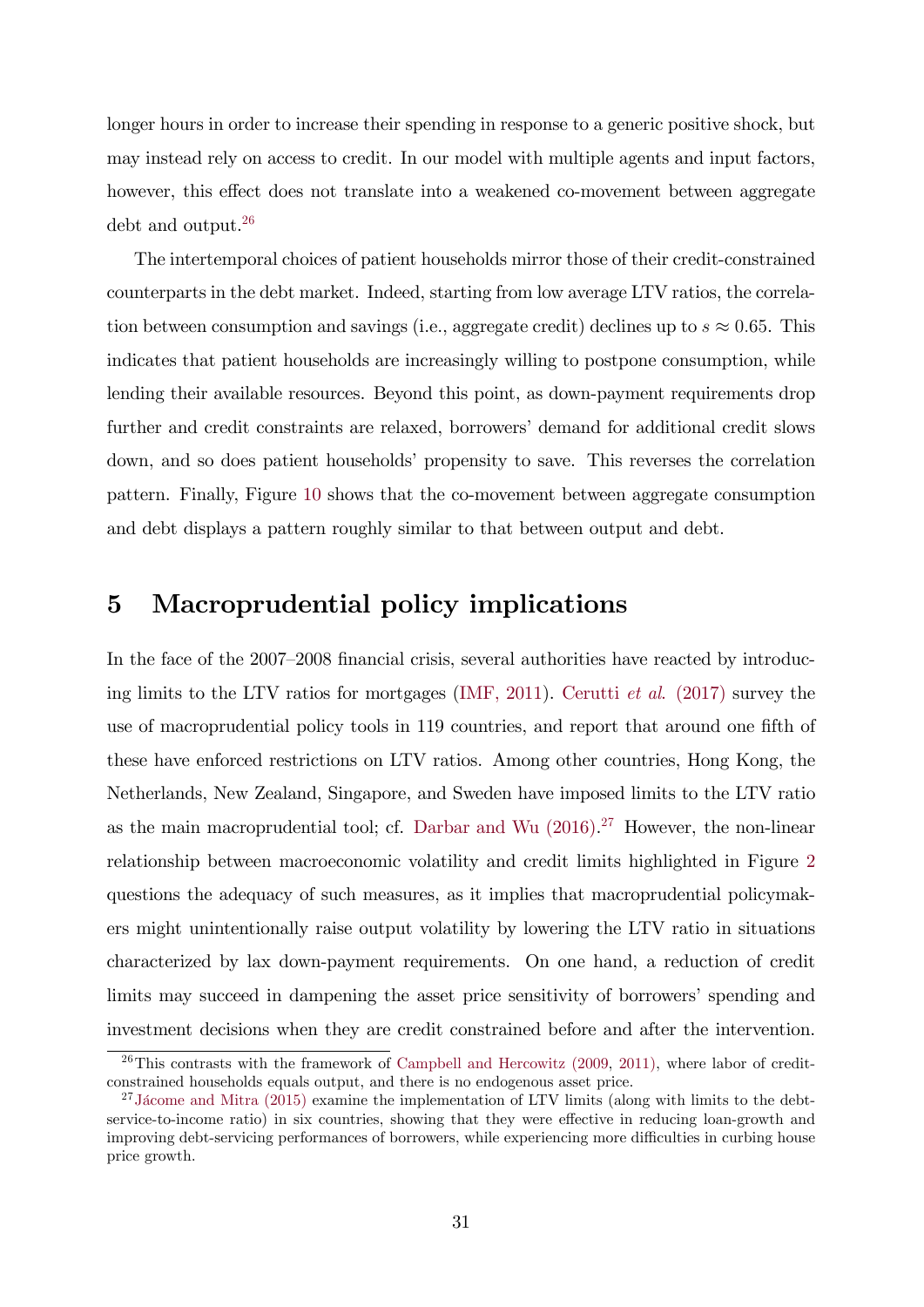longer hours in order to increase their spending in response to a generic positive shock, but may instead rely on access to credit. In our model with multiple agents and input factors, however, this effect does not translate into a weakened co-movement between aggregate debt and output.[26]

The intertemporal choices of patient households mirror those of their credit-constrained counterparts in the debt market. Indeed, starting from low average LTV ratios, the correlation between consumption and savings (i.e., aggregate credit) declines up to $s \approx 0.65$. This indicates that patient households are increasingly willing to postpone consumption, while lending their available resources. Beyond this point, as down-payment requirements drop further and credit constraints are relaxed, borrowers' demand for additional credit slows down, and so does patient households' propensity to save. This reverses the correlation pattern. Finally, Figure 10 shows that the co-movement between aggregate consumption and debt displays a pattern roughly similar to that between output and debt.

## 5 Macroprudential policy implications

In the face of the 2007–2008 financial crisis, several authorities have reacted by introducing limits to the LTV ratios for mortgages (IMF, 2011). Cerutti *et al.* (2017) survey the use of macroprudential policy tools in 119 countries, and report that around one fifth of these have enforced restrictions on LTV ratios. Among other countries, Hong Kong, the Netherlands, New Zealand, Singapore, and Sweden have imposed limits to the LTV ratio as the main macroprudential tool; cf. Darbar and Wu (2016).[27] However, the non-linear relationship between macroeconomic volatility and credit limits highlighted in Figure 2 questions the adequacy of such measures, as it implies that macroprudential policymakers might unintentionally raise output volatility by lowering the LTV ratio in situations characterized by lax down-payment requirements. On one hand, a reduction of credit limits may succeed in dampening the asset price sensitivity of borrowers' spending and investment decisions when they are credit constrained before and after the intervention.

[26] This contrasts with the framework of Campbell and Hercowitz (2009, 2011), where labor of credit-constrained households equals output, and there is no endogenous asset price.

[27] Jácome and Mitra (2015) examine the implementation of LTV limits (along with limits to the debt-service-to-income ratio) in six countries, showing that they were effective in reducing loan-growth and improving debt-servicing performances of borrowers, while experiencing more difficulties in curbing house price growth.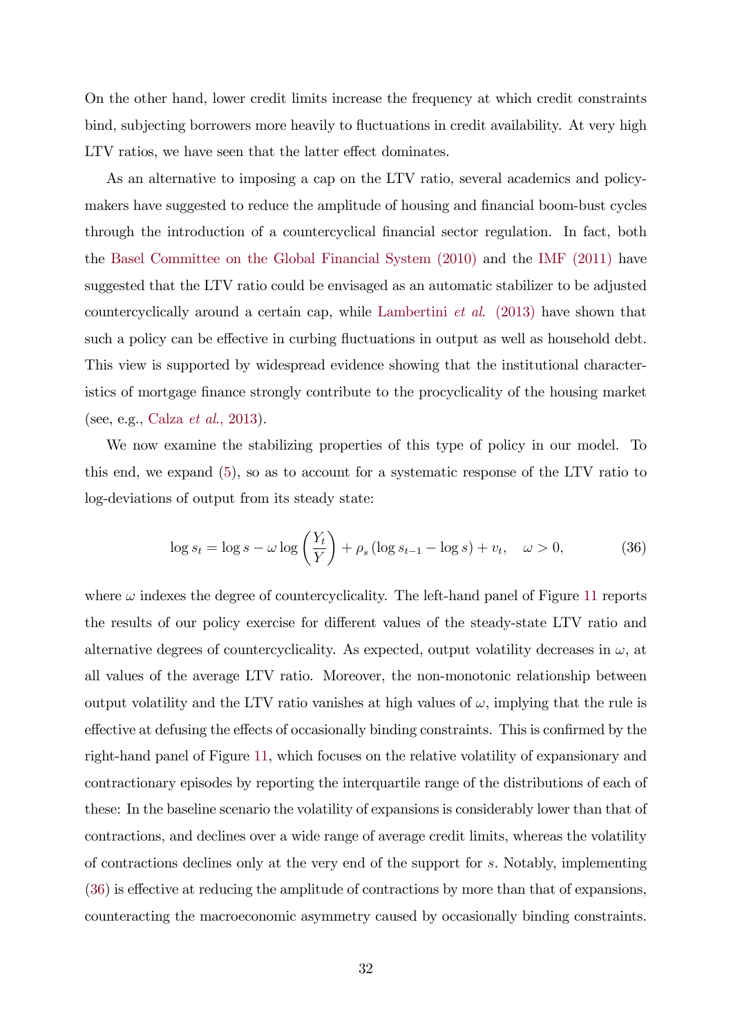On the other hand, lower credit limits increase the frequency at which credit constraints bind, subjecting borrowers more heavily to fluctuations in credit availability. At very high LTV ratios, we have seen that the latter effect dominates.

As an alternative to imposing a cap on the LTV ratio, several academics and policymakers have suggested to reduce the amplitude of housing and financial boom-bust cycles through the introduction of a countercyclical financial sector regulation. In fact, both the Basel Committee on the Global Financial System (2010) and the IMF (2011) have suggested that the LTV ratio could be envisaged as an automatic stabilizer to be adjusted countercyclically around a certain cap, while Lambertini *et al.* (2013) have shown that such a policy can be effective in curbing fluctuations in output as well as household debt. This view is supported by widespread evidence showing that the institutional characteristics of mortgage finance strongly contribute to the procyclicality of the housing market (see, e.g., Calza *et al.*, 2013).

We now examine the stabilizing properties of this type of policy in our model. To this end, we expand (5), so as to account for a systematic response of the LTV ratio to log-deviations of output from its steady state:

$$\log s_t = \log s - \omega \log \left( \frac{Y_t}{Y} \right) + \rho_s \left( \log s_{t-1} - \log s \right) + v_t, \quad \omega > 0, \tag{36}$$

where $\omega$ indexes the degree of countercyclicality. The left-hand panel of Figure 11 reports the results of our policy exercise for different values of the steady-state LTV ratio and alternative degrees of countercyclicality. As expected, output volatility decreases in $\omega$, at all values of the average LTV ratio. Moreover, the non-monotonic relationship between output volatility and the LTV ratio vanishes at high values of $\omega$, implying that the rule is effective at defusing the effects of occasionally binding constraints. This is confirmed by the right-hand panel of Figure 11, which focuses on the relative volatility of expansionary and contractionary episodes by reporting the interquartile range of the distributions of each of these: In the baseline scenario the volatility of expansions is considerably lower than that of contractions, and declines over a wide range of average credit limits, whereas the volatility of contractions declines only at the very end of the support for $s$. Notably, implementing (36) is effective at reducing the amplitude of contractions by more than that of expansions, counteracting the macroeconomic asymmetry caused by occasionally binding constraints.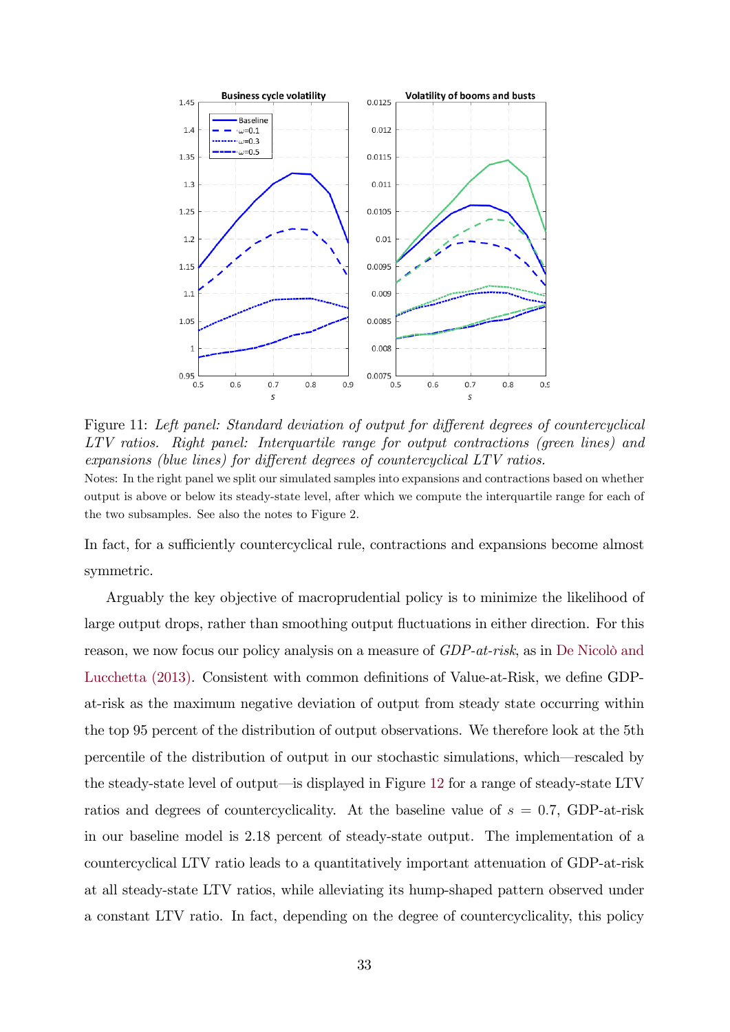Figure 11: *Left panel: Standard deviation of output for different degrees of countercyclical LTV ratios. Right panel: Interquartile range for output contractions (green lines) and expansions (blue lines) for different degrees of countercyclical LTV ratios.*

Notes: In the right panel we split our simulated samples into expansions and contractions based on whether output is above or below its steady-state level, after which we compute the interquartile range for each of the two subsamples. See also the notes to Figure 2.

In fact, for a sufficiently countercyclical rule, contractions and expansions become almost symmetric.

Arguably the key objective of macroprudential policy is to minimize the likelihood of large output drops, rather than smoothing output fluctuations in either direction. For this reason, we now focus our policy analysis on a measure of *GDP-at-risk*, as in De Nicolò and Lucchetta (2013). Consistent with common definitions of Value-at-Risk, we define GDP-at-risk as the maximum negative deviation of output from steady state occurring within the top 95 percent of the distribution of output observations. We therefore look at the 5th percentile of the distribution of output in our stochastic simulations, which—rescaled by the steady-state level of output—is displayed in Figure 12 for a range of steady-state LTV ratios and degrees of countercyclicality. At the baseline value of $s = 0.7$, GDP-at-risk in our baseline model is 2.18 percent of steady-state output. The implementation of a countercyclical LTV ratio leads to a quantitatively important attenuation of GDP-at-risk at all steady-state LTV ratios, while alleviating its hump-shaped pattern observed under a constant LTV ratio. In fact, depending on the degree of countercyclicality, this policy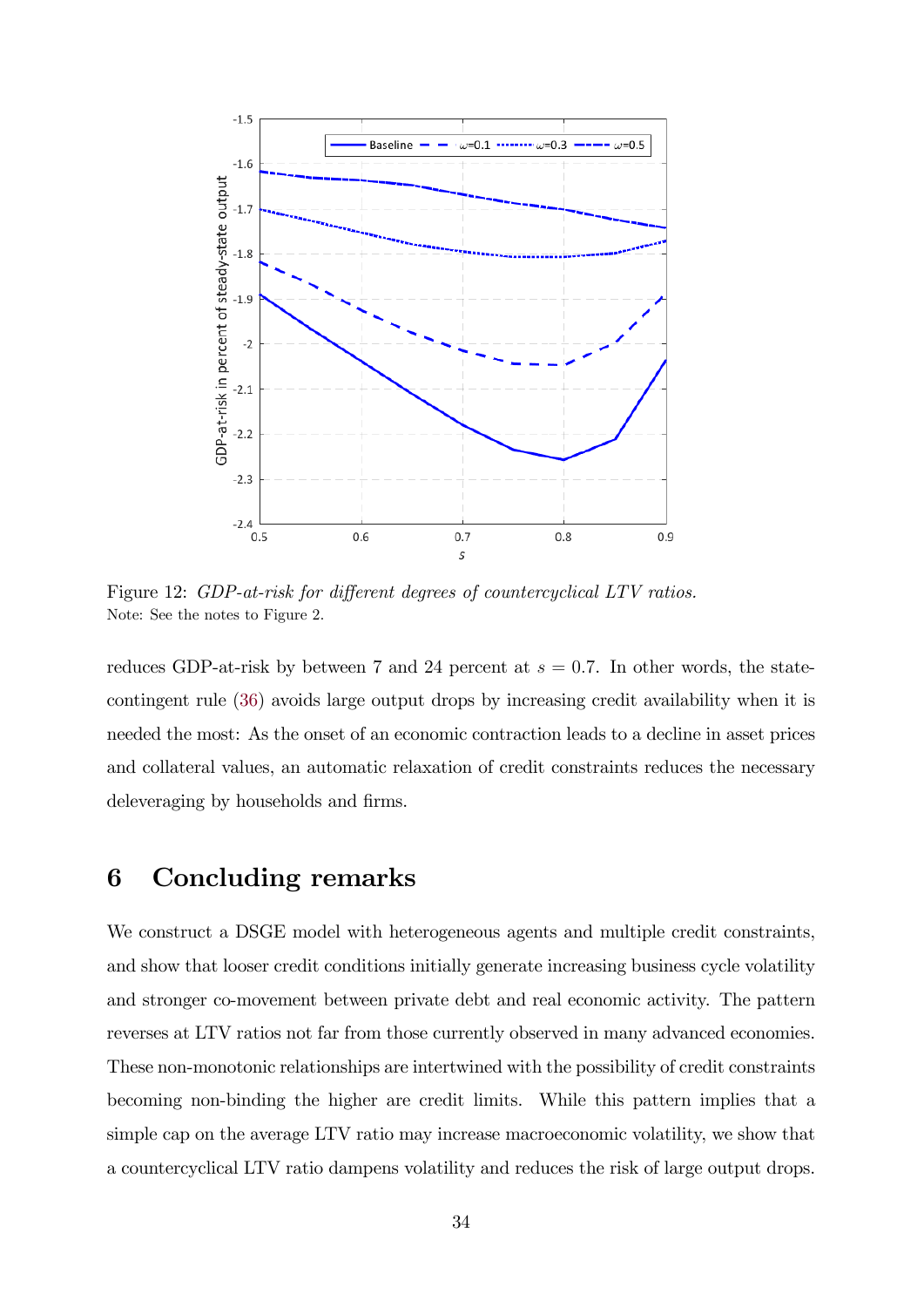Figure 12: *GDP-at-risk for different degrees of countercyclical LTV ratios.*
Note: See the notes to Figure 2.

reduces GDP-at-risk by between 7 and 24 percent at $s = 0.7$. In other words, the state-contingent rule (36) avoids large output drops by increasing credit availability when it is needed the most: As the onset of an economic contraction leads to a decline in asset prices and collateral values, an automatic relaxation of credit constraints reduces the necessary deleveraging by households and firms.

# 6 Concluding remarks

We construct a DSGE model with heterogeneous agents and multiple credit constraints, and show that looser credit conditions initially generate increasing business cycle volatility and stronger co-movement between private debt and real economic activity. The pattern reverses at LTV ratios not far from those currently observed in many advanced economies. These non-monotonic relationships are intertwined with the possibility of credit constraints becoming non-binding the higher are credit limits. While this pattern implies that a simple cap on the average LTV ratio may increase macroeconomic volatility, we show that a countercyclical LTV ratio dampens volatility and reduces the risk of large output drops.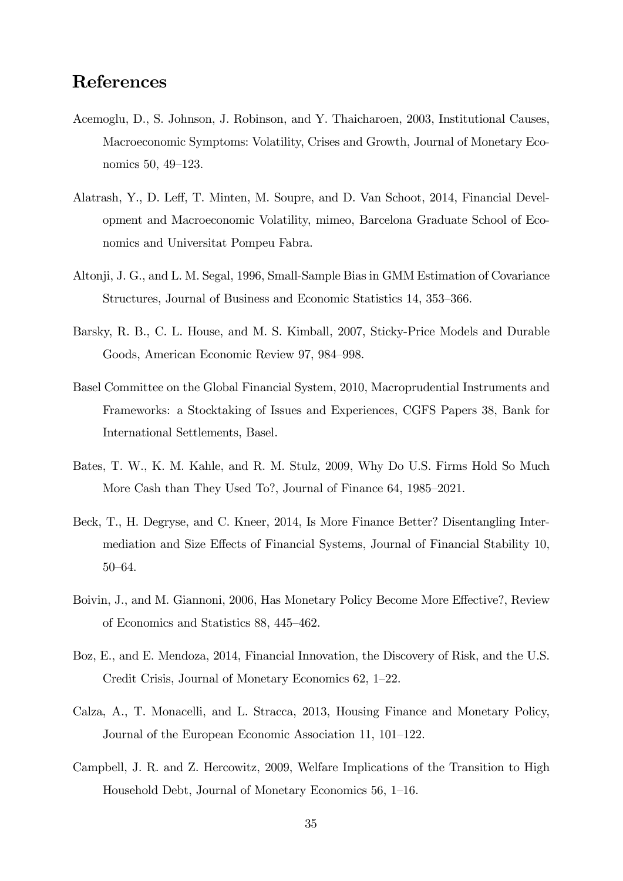## References

Acemoglu, D., S. Johnson, J. Robinson, and Y. Thaicharoen, 2003, Institutional Causes, Macroeconomic Symptoms: Volatility, Crises and Growth, Journal of Monetary Economics 50, 49–123.

Alatrash, Y., D. Leff, T. Minten, M. Soupre, and D. Van Schoot, 2014, Financial Development and Macroeconomic Volatility, mimeo, Barcelona Graduate School of Economics and Universitat Pompeu Fabra.

Altonji, J. G., and L. M. Segal, 1996, Small-Sample Bias in GMM Estimation of Covariance Structures, Journal of Business and Economic Statistics 14, 353–366.

Barsky, R. B., C. L. House, and M. S. Kimball, 2007, Sticky-Price Models and Durable Goods, American Economic Review 97, 984–998.

Basel Committee on the Global Financial System, 2010, Macroprudential Instruments and Frameworks: a Stocktaking of Issues and Experiences, CGFS Papers 38, Bank for International Settlements, Basel.

Bates, T. W., K. M. Kahle, and R. M. Stulz, 2009, Why Do U.S. Firms Hold So Much More Cash than They Used To?, Journal of Finance 64, 1985–2021.

Beck, T., H. Degryse, and C. Kneer, 2014, Is More Finance Better? Disentangling Intermediation and Size Effects of Financial Systems, Journal of Financial Stability 10, 50–64.

Boivin, J., and M. Giannoni, 2006, Has Monetary Policy Become More Effective?, Review of Economics and Statistics 88, 445–462.

Boz, E., and E. Mendoza, 2014, Financial Innovation, the Discovery of Risk, and the U.S. Credit Crisis, Journal of Monetary Economics 62, 1–22.

Calza, A., T. Monacelli, and L. Stracca, 2013, Housing Finance and Monetary Policy, Journal of the European Economic Association 11, 101–122.

Campbell, J. R. and Z. Hercowitz, 2009, Welfare Implications of the Transition to High Household Debt, Journal of Monetary Economics 56, 1–16.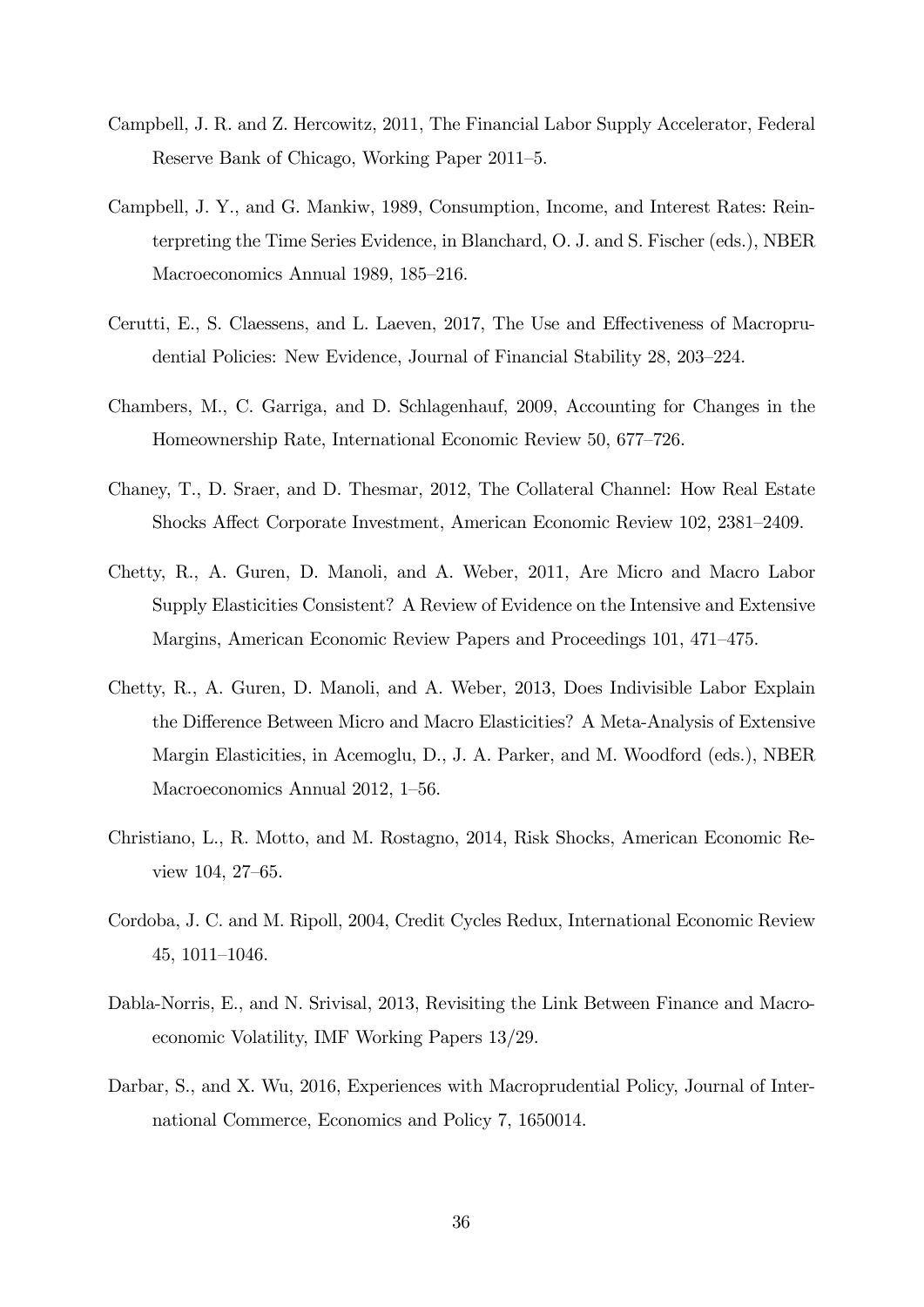Campbell, J. R. and Z. Hercowitz, 2011, The Financial Labor Supply Accelerator, Federal Reserve Bank of Chicago, Working Paper 2011–5.

Campbell, J. Y., and G. Mankiw, 1989, Consumption, Income, and Interest Rates: Reinterpreting the Time Series Evidence, in Blanchard, O. J. and S. Fischer (eds.), NBER Macroeconomics Annual 1989, 185–216.

Cerutti, E., S. Claessens, and L. Laeven, 2017, The Use and Effectiveness of Macroprudential Policies: New Evidence, Journal of Financial Stability 28, 203–224.

Chambers, M., C. Garriga, and D. Schlagenhauf, 2009, Accounting for Changes in the Homeownership Rate, International Economic Review 50, 677–726.

Chaney, T., D. Sraer, and D. Thesmar, 2012, The Collateral Channel: How Real Estate Shocks Affect Corporate Investment, American Economic Review 102, 2381–2409.

Chetty, R., A. Guren, D. Manoli, and A. Weber, 2011, Are Micro and Macro Labor Supply Elasticities Consistent? A Review of Evidence on the Intensive and Extensive Margins, American Economic Review Papers and Proceedings 101, 471–475.

Chetty, R., A. Guren, D. Manoli, and A. Weber, 2013, Does Indivisible Labor Explain the Difference Between Micro and Macro Elasticities? A Meta-Analysis of Extensive Margin Elasticities, in Acemoglu, D., J. A. Parker, and M. Woodford (eds.), NBER Macroeconomics Annual 2012, 1–56.

Christiano, L., R. Motto, and M. Rostagno, 2014, Risk Shocks, American Economic Review 104, 27–65.

Cordoba, J. C. and M. Ripoll, 2004, Credit Cycles Redux, International Economic Review 45, 1011–1046.

Dabla-Norris, E., and N. Srivisal, 2013, Revisiting the Link Between Finance and Macroeconomic Volatility, IMF Working Papers 13/29.

Darbar, S., and X. Wu, 2016, Experiences with Macroprudential Policy, Journal of International Commerce, Economics and Policy 7, 1650014.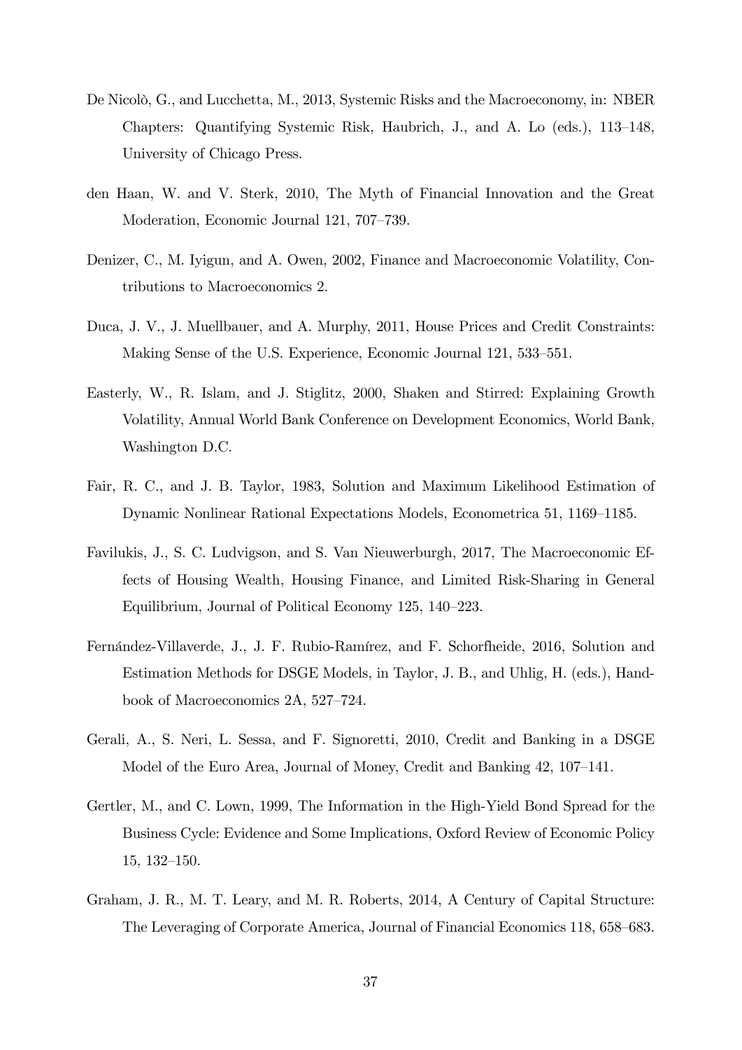De Nicolò, G., and Lucchetta, M., 2013, Systemic Risks and the Macroeconomy, in: NBER Chapters: Quantifying Systemic Risk, Haubrich, J., and A. Lo (eds.), 113–148, University of Chicago Press.

den Haan, W. and V. Sterk, 2010, The Myth of Financial Innovation and the Great Moderation, Economic Journal 121, 707–739.

Denizer, C., M. Iyigun, and A. Owen, 2002, Finance and Macroeconomic Volatility, Contributions to Macroeconomics 2.

Duca, J. V., J. Muellbauer, and A. Murphy, 2011, House Prices and Credit Constraints: Making Sense of the U.S. Experience, Economic Journal 121, 533–551.

Easterly, W., R. Islam, and J. Stiglitz, 2000, Shaken and Stirred: Explaining Growth Volatility, Annual World Bank Conference on Development Economics, World Bank, Washington D.C.

Fair, R. C., and J. B. Taylor, 1983, Solution and Maximum Likelihood Estimation of Dynamic Nonlinear Rational Expectations Models, Econometrica 51, 1169–1185.

Favilukis, J., S. C. Ludvigson, and S. Van Nieuwerburgh, 2017, The Macroeconomic Effects of Housing Wealth, Housing Finance, and Limited Risk-Sharing in General Equilibrium, Journal of Political Economy 125, 140–223.

Fernández-Villaverde, J., J. F. Rubio-Ramírez, and F. Schorfheide, 2016, Solution and Estimation Methods for DSGE Models, in Taylor, J. B., and Uhlig, H. (eds.), Handbook of Macroeconomics 2A, 527–724.

Gerali, A., S. Neri, L. Sessa, and F. Signoretti, 2010, Credit and Banking in a DSGE Model of the Euro Area, Journal of Money, Credit and Banking 42, 107–141.

Gertler, M., and C. Lown, 1999, The Information in the High-Yield Bond Spread for the Business Cycle: Evidence and Some Implications, Oxford Review of Economic Policy 15, 132–150.

Graham, J. R., M. T. Leary, and M. R. Roberts, 2014, A Century of Capital Structure: The Leveraging of Corporate America, Journal of Financial Economics 118, 658–683.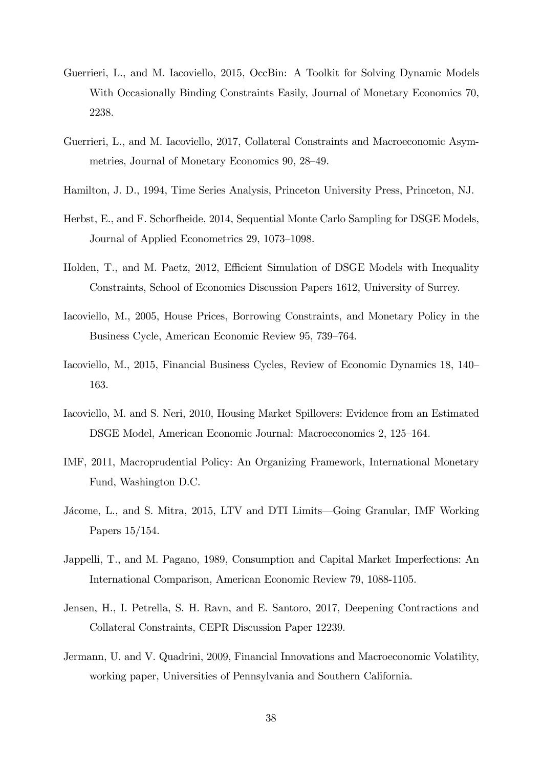Guerrieri, L., and M. Iacoviello, 2015, OccBin: A Toolkit for Solving Dynamic Models With Occasionally Binding Constraints Easily, Journal of Monetary Economics 70, 2238.

Guerrieri, L., and M. Iacoviello, 2017, Collateral Constraints and Macroeconomic Asymmetries, Journal of Monetary Economics 90, 28–49.

Hamilton, J. D., 1994, Time Series Analysis, Princeton University Press, Princeton, NJ.

Herbst, E., and F. Schorfheide, 2014, Sequential Monte Carlo Sampling for DSGE Models, Journal of Applied Econometrics 29, 1073–1098.

Holden, T., and M. Paetz, 2012, Efficient Simulation of DSGE Models with Inequality Constraints, School of Economics Discussion Papers 1612, University of Surrey.

Iacoviello, M., 2005, House Prices, Borrowing Constraints, and Monetary Policy in the Business Cycle, American Economic Review 95, 739–764.

Iacoviello, M., 2015, Financial Business Cycles, Review of Economic Dynamics 18, 140–163.

Iacoviello, M. and S. Neri, 2010, Housing Market Spillovers: Evidence from an Estimated DSGE Model, American Economic Journal: Macroeconomics 2, 125–164.

IMF, 2011, Macroprudential Policy: An Organizing Framework, International Monetary Fund, Washington D.C.

Jácome, L., and S. Mitra, 2015, LTV and DTI Limits—Going Granular, IMF Working Papers 15/154.

Jappelli, T., and M. Pagano, 1989, Consumption and Capital Market Imperfections: An International Comparison, American Economic Review 79, 1088-1105.

Jensen, H., I. Petrella, S. H. Ravn, and E. Santoro, 2017, Deepening Contractions and Collateral Constraints, CEPR Discussion Paper 12239.

Jermann, U. and V. Quadrini, 2009, Financial Innovations and Macroeconomic Volatility, working paper, Universities of Pennsylvania and Southern California.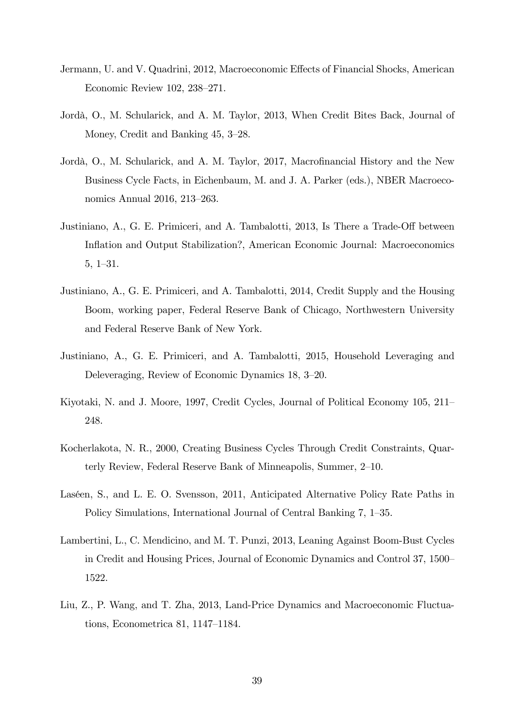Jermann, U. and V. Quadrini, 2012, Macroeconomic Effects of Financial Shocks, American Economic Review 102, 238–271.

Jordà, O., M. Schularick, and A. M. Taylor, 2013, When Credit Bites Back, Journal of Money, Credit and Banking 45, 3–28.

Jordà, O., M. Schularick, and A. M. Taylor, 2017, Macrofinancial History and the New Business Cycle Facts, in Eichenbaum, M. and J. A. Parker (eds.), NBER Macroeconomics Annual 2016, 213–263.

Justiniano, A., G. E. Primiceri, and A. Tambalotti, 2013, Is There a Trade-Off between Inflation and Output Stabilization?, American Economic Journal: Macroeconomics 5, 1–31.

Justiniano, A., G. E. Primiceri, and A. Tambalotti, 2014, Credit Supply and the Housing Boom, working paper, Federal Reserve Bank of Chicago, Northwestern University and Federal Reserve Bank of New York.

Justiniano, A., G. E. Primiceri, and A. Tambalotti, 2015, Household Leveraging and Deleveraging, Review of Economic Dynamics 18, 3–20.

Kiyotaki, N. and J. Moore, 1997, Credit Cycles, Journal of Political Economy 105, 211–248.

Kocherlakota, N. R., 2000, Creating Business Cycles Through Credit Constraints, Quarterly Review, Federal Reserve Bank of Minneapolis, Summer, 2–10.

Laséen, S., and L. E. O. Svensson, 2011, Anticipated Alternative Policy Rate Paths in Policy Simulations, International Journal of Central Banking 7, 1–35.

Lambertini, L., C. Mendicino, and M. T. Punzi, 2013, Leaning Against Boom-Bust Cycles in Credit and Housing Prices, Journal of Economic Dynamics and Control 37, 1500–1522.

Liu, Z., P. Wang, and T. Zha, 2013, Land-Price Dynamics and Macroeconomic Fluctuations, Econometrica 81, 1147–1184.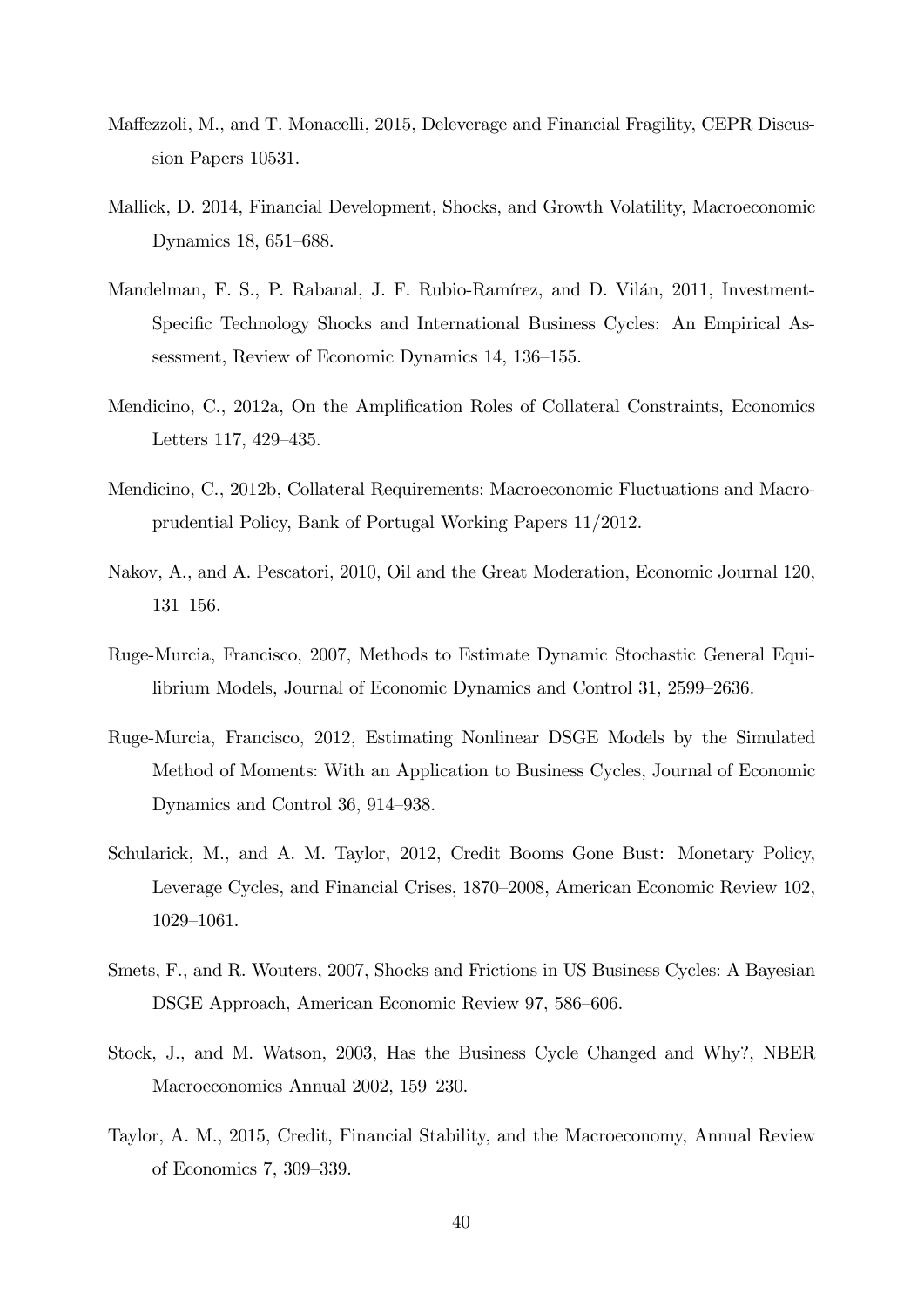Maffezzoli, M., and T. Monacelli, 2015, Deleverage and Financial Fragility, CEPR Discussion Papers 10531.

Mallick, D. 2014, Financial Development, Shocks, and Growth Volatility, Macroeconomic Dynamics 18, 651–688.

Mandelman, F. S., P. Rabanal, J. F. Rubio-Ramírez, and D. Vilán, 2011, Investment-Specific Technology Shocks and International Business Cycles: An Empirical Assessment, Review of Economic Dynamics 14, 136–155.

Mendicino, C., 2012a, On the Amplification Roles of Collateral Constraints, Economics Letters 117, 429–435.

Mendicino, C., 2012b, Collateral Requirements: Macroeconomic Fluctuations and Macro-prudential Policy, Bank of Portugal Working Papers 11/2012.

Nakov, A., and A. Pescatori, 2010, Oil and the Great Moderation, Economic Journal 120, 131–156.

Ruge-Murcia, Francisco, 2007, Methods to Estimate Dynamic Stochastic General Equilibrium Models, Journal of Economic Dynamics and Control 31, 2599–2636.

Ruge-Murcia, Francisco, 2012, Estimating Nonlinear DSGE Models by the Simulated Method of Moments: With an Application to Business Cycles, Journal of Economic Dynamics and Control 36, 914–938.

Schularick, M., and A. M. Taylor, 2012, Credit Booms Gone Bust: Monetary Policy, Leverage Cycles, and Financial Crises, 1870–2008, American Economic Review 102, 1029–1061.

Smets, F., and R. Wouters, 2007, Shocks and Frictions in US Business Cycles: A Bayesian DSGE Approach, American Economic Review 97, 586–606.

Stock, J., and M. Watson, 2003, Has the Business Cycle Changed and Why?, NBER Macroeconomics Annual 2002, 159–230.

Taylor, A. M., 2015, Credit, Financial Stability, and the Macroeconomy, Annual Review of Economics 7, 309–339.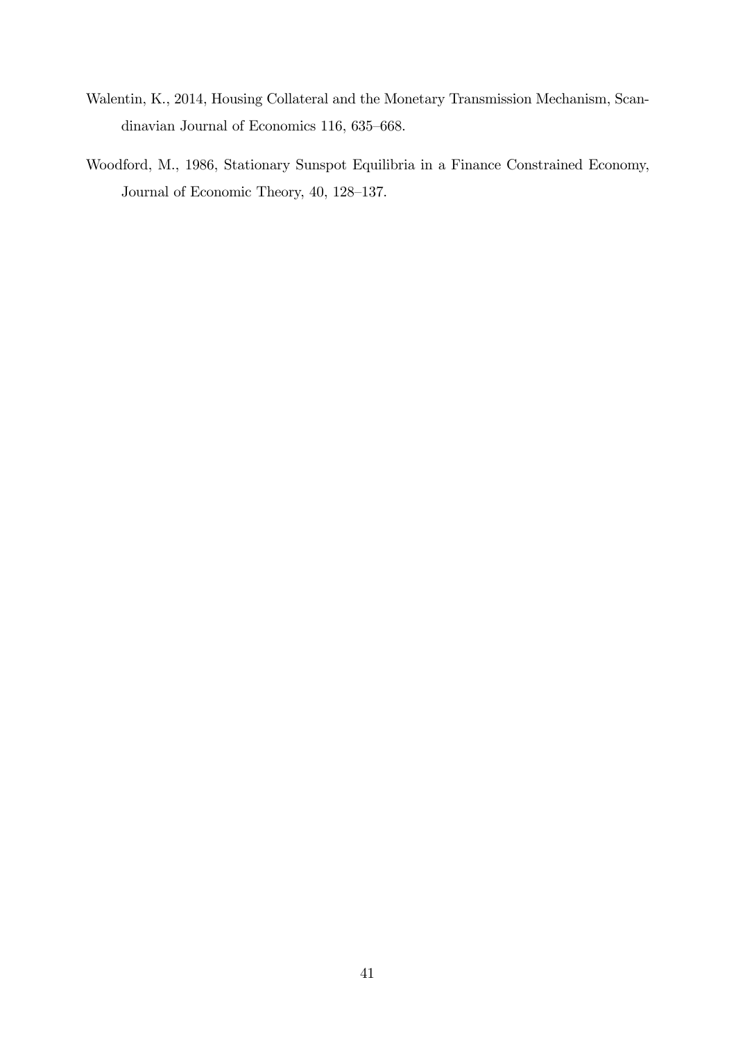Walentin, K., 2014, Housing Collateral and the Monetary Transmission Mechanism, Scandinavian Journal of Economics 116, 635–668.

Woodford, M., 1986, Stationary Sunspot Equilibria in a Finance Constrained Economy, Journal of Economic Theory, 40, 128–137.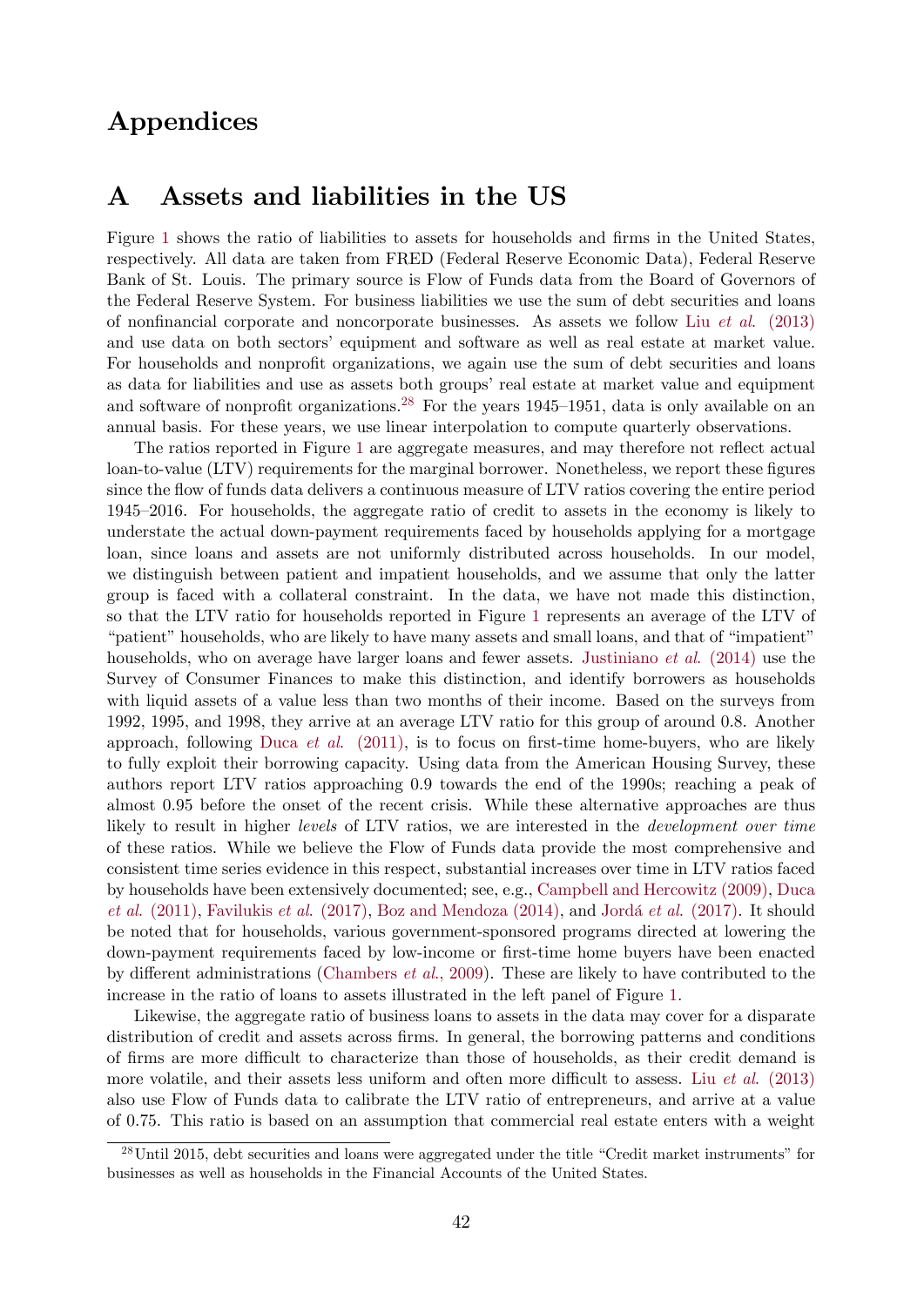// Appendices

## A Assets and liabilities in the US

Figure 1 shows the ratio of liabilities to assets for households and firms in the United States, respectively. All data are taken from FRED (Federal Reserve Economic Data), Federal Reserve Bank of St. Louis. The primary source is Flow of Funds data from the Board of Governors of the Federal Reserve System. For business liabilities we use the sum of debt securities and loans of nonfinancial corporate and noncorporate businesses. As assets we follow Liu *et al.* (2013) and use data on both sectors' equipment and software as well as real estate at market value. For households and nonprofit organizations, we again use the sum of debt securities and loans as data for liabilities and use as assets both groups' real estate at market value and equipment and software of nonprofit organizations.[28] For the years 1945–1951, data is only available on an annual basis. For these years, we use linear interpolation to compute quarterly observations.

The ratios reported in Figure 1 are aggregate measures, and may therefore not reflect actual loan-to-value (LTV) requirements for the marginal borrower. Nonetheless, we report these figures since the flow of funds data delivers a continuous measure of LTV ratios covering the entire period 1945–2016. For households, the aggregate ratio of credit to assets in the economy is likely to understate the actual down-payment requirements faced by households applying for a mortgage loan, since loans and assets are not uniformly distributed across households. In our model, we distinguish between patient and impatient households, and we assume that only the latter group is faced with a collateral constraint. In the data, we have not made this distinction, so that the LTV ratio for households reported in Figure 1 represents an average of the LTV of "patient" households, who are likely to have many assets and small loans, and that of "impatient" households, who on average have larger loans and fewer assets. Justiniano *et al.* (2014) use the Survey of Consumer Finances to make this distinction, and identify borrowers as households with liquid assets of a value less than two months of their income. Based on the surveys from 1992, 1995, and 1998, they arrive at an average LTV ratio for this group of around 0.8. Another approach, following Duca *et al.* (2011), is to focus on first-time home-buyers, who are likely to fully exploit their borrowing capacity. Using data from the American Housing Survey, these authors report LTV ratios approaching 0.9 towards the end of the 1990s; reaching a peak of almost 0.95 before the onset of the recent crisis. While these alternative approaches are thus likely to result in higher *levels* of LTV ratios, we are interested in the *development over time* of these ratios. While we believe the Flow of Funds data provide the most comprehensive and consistent time series evidence in this respect, substantial increases over time in LTV ratios faced by households have been extensively documented; see, e.g., Campbell and Hercowitz (2009), Duca *et al.* (2011), Favilukis *et al.* (2017), Boz and Mendoza (2014), and Jordá *et al.* (2017). It should be noted that for households, various government-sponsored programs directed at lowering the down-payment requirements faced by low-income or first-time home buyers have been enacted by different administrations (Chambers *et al.*, 2009). These are likely to have contributed to the increase in the ratio of loans to assets illustrated in the left panel of Figure 1.

Likewise, the aggregate ratio of business loans to assets in the data may cover for a disparate distribution of credit and assets across firms. In general, the borrowing patterns and conditions of firms are more difficult to characterize than those of households, as their credit demand is more volatile, and their assets less uniform and often more difficult to assess. Liu *et al.* (2013) also use Flow of Funds data to calibrate the LTV ratio of entrepreneurs, and arrive at a value of 0.75. This ratio is based on an assumption that commercial real estate enters with a weight

[28] Until 2015, debt securities and loans were aggregated under the title "Credit market instruments" for businesses as well as households in the Financial Accounts of the United States.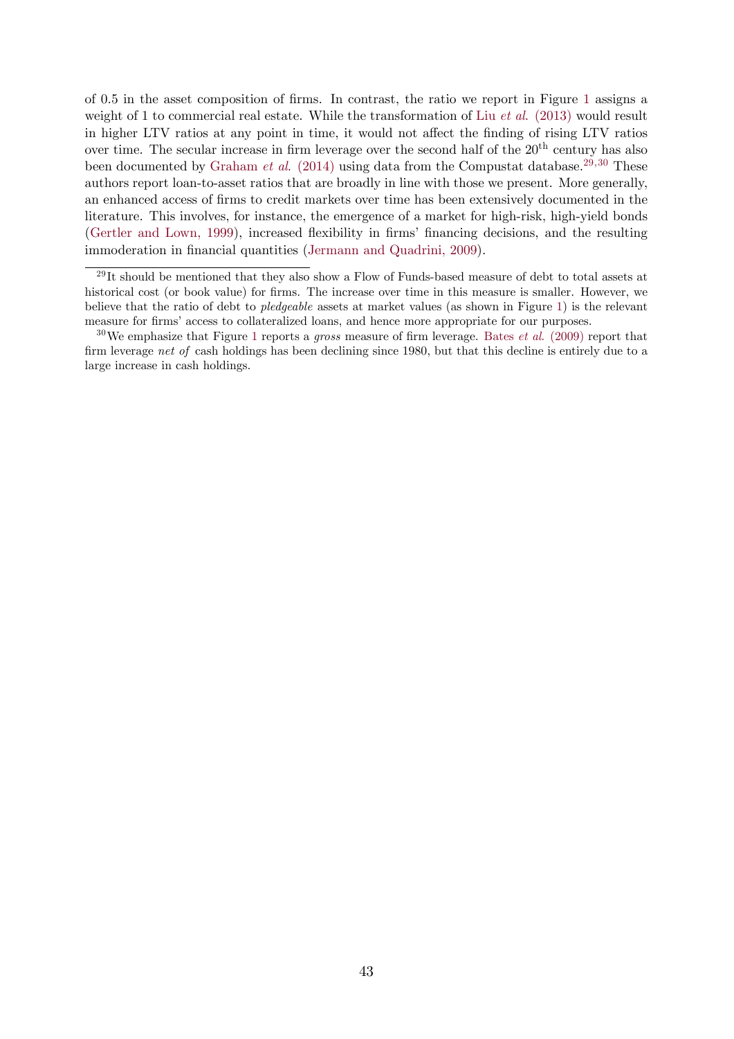of 0.5 in the asset composition of firms. In contrast, the ratio we report in Figure 1 assigns a weight of 1 to commercial real estate. While the transformation of Liu *et al*. (2013) would result in higher LTV ratios at any point in time, it would not affect the finding of rising LTV ratios over time. The secular increase in firm leverage over the second half of the 20$^{\text{th}}$ century has also been documented by Graham *et al*. (2014) using data from the Compustat database.[29,30] These authors report loan-to-asset ratios that are broadly in line with those we present. More generally, an enhanced access of firms to credit markets over time has been extensively documented in the literature. This involves, for instance, the emergence of a market for high-risk, high-yield bonds (Gertler and Lown, 1999), increased flexibility in firms' financing decisions, and the resulting immoderation in financial quantities (Jermann and Quadrini, 2009).

[29] It should be mentioned that they also show a Flow of Funds-based measure of debt to total assets at historical cost (or book value) for firms. The increase over time in this measure is smaller. However, we believe that the ratio of debt to *pledgeable* assets at market values (as shown in Figure 1) is the relevant measure for firms' access to collateralized loans, and hence more appropriate for our purposes.

[30] We emphasize that Figure 1 reports a *gross* measure of firm leverage. Bates *et al*. (2009) report that firm leverage *net of* cash holdings has been declining since 1980, but that this decline is entirely due to a large increase in cash holdings.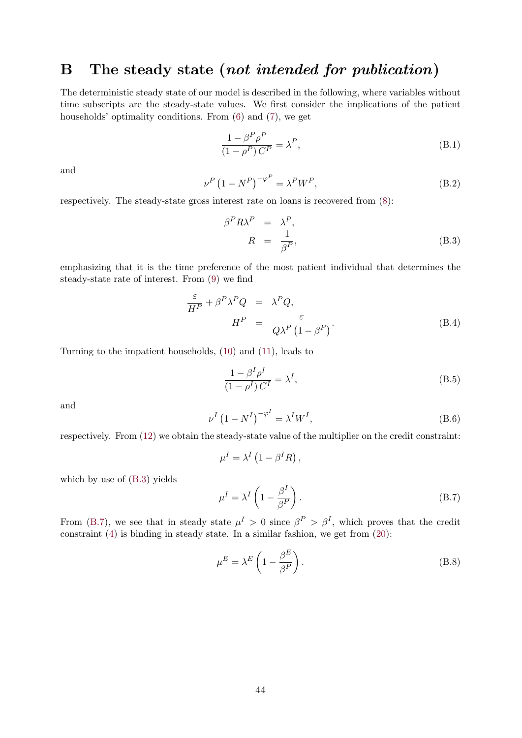# B The steady state (*not intended for publication*)

The deterministic steady state of our model is described in the following, where variables without time subscripts are the steady-state values. We first consider the implications of the patient households' optimality conditions. From (6) and (7), we get

$$\frac{1-\beta^P\rho^P}{(1-\rho^P)\,C^P}=\lambda^P, \tag{B.1}$$

and

$$\nu^P\left(1-N^P\right)^{-\varphi^P}=\lambda^P W^P, \tag{B.2}$$

respectively. The steady-state gross interest rate on loans is recovered from (8):

$$\begin{aligned}\beta^P R\lambda^P &= \lambda^P,\\ R &= \frac{1}{\beta^P},\end{aligned} \tag{B.3}$$

emphasizing that it is the time preference of the most patient individual that determines the steady-state rate of interest. From (9) we find

$$\begin{aligned}\frac{\varepsilon}{H^P}+\beta^P\lambda^P Q &= \lambda^P Q,\\ H^P &= \frac{\varepsilon}{Q\lambda^P\left(1-\beta^P\right)}.\end{aligned} \tag{B.4}$$

Turning to the impatient households, (10) and (11), leads to

$$\frac{1-\beta^I\rho^I}{(1-\rho^I)\,C^I}=\lambda^I, \tag{B.5}$$

and

$$\nu^I\left(1-N^I\right)^{-\varphi^I}=\lambda^I W^I, \tag{B.6}$$

respectively. From (12) we obtain the steady-state value of the multiplier on the credit constraint:

$$\mu^I=\lambda^I\left(1-\beta^I R\right),$$

which by use of (B.3) yields

$$\mu^I=\lambda^I\left(1-\frac{\beta^I}{\beta^P}\right). \tag{B.7}$$

From (B.7), we see that in steady state $\mu^I>0$ since $\beta^P>\beta^I$, which proves that the credit constraint (4) is binding in steady state. In a similar fashion, we get from (20):

$$\mu^E=\lambda^E\left(1-\frac{\beta^E}{\beta^P}\right). \tag{B.8}$$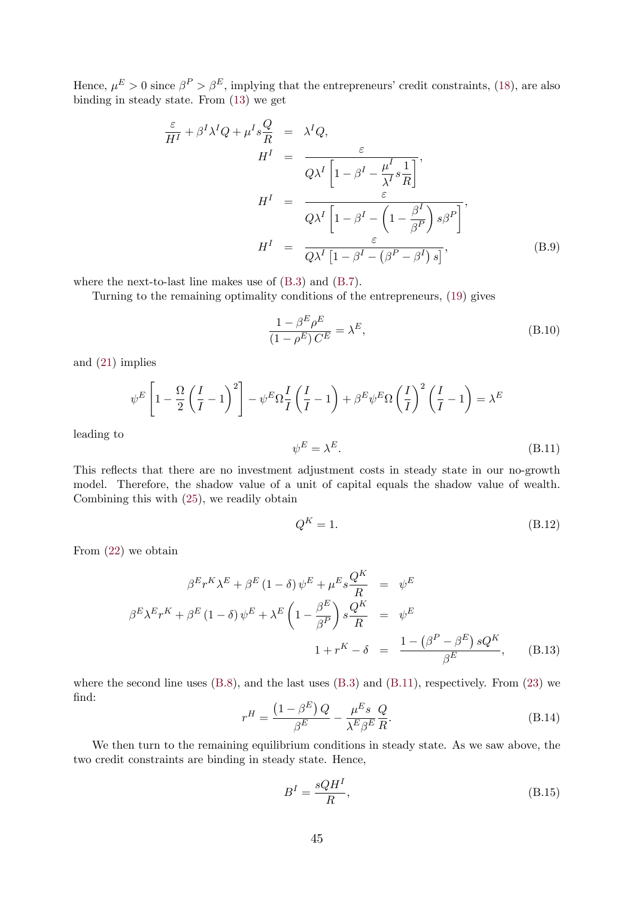Hence, $\mu^E > 0$ since $\beta^P > \beta^E$, implying that the entrepreneurs' credit constraints, (18), are also binding in steady state. From (13) we get

$$
\begin{aligned}
\frac{\varepsilon}{H^I} + \beta^I \lambda^I Q + \mu^I s \frac{Q}{R} &= \lambda^I Q, \\
H^I &= \frac{\varepsilon}{Q\lambda^I \left[1 - \beta^I - \frac{\mu^I}{\lambda^I} s \frac{1}{R}\right]}, \\
H^I &= \frac{\varepsilon}{Q\lambda^I \left[1 - \beta^I - \left(1 - \frac{\beta^I}{\beta^P}\right) s\beta^P\right]}, \\
H^I &= \frac{\varepsilon}{Q\lambda^I \left[1 - \beta^I - \left(\beta^P - \beta^I\right) s\right]}, \qquad \text{(B.9)}
\end{aligned}
$$

where the next-to-last line makes use of (B.3) and (B.7).

Turning to the remaining optimality conditions of the entrepreneurs, (19) gives

$$
\frac{1 - \beta^E \rho^E}{\left(1 - \rho^E\right) C^E} = \lambda^E, \tag{B.10}
$$

and (21) implies

$$
\psi^E \left[1 - \frac{\Omega}{2}\left(\frac{I}{I} - 1\right)^2\right] - \psi^E \Omega \frac{I}{I}\left(\frac{I}{I} - 1\right) + \beta^E \psi^E \Omega \left(\frac{I}{I}\right)^2 \left(\frac{I}{I} - 1\right) = \lambda^E
$$

leading to

$$
\psi^E = \lambda^E. \tag{B.11}
$$

This reflects that there are no investment adjustment costs in steady state in our no-growth model. Therefore, the shadow value of a unit of capital equals the shadow value of wealth. Combining this with (25), we readily obtain

$$
Q^K = 1. \tag{B.12}
$$

From (22) we obtain

$$
\begin{aligned}
\beta^E r^K \lambda^E + \beta^E (1 - \delta) \psi^E + \mu^E s \frac{Q^K}{R} &= \psi^E \\
\beta^E \lambda^E r^K + \beta^E (1 - \delta) \psi^E + \lambda^E \left(1 - \frac{\beta^E}{\beta^P}\right) s \frac{Q^K}{R} &= \psi^E \\
1 + r^K - \delta &= \frac{1 - \left(\beta^P - \beta^E\right) s Q^K}{\beta^E}, \qquad \text{(B.13)}
\end{aligned}
$$

where the second line uses (B.8), and the last uses (B.3) and (B.11), respectively. From (23) we find:

$$
r^H = \frac{\left(1 - \beta^E\right) Q}{\beta^E} - \frac{\mu^E s}{\lambda^E \beta^E} \frac{Q}{R}. \tag{B.14}
$$

We then turn to the remaining equilibrium conditions in steady state. As we saw above, the two credit constraints are binding in steady state. Hence,

$$
B^I = \frac{sQH^I}{R}, \tag{B.15}
$$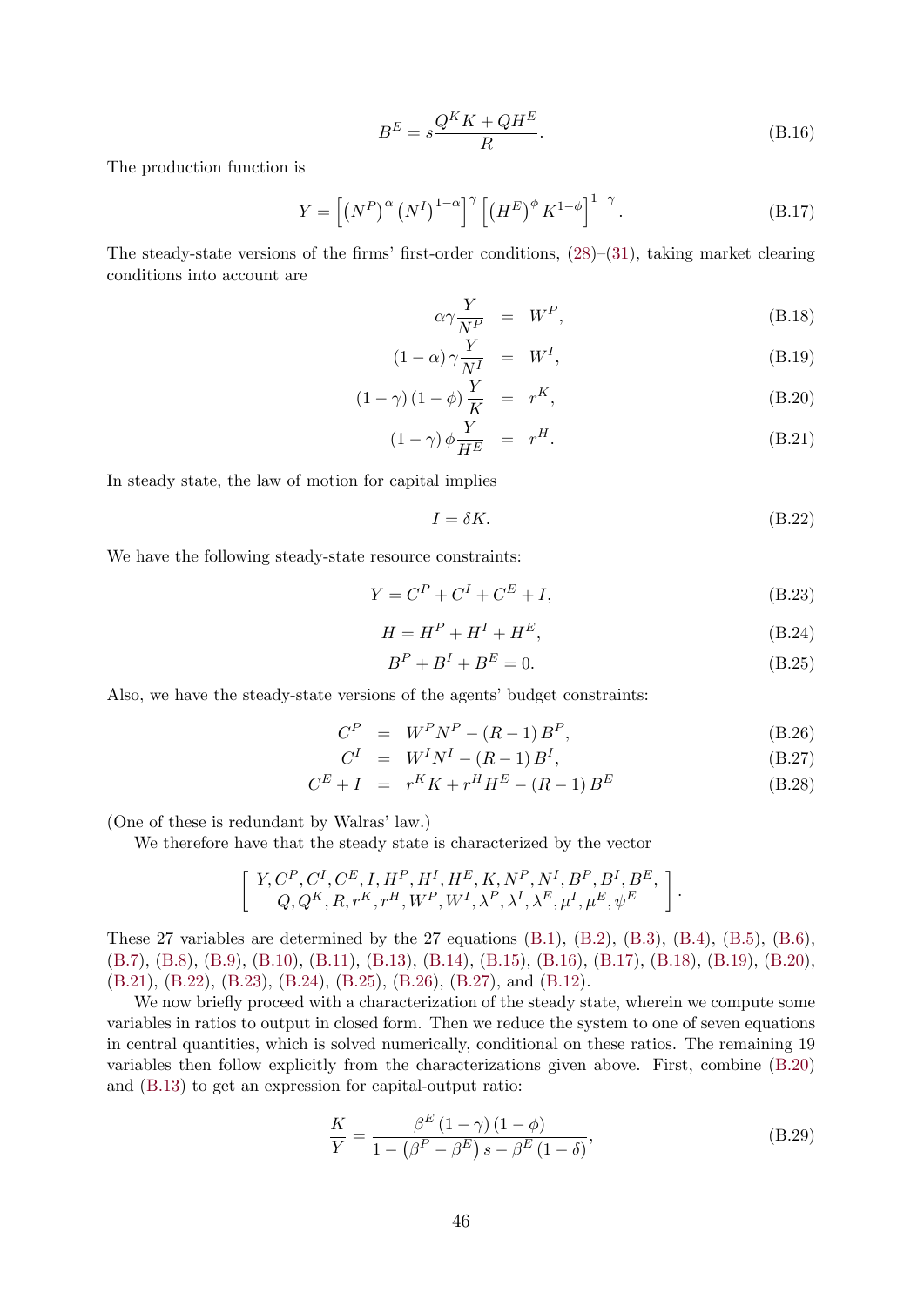$$B^E = s\frac{Q^K K + QH^E}{R}. \tag{B.16}$$

The production function is

$$Y = \left[\left(N^P\right)^\alpha \left(N^I\right)^{1-\alpha}\right]^\gamma \left[\left(H^E\right)^\phi K^{1-\phi}\right]^{1-\gamma}. \tag{B.17}$$

The steady-state versions of the firms' first-order conditions, (28)–(31), taking market clearing conditions into account are

$$\alpha\gamma\frac{Y}{N^P} = W^P, \tag{B.18}$$

$$(1-\alpha)\gamma\frac{Y}{N^I} = W^I, \tag{B.19}$$

$$(1-\gamma)(1-\phi)\frac{Y}{K} = r^K, \tag{B.20}$$

$$(1-\gamma)\phi\frac{Y}{H^E} = r^H. \tag{B.21}$$

In steady state, the law of motion for capital implies

$$I = \delta K. \tag{B.22}$$

We have the following steady-state resource constraints:

$$Y = C^P + C^I + C^E + I, \tag{B.23}$$

$$H = H^P + H^I + H^E, \tag{B.24}$$

$$B^P + B^I + B^E = 0. \tag{B.25}$$

Also, we have the steady-state versions of the agents' budget constraints:

$$C^P = W^P N^P - (R-1)B^P, \tag{B.26}$$

$$C^I = W^I N^I - (R-1)B^I, \tag{B.27}$$

$$C^E + I = r^K K + r^H H^E - (R-1)B^E \tag{B.28}$$

(One of these is redundant by Walras' law.)

We therefore have that the steady state is characterized by the vector

$$\left[\begin{array}{c} Y, C^P, C^I, C^E, I, H^P, H^I, H^E, K, N^P, N^I, B^P, B^I, B^E, \\ Q, Q^K, R, r^K, r^H, W^P, W^I, \lambda^P, \lambda^I, \lambda^E, \mu^I, \mu^E, \psi^E \end{array}\right].$$

These 27 variables are determined by the 27 equations (B.1), (B.2), (B.3), (B.4), (B.5), (B.6), (B.7), (B.8), (B.9), (B.10), (B.11), (B.13), (B.14), (B.15), (B.16), (B.17), (B.18), (B.19), (B.20), (B.21), (B.22), (B.23), (B.24), (B.25), (B.26), (B.27), and (B.12).

We now briefly proceed with a characterization of the steady state, wherein we compute some variables in ratios to output in closed form. Then we reduce the system to one of seven equations in central quantities, which is solved numerically, conditional on these ratios. The remaining 19 variables then follow explicitly from the characterizations given above. First, combine (B.20) and (B.13) to get an expression for capital-output ratio:

$$\frac{K}{Y} = \frac{\beta^E(1-\gamma)(1-\phi)}{1-\left(\beta^P-\beta^E\right)s-\beta^E(1-\delta)}, \tag{B.29}$$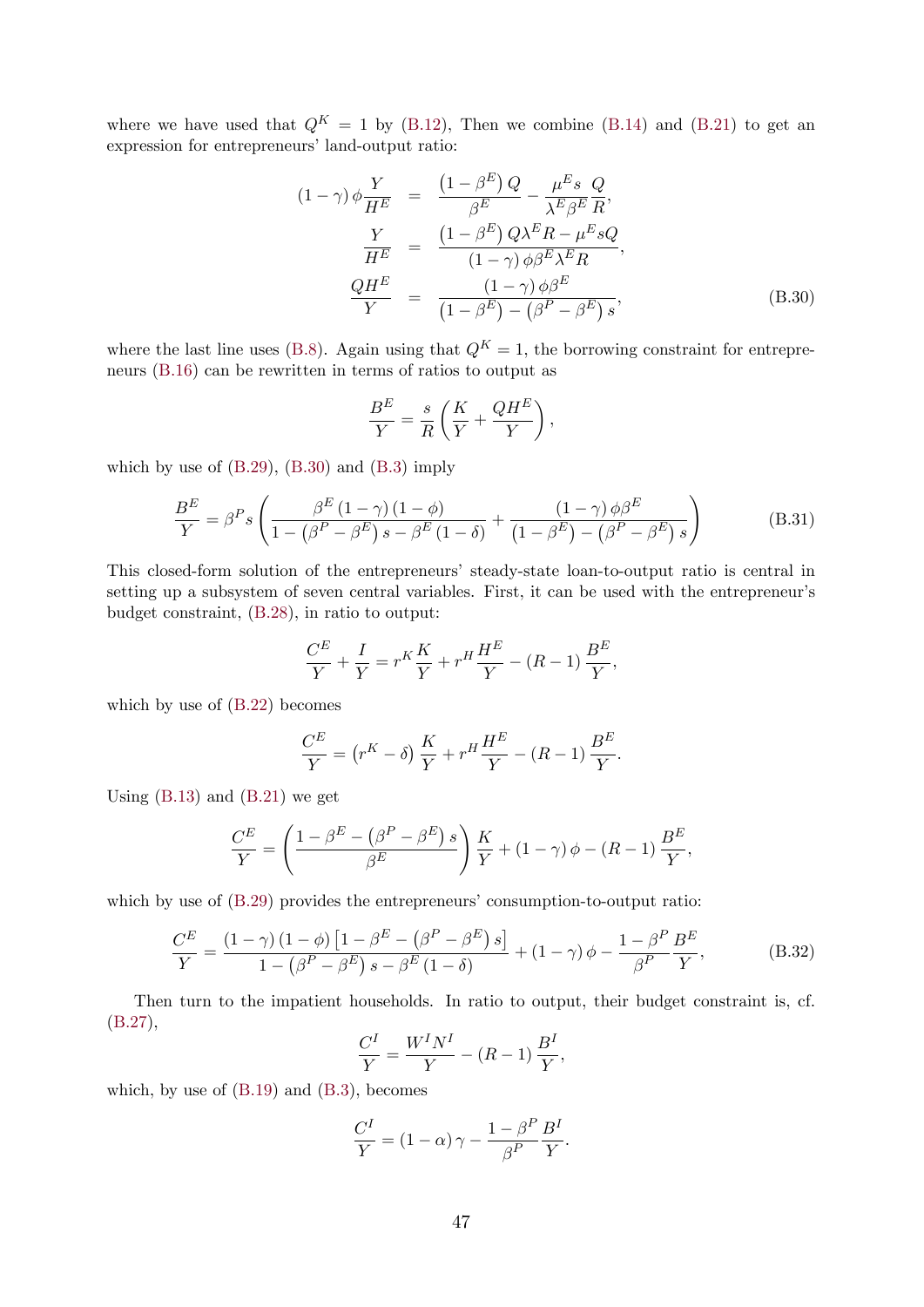where we have used that $Q^K = 1$ by (B.12), Then we combine (B.14) and (B.21) to get an expression for entrepreneurs' land-output ratio:

$$
\begin{aligned}
(1-\gamma)\phi\frac{Y}{H^E} &= \frac{\left(1-\beta^E\right)Q}{\beta^E} - \frac{\mu^E s}{\lambda^E \beta^E}\frac{Q}{R}, \\
\frac{Y}{H^E} &= \frac{\left(1-\beta^E\right)Q\lambda^E R - \mu^E s Q}{(1-\gamma)\phi\beta^E\lambda^E R}, \\
\frac{QH^E}{Y} &= \frac{(1-\gamma)\phi\beta^E}{\left(1-\beta^E\right)-\left(\beta^P-\beta^E\right)s},
\end{aligned}
\tag{B.30}
$$

where the last line uses (B.8). Again using that $Q^K = 1$, the borrowing constraint for entrepreneurs (B.16) can be rewritten in terms of ratios to output as

$$
\frac{B^E}{Y} = \frac{s}{R}\left(\frac{K}{Y} + \frac{QH^E}{Y}\right),
$$

which by use of (B.29), (B.30) and (B.3) imply

$$
\frac{B^E}{Y} = \beta^P s\left(\frac{\beta^E(1-\gamma)(1-\phi)}{1-\left(\beta^P-\beta^E\right)s-\beta^E(1-\delta)} + \frac{(1-\gamma)\phi\beta^E}{\left(1-\beta^E\right)-\left(\beta^P-\beta^E\right)s}\right)
\tag{B.31}
$$

This closed-form solution of the entrepreneurs' steady-state loan-to-output ratio is central in setting up a subsystem of seven central variables. First, it can be used with the entrepreneur's budget constraint, (B.28), in ratio to output:

$$
\frac{C^E}{Y} + \frac{I}{Y} = r^K\frac{K}{Y} + r^H\frac{H^E}{Y} - (R-1)\frac{B^E}{Y},
$$

which by use of (B.22) becomes

$$
\frac{C^E}{Y} = \left(r^K - \delta\right)\frac{K}{Y} + r^H\frac{H^E}{Y} - (R-1)\frac{B^E}{Y}.
$$

Using (B.13) and (B.21) we get

$$
\frac{C^E}{Y} = \left(\frac{1-\beta^E-\left(\beta^P-\beta^E\right)s}{\beta^E}\right)\frac{K}{Y} + (1-\gamma)\phi - (R-1)\frac{B^E}{Y},
$$

which by use of (B.29) provides the entrepreneurs' consumption-to-output ratio:

$$
\frac{C^E}{Y} = \frac{(1-\gamma)(1-\phi)\left[1-\beta^E-\left(\beta^P-\beta^E\right)s\right]}{1-\left(\beta^P-\beta^E\right)s-\beta^E(1-\delta)} + (1-\gamma)\phi - \frac{1-\beta^P}{\beta^P}\frac{B^E}{Y},
\tag{B.32}
$$

Then turn to the impatient households. In ratio to output, their budget constraint is, cf. (B.27),

$$
\frac{C^I}{Y} = \frac{W^I N^I}{Y} - (R-1)\frac{B^I}{Y},
$$

which, by use of (B.19) and (B.3), becomes

$$
\frac{C^I}{Y} = (1-\alpha)\gamma - \frac{1-\beta^P}{\beta^P}\frac{B^I}{Y}.
$$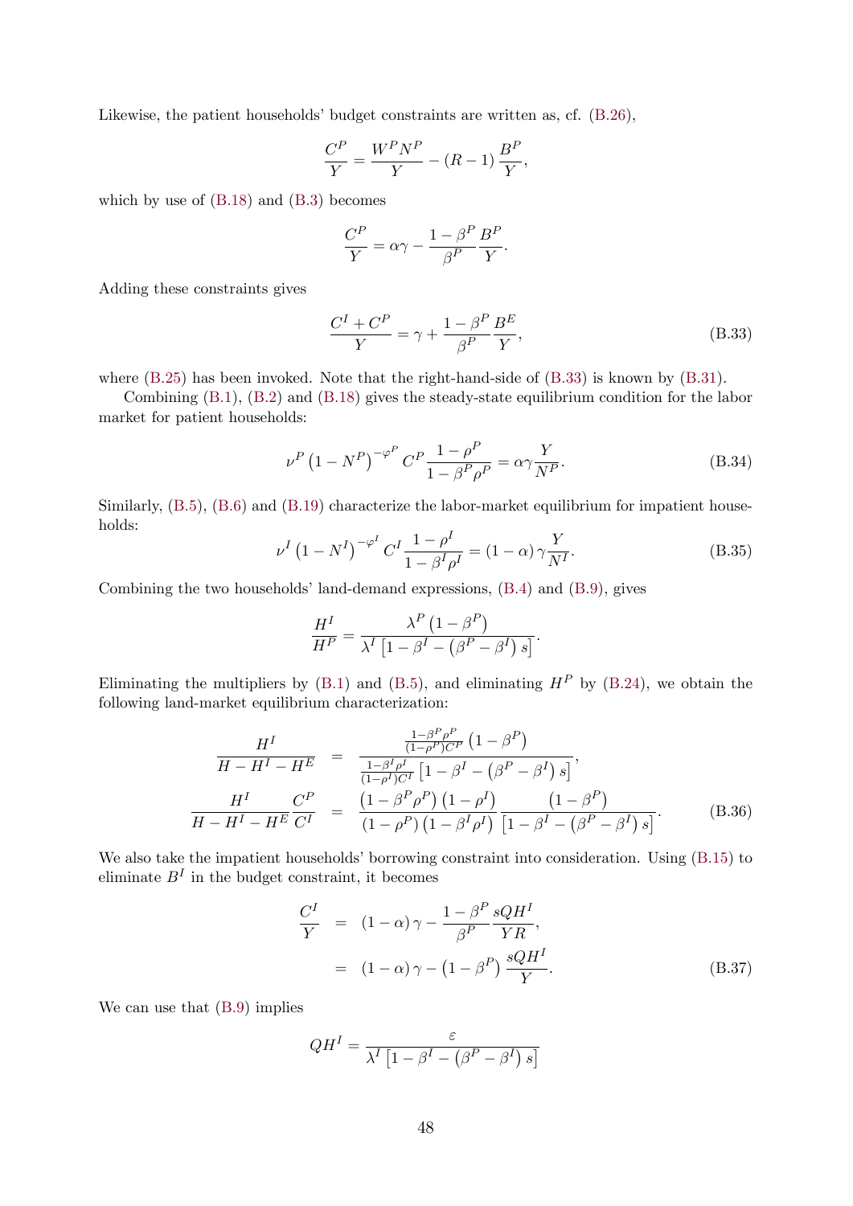Likewise, the patient households' budget constraints are written as, cf. (B.26),

$$\frac{C^P}{Y} = \frac{W^P N^P}{Y} - (R-1)\frac{B^P}{Y},$$

which by use of (B.18) and (B.3) becomes

$$\frac{C^P}{Y} = \alpha\gamma - \frac{1-\beta^P}{\beta^P}\frac{B^P}{Y}.$$

Adding these constraints gives

$$\frac{C^I + C^P}{Y} = \gamma + \frac{1-\beta^P}{\beta^P}\frac{B^E}{Y}, \tag{B.33}$$

where (B.25) has been invoked. Note that the right-hand-side of (B.33) is known by (B.31).

Combining (B.1), (B.2) and (B.18) gives the steady-state equilibrium condition for the labor market for patient households:

$$\nu^P \left(1-N^P\right)^{-\varphi^P} C^P \frac{1-\rho^P}{1-\beta^P\rho^P} = \alpha\gamma\frac{Y}{N^P}. \tag{B.34}$$

Similarly, (B.5), (B.6) and (B.19) characterize the labor-market equilibrium for impatient households:

$$\nu^I \left(1-N^I\right)^{-\varphi^I} C^I \frac{1-\rho^I}{1-\beta^I\rho^I} = (1-\alpha)\gamma\frac{Y}{N^I}. \tag{B.35}$$

Combining the two households' land-demand expressions, (B.4) and (B.9), gives

$$\frac{H^I}{H^P} = \frac{\lambda^P\left(1-\beta^P\right)}{\lambda^I\left[1-\beta^I-\left(\beta^P-\beta^I\right)s\right]}.$$

Eliminating the multipliers by (B.1) and (B.5), and eliminating $H^P$ by (B.24), we obtain the following land-market equilibrium characterization:

$$\begin{aligned}
\frac{H^I}{H-H^I-H^E} &= \frac{\frac{1-\beta^P\rho^P}{(1-\rho^P)C^P}\left(1-\beta^P\right)}{\frac{1-\beta^I\rho^I}{(1-\rho^I)C^I}\left[1-\beta^I-\left(\beta^P-\beta^I\right)s\right]}, \\
\frac{H^I}{H-H^I-H^E}\frac{C^P}{C^I} &= \frac{\left(1-\beta^P\rho^P\right)\left(1-\rho^I\right)}{\left(1-\rho^P\right)\left(1-\beta^I\rho^I\right)}\frac{\left(1-\beta^P\right)}{\left[1-\beta^I-\left(\beta^P-\beta^I\right)s\right]}.
\end{aligned} \tag{B.36}$$

We also take the impatient households' borrowing constraint into consideration. Using (B.15) to eliminate $B^I$ in the budget constraint, it becomes

$$\begin{aligned}
\frac{C^I}{Y} &= (1-\alpha)\gamma - \frac{1-\beta^P}{\beta^P}\frac{sQH^I}{YR}, \\
&= (1-\alpha)\gamma - \left(1-\beta^P\right)\frac{sQH^I}{Y}.
\end{aligned} \tag{B.37}$$

We can use that (B.9) implies

$$QH^I = \frac{\varepsilon}{\lambda^I\left[1-\beta^I-\left(\beta^P-\beta^I\right)s\right]}$$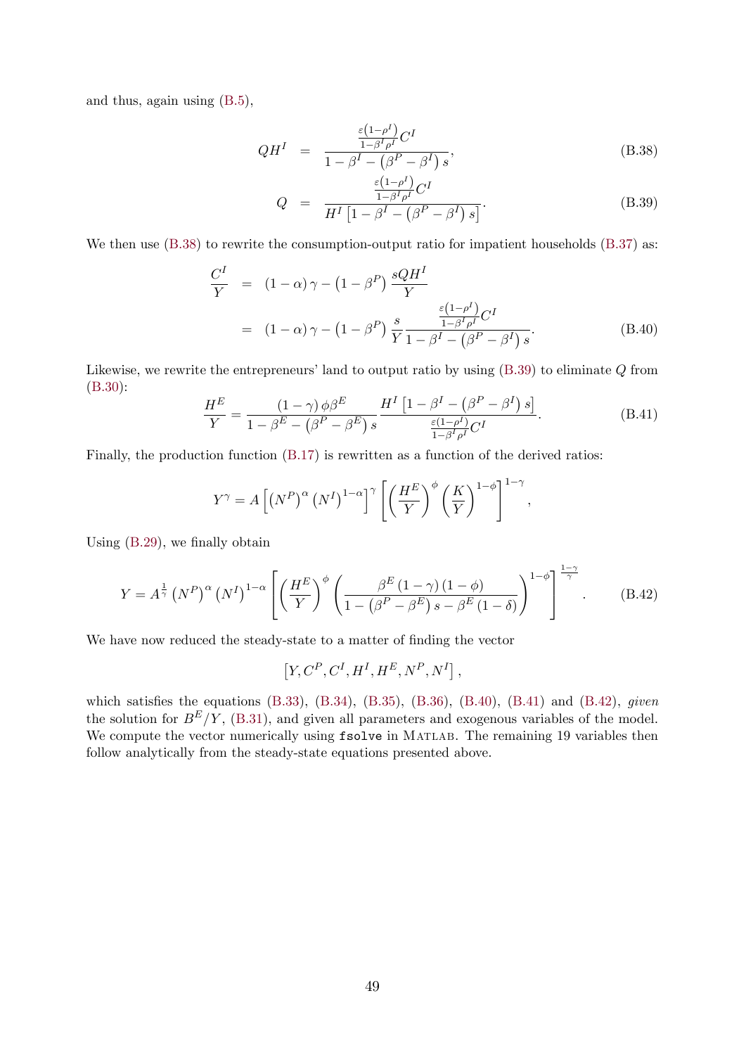and thus, again using (B.5),

$$QH^I = \frac{\frac{\varepsilon(1-\rho^I)}{1-\beta^I\rho^I}C^I}{1-\beta^I-(\beta^P-\beta^I)s}, \tag{B.38}$$

$$Q = \frac{\frac{\varepsilon(1-\rho^I)}{1-\beta^I\rho^I}C^I}{H^I\left[1-\beta^I-(\beta^P-\beta^I)s\right]}. \tag{B.39}$$

We then use (B.38) to rewrite the consumption-output ratio for impatient households (B.37) as:

$$\begin{aligned}
\frac{C^I}{Y} &= (1-\alpha)\gamma - \left(1-\beta^P\right)\frac{sQH^I}{Y} \\
&= (1-\alpha)\gamma - \left(1-\beta^P\right)\frac{s}{Y}\frac{\frac{\varepsilon(1-\rho^I)}{1-\beta^I\rho^I}C^I}{1-\beta^I-(\beta^P-\beta^I)s}.
\end{aligned} \tag{B.40}$$

Likewise, we rewrite the entrepreneurs' land to output ratio by using (B.39) to eliminate $Q$ from (B.30):

$$\frac{H^E}{Y} = \frac{(1-\gamma)\phi\beta^E}{1-\beta^E-(\beta^P-\beta^E)s}\frac{H^I\left[1-\beta^I-(\beta^P-\beta^I)s\right]}{\frac{\varepsilon(1-\rho^I)}{1-\beta^I\rho^I}C^I}. \tag{B.41}$$

Finally, the production function (B.17) is rewritten as a function of the derived ratios:

$$Y^\gamma = A\left[\left(N^P\right)^\alpha\left(N^I\right)^{1-\alpha}\right]^\gamma\left[\left(\frac{H^E}{Y}\right)^\phi\left(\frac{K}{Y}\right)^{1-\phi}\right]^{1-\gamma},$$

Using (B.29), we finally obtain

$$Y = A^{\frac{1}{\gamma}}\left(N^P\right)^\alpha\left(N^I\right)^{1-\alpha}\left[\left(\frac{H^E}{Y}\right)^\phi\left(\frac{\beta^E(1-\gamma)(1-\phi)}{1-(\beta^P-\beta^E)s-\beta^E(1-\delta)}\right)^{1-\phi}\right]^{\frac{1-\gamma}{\gamma}}. \tag{B.42}$$

We have now reduced the steady-state to a matter of finding the vector

$$\left[Y, C^P, C^I, H^I, H^E, N^P, N^I\right],$$

which satisfies the equations (B.33), (B.34), (B.35), (B.36), (B.40), (B.41) and (B.42), *given* the solution for $B^E/Y$, (B.31), and given all parameters and exogenous variables of the model. We compute the vector numerically using `fsolve` in MATLAB. The remaining 19 variables then follow analytically from the steady-state equations presented above.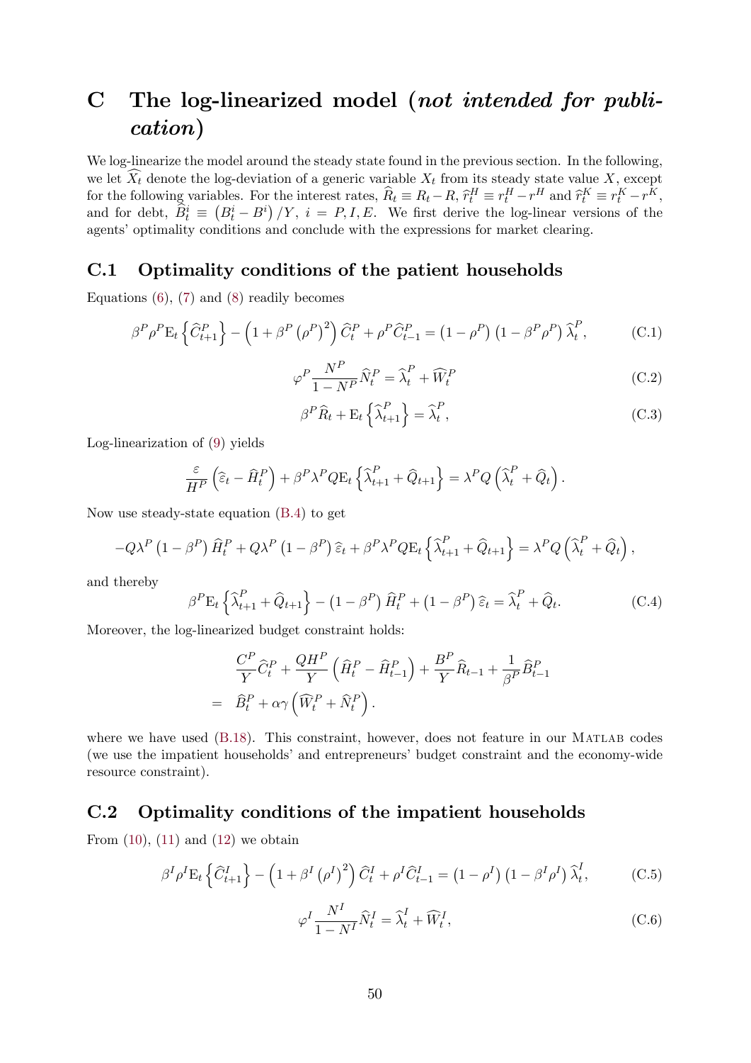# C The log-linearized model (*not intended for publication*)

We log-linearize the model around the steady state found in the previous section. In the following, we let $\widehat{X}_t$ denote the log-deviation of a generic variable $X_t$ from its steady state value $X$, except for the following variables. For the interest rates, $\widehat{R}_t \equiv R_t - R$, $\widehat{r}_t^H \equiv r_t^H - r^H$ and $\widehat{r}_t^K \equiv r_t^K - r^K$, and for debt, $\widehat{B}_t^i \equiv \left(B_t^i - B^i\right)/Y$, $i = P, I, E$. We first derive the log-linear versions of the agents' optimality conditions and conclude with the expressions for market clearing.

## C.1 Optimality conditions of the patient households

Equations (6), (7) and (8) readily becomes

$$\beta^P \rho^P \mathrm{E}_t\left\{\widehat{C}_{t+1}^P\right\} - \left(1 + \beta^P \left(\rho^P\right)^2\right)\widehat{C}_t^P + \rho^P \widehat{C}_{t-1}^P = \left(1-\rho^P\right)\left(1-\beta^P\rho^P\right)\widehat{\lambda}_t^P, \tag{C.1}$$

$$\varphi^P \frac{N^P}{1-N^P}\widehat{N}_t^P = \widehat{\lambda}_t^P + \widehat{W}_t^P \tag{C.2}$$

$$\beta^P \widehat{R}_t + \mathrm{E}_t\left\{\widehat{\lambda}_{t+1}^P\right\} = \widehat{\lambda}_t^P, \tag{C.3}$$

Log-linearization of (9) yields

$$\frac{\varepsilon}{H^P}\left(\widehat{\varepsilon}_t - \widehat{H}_t^P\right) + \beta^P \lambda^P Q \mathrm{E}_t\left\{\widehat{\lambda}_{t+1}^P + \widehat{Q}_{t+1}\right\} = \lambda^P Q\left(\widehat{\lambda}_t^P + \widehat{Q}_t\right).$$

Now use steady-state equation (B.4) to get

$$-Q\lambda^P\left(1-\beta^P\right)\widehat{H}_t^P + Q\lambda^P\left(1-\beta^P\right)\widehat{\varepsilon}_t + \beta^P\lambda^P Q \mathrm{E}_t\left\{\widehat{\lambda}_{t+1}^P + \widehat{Q}_{t+1}\right\} = \lambda^P Q\left(\widehat{\lambda}_t^P + \widehat{Q}_t\right),$$

and thereby

$$\beta^P \mathrm{E}_t\left\{\widehat{\lambda}_{t+1}^P + \widehat{Q}_{t+1}\right\} - \left(1-\beta^P\right)\widehat{H}_t^P + \left(1-\beta^P\right)\widehat{\varepsilon}_t = \widehat{\lambda}_t^P + \widehat{Q}_t. \tag{C.4}$$

Moreover, the log-linearized budget constraint holds:

$$\begin{aligned} &\frac{C^P}{Y}\widehat{C}_t^P + \frac{QH^P}{Y}\left(\widehat{H}_t^P - \widehat{H}_{t-1}^P\right) + \frac{B^P}{Y}\widehat{R}_{t-1} + \frac{1}{\beta^P}\widehat{B}_{t-1}^P \\ = \;& \widehat{B}_t^P + \alpha\gamma\left(\widehat{W}_t^P + \widehat{N}_t^P\right). \end{aligned}$$

where we have used (B.18). This constraint, however, does not feature in our MATLAB codes (we use the impatient households' and entrepreneurs' budget constraint and the economy-wide resource constraint).

## C.2 Optimality conditions of the impatient households

From (10), (11) and (12) we obtain

$$\beta^I \rho^I \mathrm{E}_t\left\{\widehat{C}_{t+1}^I\right\} - \left(1 + \beta^I \left(\rho^I\right)^2\right)\widehat{C}_t^I + \rho^I \widehat{C}_{t-1}^I = \left(1-\rho^I\right)\left(1-\beta^I\rho^I\right)\widehat{\lambda}_t^I, \tag{C.5}$$

$$\varphi^I \frac{N^I}{1-N^I}\widehat{N}_t^I = \widehat{\lambda}_t^I + \widehat{W}_t^I, \tag{C.6}$$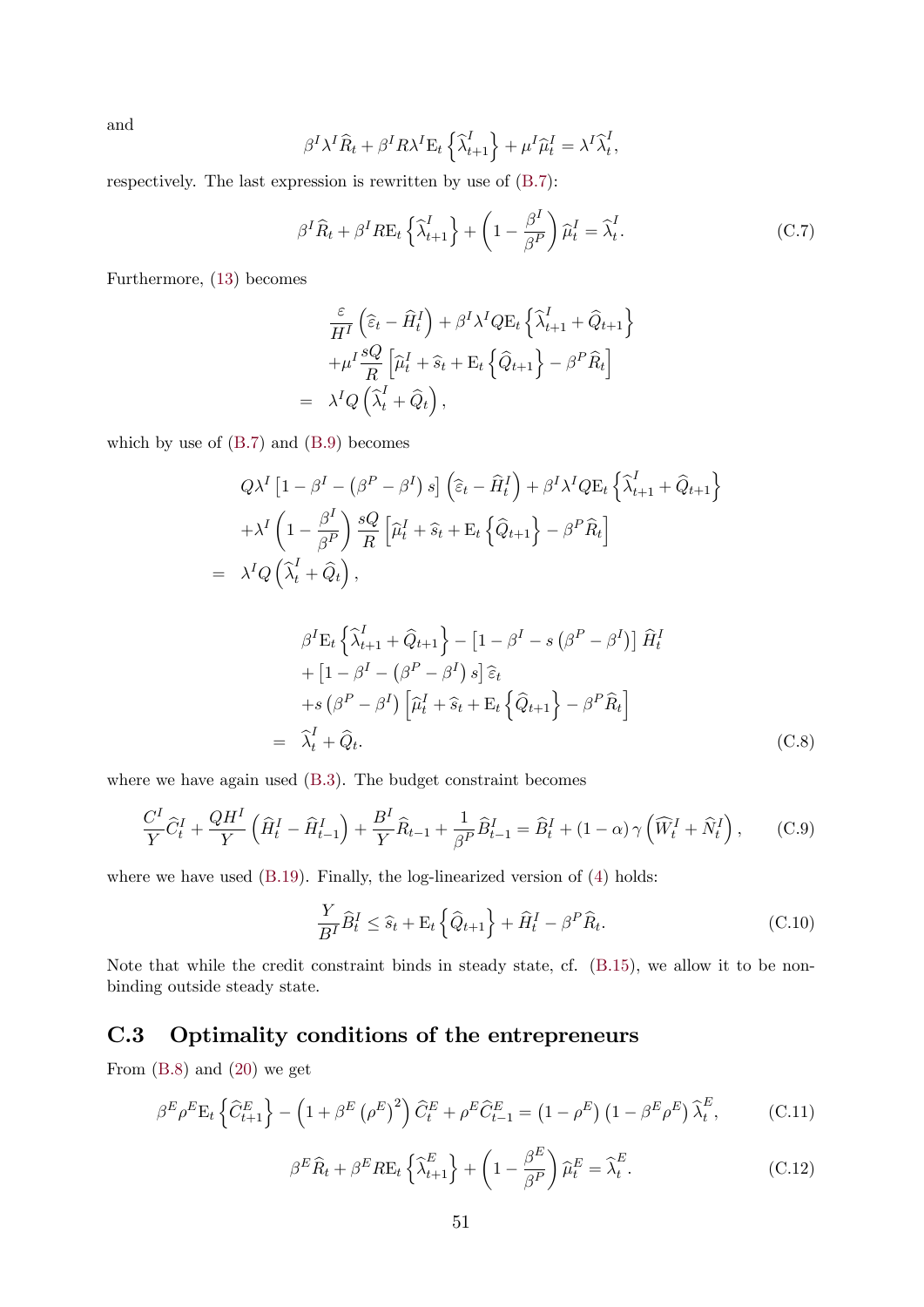and

$$\beta^I \lambda^I \widehat{R}_t + \beta^I R \lambda^I \mathrm{E}_t \left\{ \widehat{\lambda}^I_{t+1} \right\} + \mu^I \widehat{\mu}^I_t = \lambda^I \widehat{\lambda}^I_t,$$

respectively. The last expression is rewritten by use of (B.7):

$$\beta^I \widehat{R}_t + \beta^I R \mathrm{E}_t \left\{ \widehat{\lambda}^I_{t+1} \right\} + \left( 1 - \frac{\beta^I}{\beta^P} \right) \widehat{\mu}^I_t = \widehat{\lambda}^I_t. \tag{C.7}$$

Furthermore, (13) becomes

$$\begin{aligned}
& \frac{\varepsilon}{H^I} \left( \widehat{\varepsilon}_t - \widehat{H}^I_t \right) + \beta^I \lambda^I Q \mathrm{E}_t \left\{ \widehat{\lambda}^I_{t+1} + \widehat{Q}_{t+1} \right\} \\
& + \mu^I \frac{sQ}{R} \left[ \widehat{\mu}^I_t + \widehat{s}_t + \mathrm{E}_t \left\{ \widehat{Q}_{t+1} \right\} - \beta^P \widehat{R}_t \right] \\
= \; & \lambda^I Q \left( \widehat{\lambda}^I_t + \widehat{Q}_t \right),
\end{aligned}$$

which by use of (B.7) and (B.9) becomes

$$\begin{aligned}
& Q \lambda^I \left[ 1 - \beta^I - \left( \beta^P - \beta^I \right) s \right] \left( \widehat{\varepsilon}_t - \widehat{H}^I_t \right) + \beta^I \lambda^I Q \mathrm{E}_t \left\{ \widehat{\lambda}^I_{t+1} + \widehat{Q}_{t+1} \right\} \\
& + \lambda^I \left( 1 - \frac{\beta^I}{\beta^P} \right) \frac{sQ}{R} \left[ \widehat{\mu}^I_t + \widehat{s}_t + \mathrm{E}_t \left\{ \widehat{Q}_{t+1} \right\} - \beta^P \widehat{R}_t \right] \\
= \; & \lambda^I Q \left( \widehat{\lambda}^I_t + \widehat{Q}_t \right),
\end{aligned}$$

$$\begin{aligned}
& \beta^I \mathrm{E}_t \left\{ \widehat{\lambda}^I_{t+1} + \widehat{Q}_{t+1} \right\} - \left[ 1 - \beta^I - s \left( \beta^P - \beta^I \right) \right] \widehat{H}^I_t \\
& + \left[ 1 - \beta^I - \left( \beta^P - \beta^I \right) s \right] \widehat{\varepsilon}_t \\
& + s \left( \beta^P - \beta^I \right) \left[ \widehat{\mu}^I_t + \widehat{s}_t + \mathrm{E}_t \left\{ \widehat{Q}_{t+1} \right\} - \beta^P \widehat{R}_t \right] \\
= \; & \widehat{\lambda}^I_t + \widehat{Q}_t.
\end{aligned} \tag{C.8}$$

where we have again used (B.3). The budget constraint becomes

$$\frac{C^I}{Y} \widehat{C}^I_t + \frac{Q H^I}{Y} \left( \widehat{H}^I_t - \widehat{H}^I_{t-1} \right) + \frac{B^I}{Y} \widehat{R}_{t-1} + \frac{1}{\beta^P} \widehat{B}^I_{t-1} = \widehat{B}^I_t + (1 - \alpha) \gamma \left( \widehat{W}^I_t + \widehat{N}^I_t \right), \tag{C.9}$$

where we have used (B.19). Finally, the log-linearized version of (4) holds:

$$\frac{Y}{B^I} \widehat{B}^I_t \leq \widehat{s}_t + \mathrm{E}_t \left\{ \widehat{Q}_{t+1} \right\} + \widehat{H}^I_t - \beta^P \widehat{R}_t. \tag{C.10}$$

Note that while the credit constraint binds in steady state, cf. (B.15), we allow it to be non-binding outside steady state.

## C.3 Optimality conditions of the entrepreneurs

From (B.8) and (20) we get

$$\beta^E \rho^E \mathrm{E}_t \left\{ \widehat{C}^E_{t+1} \right\} - \left( 1 + \beta^E \left( \rho^E \right)^2 \right) \widehat{C}^E_t + \rho^E \widehat{C}^E_{t-1} = \left( 1 - \rho^E \right) \left( 1 - \beta^E \rho^E \right) \widehat{\lambda}^E_t, \tag{C.11}$$

$$\beta^E \widehat{R}_t + \beta^E R \mathrm{E}_t \left\{ \widehat{\lambda}^E_{t+1} \right\} + \left( 1 - \frac{\beta^E}{\beta^P} \right) \widehat{\mu}^E_t = \widehat{\lambda}^E_t. \tag{C.12}$$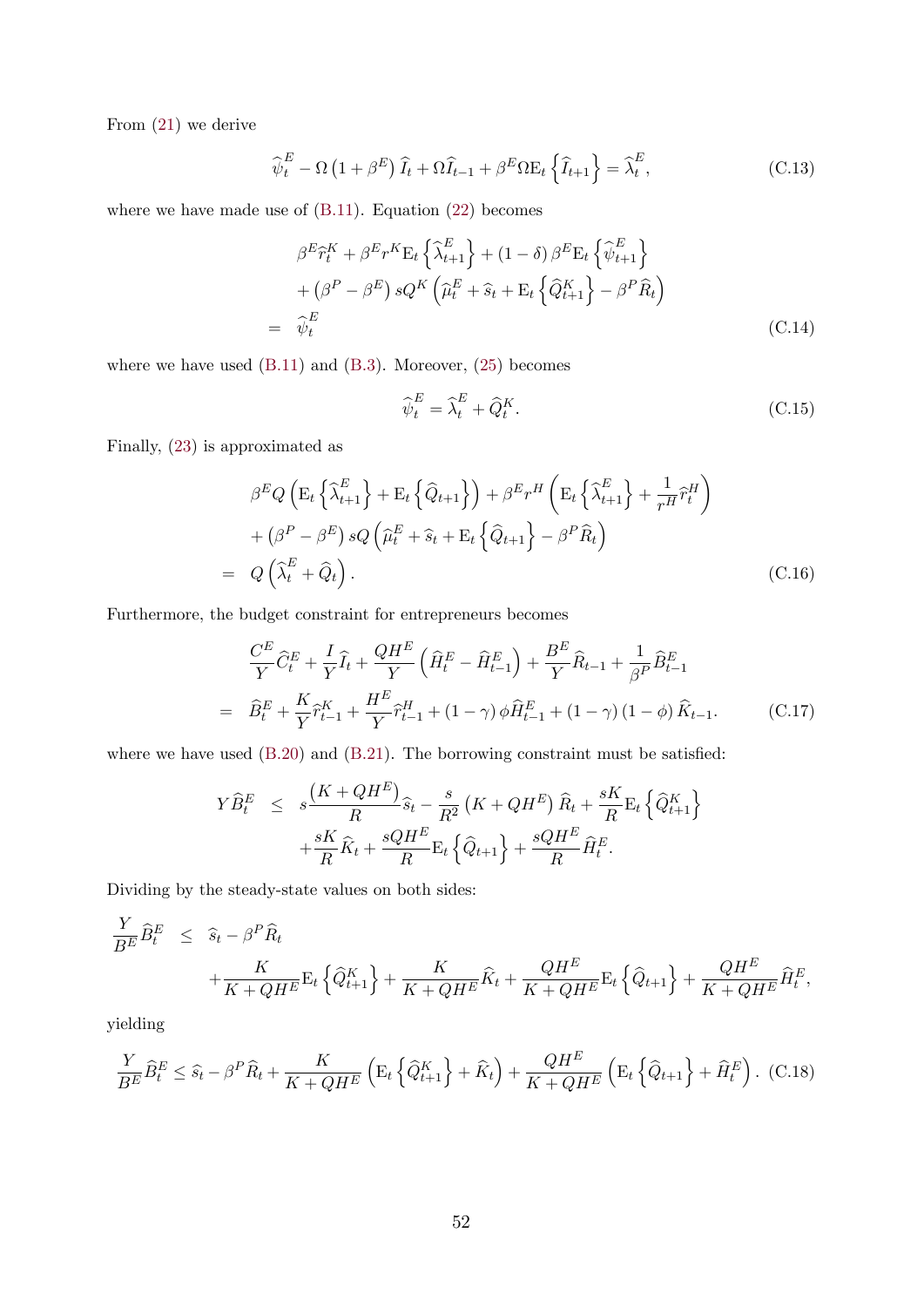From (21) we derive

$$\widehat{\psi}_t^E - \Omega\left(1+\beta^E\right)\widehat{I}_t + \Omega\widehat{I}_{t-1} + \beta^E\Omega\mathrm{E}_t\left\{\widehat{I}_{t+1}\right\} = \widehat{\lambda}_t^E, \tag{C.13}$$

where we have made use of (B.11). Equation (22) becomes

$$\begin{aligned}
& \beta^E\widehat{r}_t^K + \beta^E r^K \mathrm{E}_t\left\{\widehat{\lambda}_{t+1}^E\right\} + (1-\delta)\beta^E\mathrm{E}_t\left\{\widehat{\psi}_{t+1}^E\right\} \\
& + \left(\beta^P - \beta^E\right)sQ^K\left(\widehat{\mu}_t^E + \widehat{s}_t + \mathrm{E}_t\left\{\widehat{Q}_{t+1}^K\right\} - \beta^P\widehat{R}_t\right) \\
= \;& \widehat{\psi}_t^E
\end{aligned} \tag{C.14}$$

where we have used (B.11) and (B.3). Moreover, (25) becomes

$$\widehat{\psi}_t^E = \widehat{\lambda}_t^E + \widehat{Q}_t^K. \tag{C.15}$$

Finally, (23) is approximated as

$$\begin{aligned}
& \beta^E Q\left(\mathrm{E}_t\left\{\widehat{\lambda}_{t+1}^E\right\} + \mathrm{E}_t\left\{\widehat{Q}_{t+1}\right\}\right) + \beta^E r^H\left(\mathrm{E}_t\left\{\widehat{\lambda}_{t+1}^E\right\} + \frac{1}{r^H}\widehat{r}_t^H\right) \\
& + \left(\beta^P - \beta^E\right)sQ\left(\widehat{\mu}_t^E + \widehat{s}_t + \mathrm{E}_t\left\{\widehat{Q}_{t+1}\right\} - \beta^P\widehat{R}_t\right) \\
= \;& Q\left(\widehat{\lambda}_t^E + \widehat{Q}_t\right).
\end{aligned} \tag{C.16}$$

Furthermore, the budget constraint for entrepreneurs becomes

$$\begin{aligned}
& \frac{C^E}{Y}\widehat{C}_t^E + \frac{I}{Y}\widehat{I}_t + \frac{QH^E}{Y}\left(\widehat{H}_t^E - \widehat{H}_{t-1}^E\right) + \frac{B^E}{Y}\widehat{R}_{t-1} + \frac{1}{\beta^P}\widehat{B}_{t-1}^E \\
= \;& \widehat{B}_t^E + \frac{K}{Y}\widehat{r}_{t-1}^K + \frac{H^E}{Y}\widehat{r}_{t-1}^H + (1-\gamma)\phi\widehat{H}_{t-1}^E + (1-\gamma)(1-\phi)\widehat{K}_{t-1}.
\end{aligned} \tag{C.17}$$

where we have used (B.20) and (B.21). The borrowing constraint must be satisfied:

$$\begin{aligned}
Y\widehat{B}_t^E \;\leq\; & s\frac{\left(K+QH^E\right)}{R}\widehat{s}_t - \frac{s}{R^2}\left(K+QH^E\right)\widehat{R}_t + \frac{sK}{R}\mathrm{E}_t\left\{\widehat{Q}_{t+1}^K\right\} \\
& + \frac{sK}{R}\widehat{K}_t + \frac{sQH^E}{R}\mathrm{E}_t\left\{\widehat{Q}_{t+1}\right\} + \frac{sQH^E}{R}\widehat{H}_t^E.
\end{aligned}$$

Dividing by the steady-state values on both sides:

$$\begin{aligned}
\frac{Y}{B^E}\widehat{B}_t^E \;\leq\; & \widehat{s}_t - \beta^P\widehat{R}_t \\
& + \frac{K}{K+QH^E}\mathrm{E}_t\left\{\widehat{Q}_{t+1}^K\right\} + \frac{K}{K+QH^E}\widehat{K}_t + \frac{QH^E}{K+QH^E}\mathrm{E}_t\left\{\widehat{Q}_{t+1}\right\} + \frac{QH^E}{K+QH^E}\widehat{H}_t^E,
\end{aligned}$$

yielding

$$\frac{Y}{B^E}\widehat{B}_t^E \leq \widehat{s}_t - \beta^P\widehat{R}_t + \frac{K}{K+QH^E}\left(\mathrm{E}_t\left\{\widehat{Q}_{t+1}^K\right\} + \widehat{K}_t\right) + \frac{QH^E}{K+QH^E}\left(\mathrm{E}_t\left\{\widehat{Q}_{t+1}\right\} + \widehat{H}_t^E\right). \tag{C.18}$$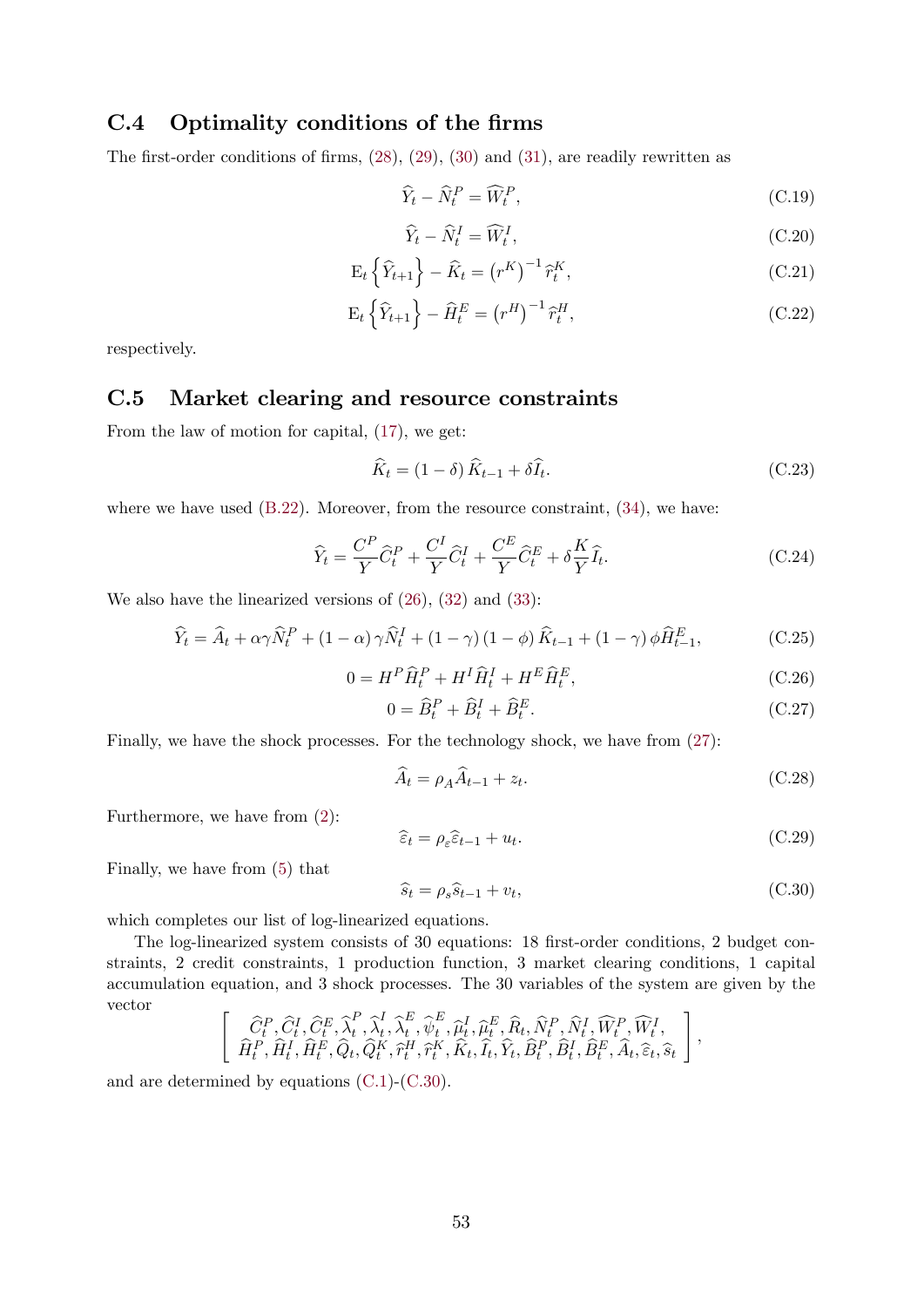## C.4 Optimality conditions of the firms

The first-order conditions of firms, (28), (29), (30) and (31), are readily rewritten as

$$\widehat{Y}_t - \widehat{N}_t^P = \widehat{W}_t^P, \tag{C.19}$$

$$\widehat{Y}_t - \widehat{N}_t^I = \widehat{W}_t^I, \tag{C.20}$$

$$\mathrm{E}_t\left\{\widehat{Y}_{t+1}\right\} - \widehat{K}_t = \left(r^K\right)^{-1}\widehat{r}_t^K, \tag{C.21}$$

$$\mathrm{E}_t\left\{\widehat{Y}_{t+1}\right\} - \widehat{H}_t^E = \left(r^H\right)^{-1}\widehat{r}_t^H, \tag{C.22}$$

respectively.

## C.5 Market clearing and resource constraints

From the law of motion for capital, (17), we get:

$$\widehat{K}_t = (1-\delta)\,\widehat{K}_{t-1} + \delta\widehat{I}_t. \tag{C.23}$$

where we have used (B.22). Moreover, from the resource constraint, (34), we have:

$$\widehat{Y}_t = \frac{C^P}{Y}\widehat{C}_t^P + \frac{C^I}{Y}\widehat{C}_t^I + \frac{C^E}{Y}\widehat{C}_t^E + \delta\frac{K}{Y}\widehat{I}_t. \tag{C.24}$$

We also have the linearized versions of (26), (32) and (33):

$$\widehat{Y}_t = \widehat{A}_t + \alpha\gamma\widehat{N}_t^P + (1-\alpha)\,\gamma\widehat{N}_t^I + (1-\gamma)\,(1-\phi)\,\widehat{K}_{t-1} + (1-\gamma)\,\phi\widehat{H}_{t-1}^E, \tag{C.25}$$

$$0 = H^P\widehat{H}_t^P + H^I\widehat{H}_t^I + H^E\widehat{H}_t^E, \tag{C.26}$$

$$0 = \widehat{B}_t^P + \widehat{B}_t^I + \widehat{B}_t^E. \tag{C.27}$$

Finally, we have the shock processes. For the technology shock, we have from (27):

$$\widehat{A}_t = \rho_A\widehat{A}_{t-1} + z_t. \tag{C.28}$$

Furthermore, we have from (2):

$$\widehat{\varepsilon}_t = \rho_\varepsilon\widehat{\varepsilon}_{t-1} + u_t. \tag{C.29}$$

Finally, we have from (5) that

$$\widehat{s}_t = \rho_s\widehat{s}_{t-1} + v_t, \tag{C.30}$$

which completes our list of log-linearized equations.

The log-linearized system consists of 30 equations: 18 first-order conditions, 2 budget constraints, 2 credit constraints, 1 production function, 3 market clearing conditions, 1 capital accumulation equation, and 3 shock processes. The 30 variables of the system are given by the vector

$$\left[\begin{array}{c} \widehat{C}_t^P, \widehat{C}_t^I, \widehat{C}_t^E, \widehat{\lambda}_t^P, \widehat{\lambda}_t^I, \widehat{\lambda}_t^E, \widehat{\psi}_t^E, \widehat{\mu}_t^I, \widehat{\mu}_t^E, \widehat{R}_t, \widehat{N}_t^P, \widehat{N}_t^I, \widehat{W}_t^P, \widehat{W}_t^I, \\ \widehat{H}_t^P, \widehat{H}_t^I, \widehat{H}_t^E, \widehat{Q}_t, \widehat{Q}_t^K, \widehat{r}_t^H, \widehat{r}_t^K, \widehat{K}_t, \widehat{I}_t, \widehat{Y}_t, \widehat{B}_t^P, \widehat{B}_t^I, \widehat{B}_t^E, \widehat{A}_t, \widehat{\varepsilon}_t, \widehat{s}_t \end{array}\right],$$

and are determined by equations (C.1)-(C.30).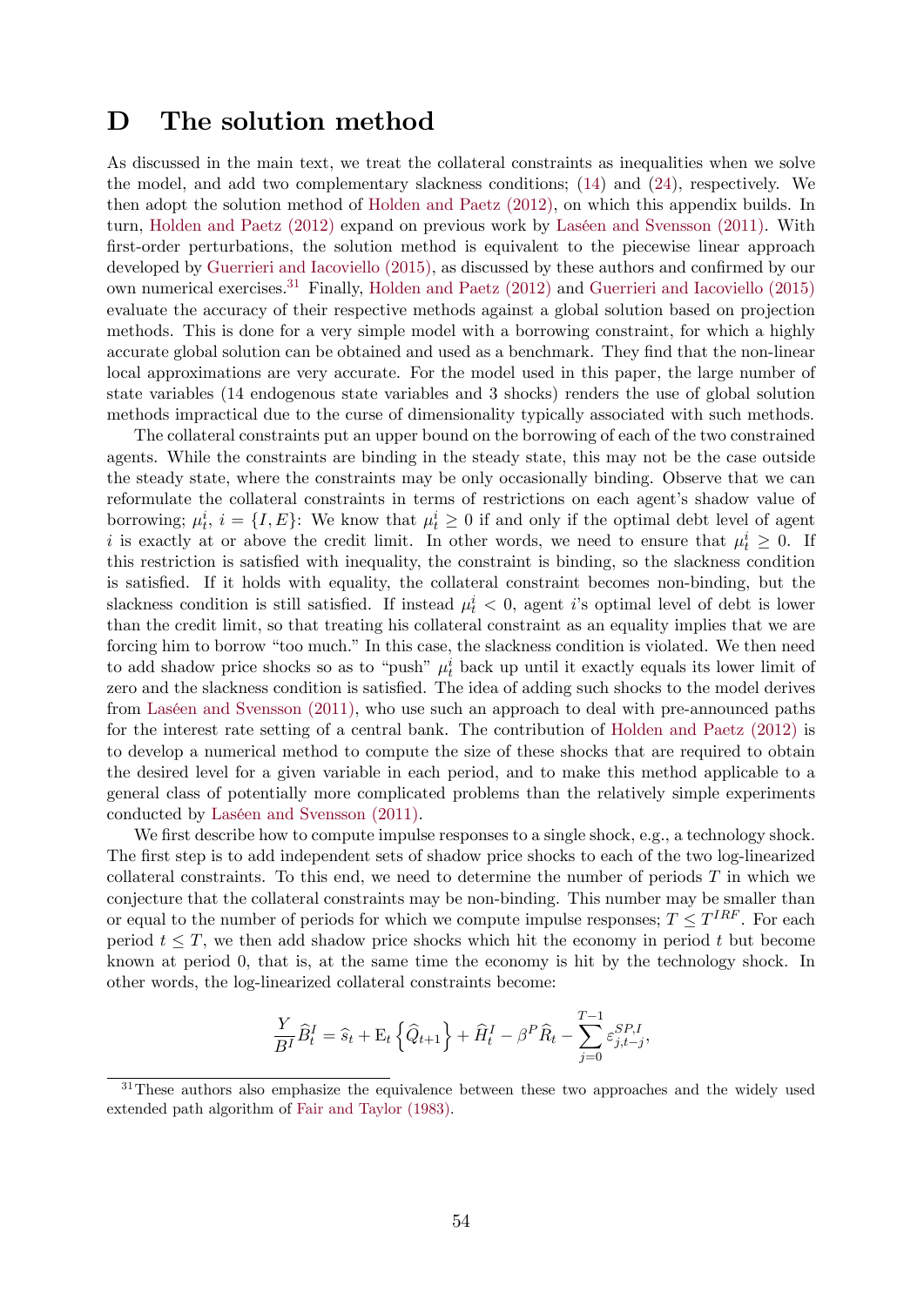# D The solution method

As discussed in the main text, we treat the collateral constraints as inequalities when we solve the model, and add two complementary slackness conditions; (14) and (24), respectively. We then adopt the solution method of Holden and Paetz (2012), on which this appendix builds. In turn, Holden and Paetz (2012) expand on previous work by Laséen and Svensson (2011). With first-order perturbations, the solution method is equivalent to the piecewise linear approach developed by Guerrieri and Iacoviello (2015), as discussed by these authors and confirmed by our own numerical exercises.[31] Finally, Holden and Paetz (2012) and Guerrieri and Iacoviello (2015) evaluate the accuracy of their respective methods against a global solution based on projection methods. This is done for a very simple model with a borrowing constraint, for which a highly accurate global solution can be obtained and used as a benchmark. They find that the non-linear local approximations are very accurate. For the model used in this paper, the large number of state variables (14 endogenous state variables and 3 shocks) renders the use of global solution methods impractical due to the curse of dimensionality typically associated with such methods.

The collateral constraints put an upper bound on the borrowing of each of the two constrained agents. While the constraints are binding in the steady state, this may not be the case outside the steady state, where the constraints may be only occasionally binding. Observe that we can reformulate the collateral constraints in terms of restrictions on each agent's shadow value of borrowing; $\mu_t^i$, $i = \{I, E\}$: We know that $\mu_t^i \geq 0$ if and only if the optimal debt level of agent $i$ is exactly at or above the credit limit. In other words, we need to ensure that $\mu_t^i \geq 0$. If this restriction is satisfied with inequality, the constraint is binding, so the slackness condition is satisfied. If it holds with equality, the collateral constraint becomes non-binding, but the slackness condition is still satisfied. If instead $\mu_t^i < 0$, agent $i$'s optimal level of debt is lower than the credit limit, so that treating his collateral constraint as an equality implies that we are forcing him to borrow "too much." In this case, the slackness condition is violated. We then need to add shadow price shocks so as to "push" $\mu_t^i$ back up until it exactly equals its lower limit of zero and the slackness condition is satisfied. The idea of adding such shocks to the model derives from Laséen and Svensson (2011), who use such an approach to deal with pre-announced paths for the interest rate setting of a central bank. The contribution of Holden and Paetz (2012) is to develop a numerical method to compute the size of these shocks that are required to obtain the desired level for a given variable in each period, and to make this method applicable to a general class of potentially more complicated problems than the relatively simple experiments conducted by Laséen and Svensson (2011).

We first describe how to compute impulse responses to a single shock, e.g., a technology shock. The first step is to add independent sets of shadow price shocks to each of the two log-linearized collateral constraints. To this end, we need to determine the number of periods $T$ in which we conjecture that the collateral constraints may be non-binding. This number may be smaller than or equal to the number of periods for which we compute impulse responses; $T \leq T^{IRF}$. For each period $t \leq T$, we then add shadow price shocks which hit the economy in period $t$ but become known at period 0, that is, at the same time the economy is hit by the technology shock. In other words, the log-linearized collateral constraints become:

$$\frac{Y}{B^I}\widehat{B}_t^I = \widehat{s}_t + \mathrm{E}_t\left\{\widehat{Q}_{t+1}\right\} + \widehat{H}_t^I - \beta^P \widehat{R}_t - \sum_{j=0}^{T-1} \varepsilon_{j,t-j}^{SP,I},$$

[31] These authors also emphasize the equivalence between these two approaches and the widely used extended path algorithm of Fair and Taylor (1983).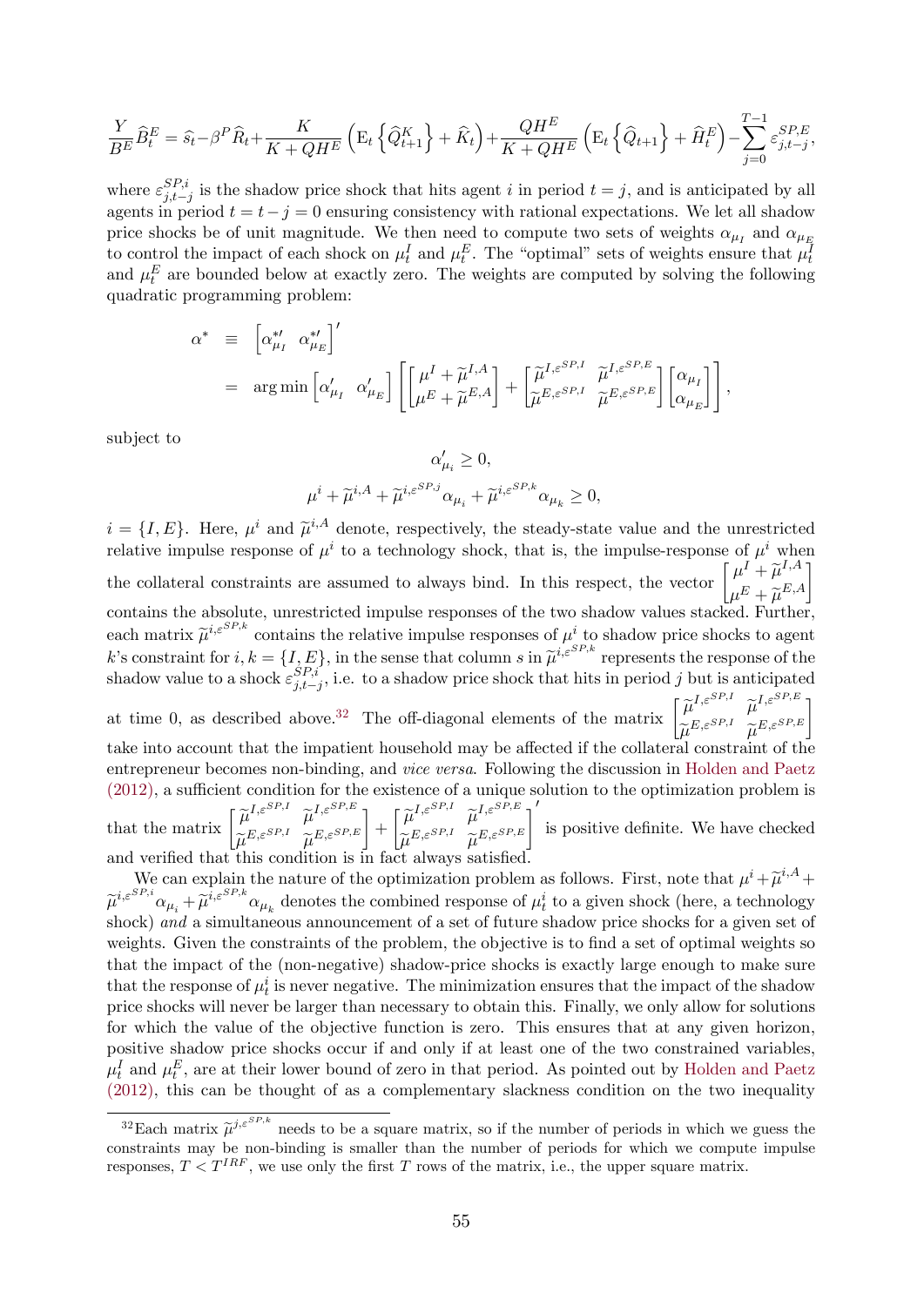$$\frac{Y}{B^E}\widehat{B}_t^E = \widehat{s}_t - \beta^P \widehat{R}_t + \frac{K}{K+QH^E}\left(\mathrm{E}_t\left\{\widehat{Q}_{t+1}^K\right\} + \widehat{K}_t\right) + \frac{QH^E}{K+QH^E}\left(\mathrm{E}_t\left\{\widehat{Q}_{t+1}\right\} + \widehat{H}_t^E\right) - \sum_{j=0}^{T-1} \varepsilon_{j,t-j}^{SP,E},$$

where $\varepsilon_{j,t-j}^{SP,i}$ is the shadow price shock that hits agent $i$ in period $t=j$, and is anticipated by all agents in period $t=t-j=0$ ensuring consistency with rational expectations. We let all shadow price shocks be of unit magnitude. We then need to compute two sets of weights $\alpha_{\mu_I}$ and $\alpha_{\mu_E}$ to control the impact of each shock on $\mu_t^I$ and $\mu_t^E$. The "optimal" sets of weights ensure that $\mu_t^I$ and $\mu_t^E$ are bounded below at exactly zero. The weights are computed by solving the following quadratic programming problem:

$$\begin{aligned}
\alpha^* &\equiv \begin{bmatrix}\alpha_{\mu_I}^{*\prime} & \alpha_{\mu_E}^{*\prime}\end{bmatrix}' \\
&= \arg\min \begin{bmatrix}\alpha_{\mu_I}' & \alpha_{\mu_E}'\end{bmatrix}\left[\begin{bmatrix}\mu^I + \widetilde{\mu}^{I,A} \\ \mu^E + \widetilde{\mu}^{E,A}\end{bmatrix} + \begin{bmatrix}\widetilde{\mu}^{I,\varepsilon^{SP,I}} & \widetilde{\mu}^{I,\varepsilon^{SP,E}} \\ \widetilde{\mu}^{E,\varepsilon^{SP,I}} & \widetilde{\mu}^{E,\varepsilon^{SP,E}}\end{bmatrix}\begin{bmatrix}\alpha_{\mu_I} \\ \alpha_{\mu_E}\end{bmatrix}\right],
\end{aligned}$$

subject to

$$\alpha_{\mu_i}' \geq 0,$$

$$\mu^i + \widetilde{\mu}^{i,A} + \widetilde{\mu}^{i,\varepsilon^{SP,j}}\alpha_{\mu_i} + \widetilde{\mu}^{i,\varepsilon^{SP,k}}\alpha_{\mu_k} \geq 0,$$

$i=\{I,E\}$. Here, $\mu^i$ and $\widetilde{\mu}^{i,A}$ denote, respectively, the steady-state value and the unrestricted relative impulse response of $\mu^i$ to a technology shock, that is, the impulse-response of $\mu^i$ when the collateral constraints are assumed to always bind. In this respect, the vector $\begin{bmatrix}\mu^I + \widetilde{\mu}^{I,A} \\ \mu^E + \widetilde{\mu}^{E,A}\end{bmatrix}$ contains the absolute, unrestricted impulse responses of the two shadow values stacked. Further, each matrix $\widetilde{\mu}^{i,\varepsilon^{SP,k}}$ contains the relative impulse responses of $\mu^i$ to shadow price shocks to agent $k$'s constraint for $i,k=\{I,E\}$, in the sense that column $s$ in $\widetilde{\mu}^{i,\varepsilon^{SP,k}}$ represents the response of the shadow value to a shock $\varepsilon_{j,t-j}^{SP,i}$, i.e. to a shadow price shock that hits in period $j$ but is anticipated at time 0, as described above.[32] The off-diagonal elements of the matrix $\begin{bmatrix}\widetilde{\mu}^{I,\varepsilon^{SP,I}} & \widetilde{\mu}^{I,\varepsilon^{SP,E}} \\ \widetilde{\mu}^{E,\varepsilon^{SP,I}} & \widetilde{\mu}^{E,\varepsilon^{SP,E}}\end{bmatrix}$ take into account that the impatient household may be affected if the collateral constraint of the entrepreneur becomes non-binding, and *vice versa*. Following the discussion in Holden and Paetz (2012), a sufficient condition for the existence of a unique solution to the optimization problem is that the matrix $\begin{bmatrix}\widetilde{\mu}^{I,\varepsilon^{SP,I}} & \widetilde{\mu}^{I,\varepsilon^{SP,E}} \\ \widetilde{\mu}^{E,\varepsilon^{SP,I}} & \widetilde{\mu}^{E,\varepsilon^{SP,E}}\end{bmatrix} + \begin{bmatrix}\widetilde{\mu}^{I,\varepsilon^{SP,I}} & \widetilde{\mu}^{I,\varepsilon^{SP,E}} \\ \widetilde{\mu}^{E,\varepsilon^{SP,I}} & \widetilde{\mu}^{E,\varepsilon^{SP,E}}\end{bmatrix}'$ is positive definite. We have checked and verified that this condition is in fact always satisfied.

We can explain the nature of the optimization problem as follows. First, note that $\mu^i + \widetilde{\mu}^{i,A} + \widetilde{\mu}^{i,\varepsilon^{SP,i}}\alpha_{\mu_i} + \widetilde{\mu}^{i,\varepsilon^{SP,k}}\alpha_{\mu_k}$ denotes the combined response of $\mu_t^i$ to a given shock (here, a technology shock) *and* a simultaneous announcement of a set of future shadow price shocks for a given set of weights. Given the constraints of the problem, the objective is to find a set of optimal weights so that the impact of the (non-negative) shadow-price shocks is exactly large enough to make sure that the response of $\mu_t^i$ is never negative. The minimization ensures that the impact of the shadow price shocks will never be larger than necessary to obtain this. Finally, we only allow for solutions for which the value of the objective function is zero. This ensures that at any given horizon, positive shadow price shocks occur if and only if at least one of the two constrained variables, $\mu_t^I$ and $\mu_t^E$, are at their lower bound of zero in that period. As pointed out by Holden and Paetz (2012), this can be thought of as a complementary slackness condition on the two inequality

[32] Each matrix $\widetilde{\mu}^{j,\varepsilon^{SP,k}}$ needs to be a square matrix, so if the number of periods in which we guess the constraints may be non-binding is smaller than the number of periods for which we compute impulse responses, $T < T^{IRF}$, we use only the first $T$ rows of the matrix, i.e., the upper square matrix.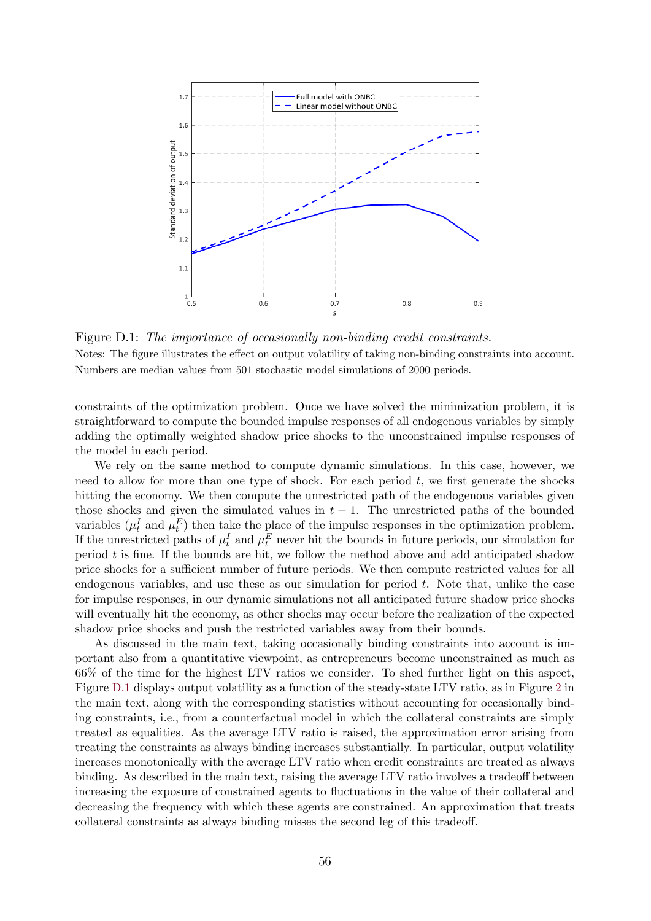Figure D.1: *The importance of occasionally non-binding credit constraints.*

Notes: The figure illustrates the effect on output volatility of taking non-binding constraints into account. Numbers are median values from 501 stochastic model simulations of 2000 periods.

constraints of the optimization problem. Once we have solved the minimization problem, it is straightforward to compute the bounded impulse responses of all endogenous variables by simply adding the optimally weighted shadow price shocks to the unconstrained impulse responses of the model in each period.

We rely on the same method to compute dynamic simulations. In this case, however, we need to allow for more than one type of shock. For each period $t$, we first generate the shocks hitting the economy. We then compute the unrestricted path of the endogenous variables given those shocks and given the simulated values in $t-1$. The unrestricted paths of the bounded variables ($\mu_t^I$ and $\mu_t^E$) then take the place of the impulse responses in the optimization problem. If the unrestricted paths of $\mu_t^I$ and $\mu_t^E$ never hit the bounds in future periods, our simulation for period $t$ is fine. If the bounds are hit, we follow the method above and add anticipated shadow price shocks for a sufficient number of future periods. We then compute restricted values for all endogenous variables, and use these as our simulation for period $t$. Note that, unlike the case for impulse responses, in our dynamic simulations not all anticipated future shadow price shocks will eventually hit the economy, as other shocks may occur before the realization of the expected shadow price shocks and push the restricted variables away from their bounds.

As discussed in the main text, taking occasionally binding constraints into account is important also from a quantitative viewpoint, as entrepreneurs become unconstrained as much as 66% of the time for the highest LTV ratios we consider. To shed further light on this aspect, Figure D.1 displays output volatility as a function of the steady-state LTV ratio, as in Figure 2 in the main text, along with the corresponding statistics without accounting for occasionally binding constraints, i.e., from a counterfactual model in which the collateral constraints are simply treated as equalities. As the average LTV ratio is raised, the approximation error arising from treating the constraints as always binding increases substantially. In particular, output volatility increases monotonically with the average LTV ratio when credit constraints are treated as always binding. As described in the main text, raising the average LTV ratio involves a tradeoff between increasing the exposure of constrained agents to fluctuations in the value of their collateral and decreasing the frequency with which these agents are constrained. An approximation that treats collateral constraints as always binding misses the second leg of this tradeoff.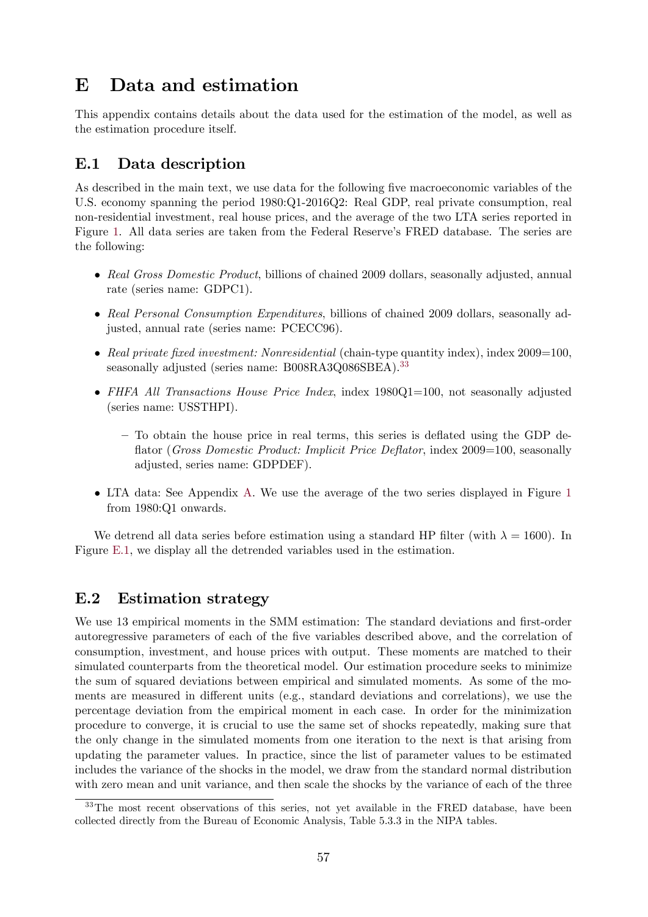# E Data and estimation

This appendix contains details about the data used for the estimation of the model, as well as the estimation procedure itself.

## E.1 Data description

As described in the main text, we use data for the following five macroeconomic variables of the U.S. economy spanning the period 1980:Q1-2016Q2: Real GDP, real private consumption, real non-residential investment, real house prices, and the average of the two LTA series reported in Figure 1. All data series are taken from the Federal Reserve's FRED database. The series are the following:

- *Real Gross Domestic Product*, billions of chained 2009 dollars, seasonally adjusted, annual rate (series name: GDPC1).
- *Real Personal Consumption Expenditures*, billions of chained 2009 dollars, seasonally adjusted, annual rate (series name: PCECC96).
- *Real private fixed investment: Nonresidential* (chain-type quantity index), index 2009=100, seasonally adjusted (series name: B008RA3Q086SBEA).[33]
- *FHFA All Transactions House Price Index*, index 1980Q1=100, not seasonally adjusted (series name: USSTHPI).
  - To obtain the house price in real terms, this series is deflated using the GDP deflator (*Gross Domestic Product: Implicit Price Deflator*, index 2009=100, seasonally adjusted, series name: GDPDEF).
- LTA data: See Appendix A. We use the average of the two series displayed in Figure 1 from 1980:Q1 onwards.

We detrend all data series before estimation using a standard HP filter (with $\lambda = 1600$). In Figure E.1, we display all the detrended variables used in the estimation.

## E.2 Estimation strategy

We use 13 empirical moments in the SMM estimation: The standard deviations and first-order autoregressive parameters of each of the five variables described above, and the correlation of consumption, investment, and house prices with output. These moments are matched to their simulated counterparts from the theoretical model. Our estimation procedure seeks to minimize the sum of squared deviations between empirical and simulated moments. As some of the moments are measured in different units (e.g., standard deviations and correlations), we use the percentage deviation from the empirical moment in each case. In order for the minimization procedure to converge, it is crucial to use the same set of shocks repeatedly, making sure that the only change in the simulated moments from one iteration to the next is that arising from updating the parameter values. In practice, since the list of parameter values to be estimated includes the variance of the shocks in the model, we draw from the standard normal distribution with zero mean and unit variance, and then scale the shocks by the variance of each of the three

[33] The most recent observations of this series, not yet available in the FRED database, have been collected directly from the Bureau of Economic Analysis, Table 5.3.3 in the NIPA tables.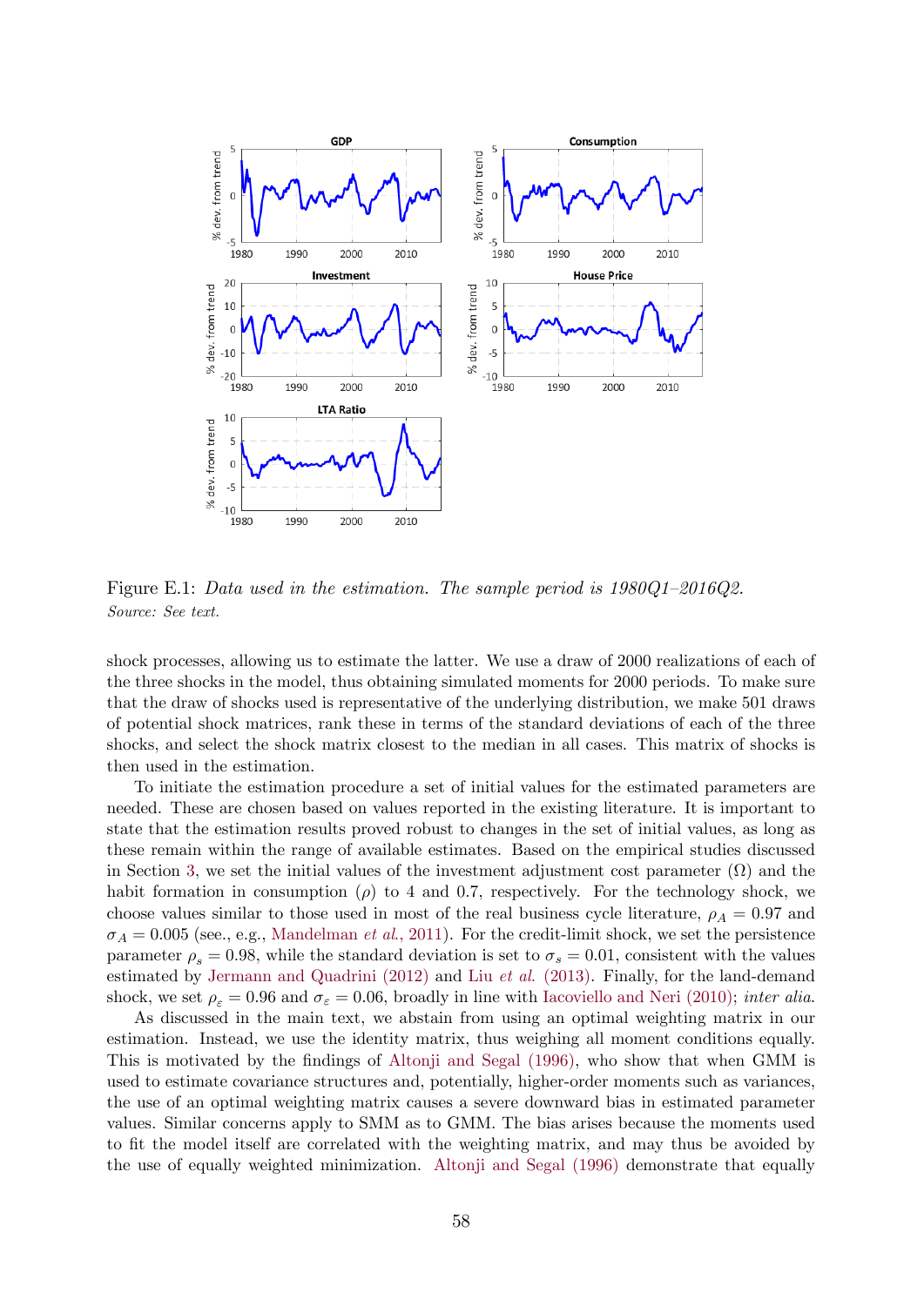Figure E.1: *Data used in the estimation. The sample period is 1980Q1–2016Q2.*
*Source: See text.*

shock processes, allowing us to estimate the latter. We use a draw of 2000 realizations of each of the three shocks in the model, thus obtaining simulated moments for 2000 periods. To make sure that the draw of shocks used is representative of the underlying distribution, we make 501 draws of potential shock matrices, rank these in terms of the standard deviations of each of the three shocks, and select the shock matrix closest to the median in all cases. This matrix of shocks is then used in the estimation.

To initiate the estimation procedure a set of initial values for the estimated parameters are needed. These are chosen based on values reported in the existing literature. It is important to state that the estimation results proved robust to changes in the set of initial values, as long as these remain within the range of available estimates. Based on the empirical studies discussed in Section 3, we set the initial values of the investment adjustment cost parameter ($\Omega$) and the habit formation in consumption ($\rho$) to 4 and 0.7, respectively. For the technology shock, we choose values similar to those used in most of the real business cycle literature, $\rho_A = 0.97$ and $\sigma_A = 0.005$ (see., e.g., Mandelman *et al.*, 2011). For the credit-limit shock, we set the persistence parameter $\rho_s = 0.98$, while the standard deviation is set to $\sigma_s = 0.01$, consistent with the values estimated by Jermann and Quadrini (2012) and Liu *et al.* (2013). Finally, for the land-demand shock, we set $\rho_\varepsilon = 0.96$ and $\sigma_\varepsilon = 0.06$, broadly in line with Iacoviello and Neri (2010); *inter alia*.

As discussed in the main text, we abstain from using an optimal weighting matrix in our estimation. Instead, we use the identity matrix, thus weighing all moment conditions equally. This is motivated by the findings of Altonji and Segal (1996), who show that when GMM is used to estimate covariance structures and, potentially, higher-order moments such as variances, the use of an optimal weighting matrix causes a severe downward bias in estimated parameter values. Similar concerns apply to SMM as to GMM. The bias arises because the moments used to fit the model itself are correlated with the weighting matrix, and may thus be avoided by the use of equally weighted minimization. Altonji and Segal (1996) demonstrate that equally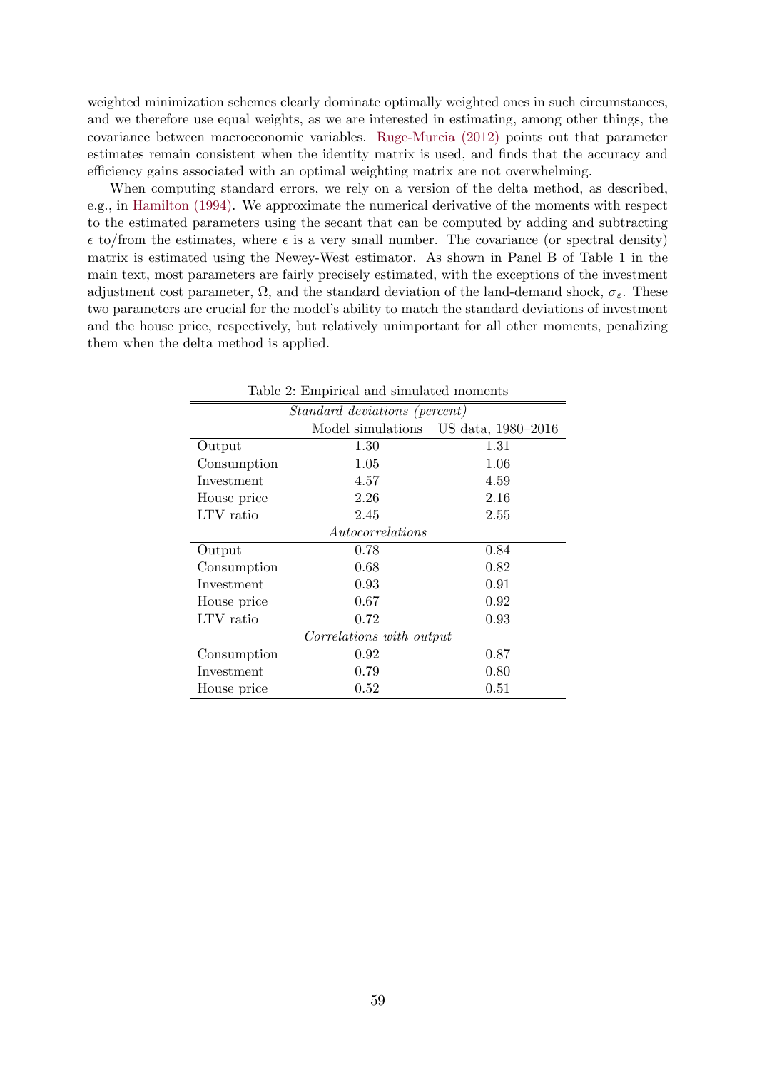weighted minimization schemes clearly dominate optimally weighted ones in such circumstances, and we therefore use equal weights, as we are interested in estimating, among other things, the covariance between macroeconomic variables. Ruge-Murcia (2012) points out that parameter estimates remain consistent when the identity matrix is used, and finds that the accuracy and efficiency gains associated with an optimal weighting matrix are not overwhelming.

When computing standard errors, we rely on a version of the delta method, as described, e.g., in Hamilton (1994). We approximate the numerical derivative of the moments with respect to the estimated parameters using the secant that can be computed by adding and subtracting $\epsilon$ to/from the estimates, where $\epsilon$ is a very small number. The covariance (or spectral density) matrix is estimated using the Newey-West estimator. As shown in Panel B of Table 1 in the main text, most parameters are fairly precisely estimated, with the exceptions of the investment adjustment cost parameter, $\Omega$, and the standard deviation of the land-demand shock, $\sigma_{\varepsilon}$. These two parameters are crucial for the model's ability to match the standard deviations of investment and the house price, respectively, but relatively unimportant for all other moments, penalizing them when the delta method is applied.

Table 2: Empirical and simulated moments

| *Standard deviations (percent)* | | |
|---|---|---|
| | Model simulations | US data, 1980–2016 |
| Output | 1.30 | 1.31 |
| Consumption | 1.05 | 1.06 |
| Investment | 4.57 | 4.59 |
| House price | 2.26 | 2.16 |
| LTV ratio | 2.45 | 2.55 |
| *Autocorrelations* | | |
| Output | 0.78 | 0.84 |
| Consumption | 0.68 | 0.82 |
| Investment | 0.93 | 0.91 |
| House price | 0.67 | 0.92 |
| LTV ratio | 0.72 | 0.93 |
| *Correlations with output* | | |
| Consumption | 0.92 | 0.87 |
| Investment | 0.79 | 0.80 |
| House price | 0.52 | 0.51 |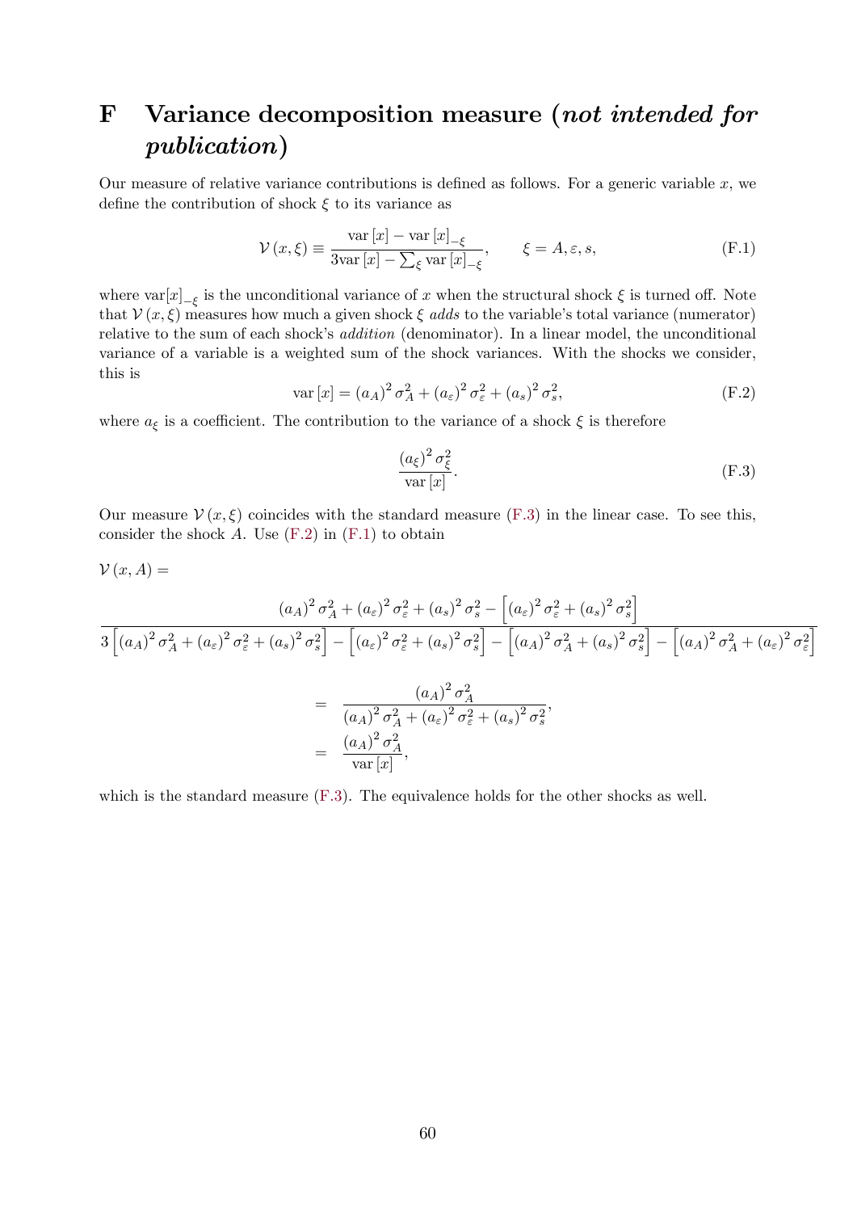# F Variance decomposition measure (*not intended for publication*)

Our measure of relative variance contributions is defined as follows. For a generic variable $x$, we define the contribution of shock $\xi$ to its variance as

$$\mathcal{V}(x,\xi) \equiv \frac{\text{var}[x] - \text{var}[x]_{-\xi}}{3\text{var}[x] - \sum_{\xi} \text{var}[x]_{-\xi}}, \qquad \xi = A, \varepsilon, s, \tag{F.1}$$

where $\text{var}[x]_{-\xi}$ is the unconditional variance of $x$ when the structural shock $\xi$ is turned off. Note that $\mathcal{V}(x,\xi)$ measures how much a given shock $\xi$ *adds* to the variable's total variance (numerator) relative to the sum of each shock's *addition* (denominator). In a linear model, the unconditional variance of a variable is a weighted sum of the shock variances. With the shocks we consider, this is

$$\text{var}[x] = (a_A)^2 \sigma_A^2 + (a_\varepsilon)^2 \sigma_\varepsilon^2 + (a_s)^2 \sigma_s^2, \tag{F.2}$$

where $a_\xi$ is a coefficient. The contribution to the variance of a shock $\xi$ is therefore

$$\frac{(a_\xi)^2 \sigma_\xi^2}{\text{var}[x]}. \tag{F.3}$$

Our measure $\mathcal{V}(x,\xi)$ coincides with the standard measure (F.3) in the linear case. To see this, consider the shock $A$. Use (F.2) in (F.1) to obtain

$$\mathcal{V}(x,A) =$$

$$\frac{(a_A)^2 \sigma_A^2 + (a_\varepsilon)^2 \sigma_\varepsilon^2 + (a_s)^2 \sigma_s^2 - \left[(a_\varepsilon)^2 \sigma_\varepsilon^2 + (a_s)^2 \sigma_s^2\right]}{3\left[(a_A)^2 \sigma_A^2 + (a_\varepsilon)^2 \sigma_\varepsilon^2 + (a_s)^2 \sigma_s^2\right] - \left[(a_\varepsilon)^2 \sigma_\varepsilon^2 + (a_s)^2 \sigma_s^2\right] - \left[(a_A)^2 \sigma_A^2 + (a_s)^2 \sigma_s^2\right] - \left[(a_A)^2 \sigma_A^2 + (a_\varepsilon)^2 \sigma_\varepsilon^2\right]}$$

$$\begin{aligned}
&= \frac{(a_A)^2 \sigma_A^2}{(a_A)^2 \sigma_A^2 + (a_\varepsilon)^2 \sigma_\varepsilon^2 + (a_s)^2 \sigma_s^2}, \\
&= \frac{(a_A)^2 \sigma_A^2}{\text{var}[x]},
\end{aligned}$$

which is the standard measure (F.3). The equivalence holds for the other shocks as well.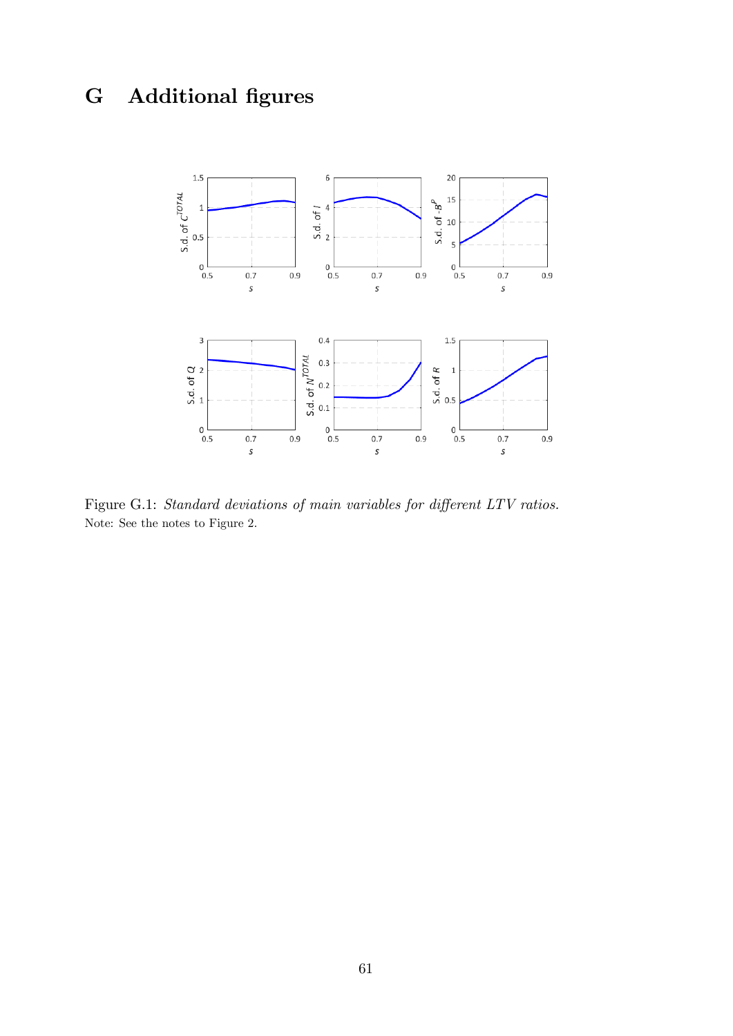# G Additional figures

Figure G.1: *Standard deviations of main variables for different LTV ratios.*
Note: See the notes to Figure 2.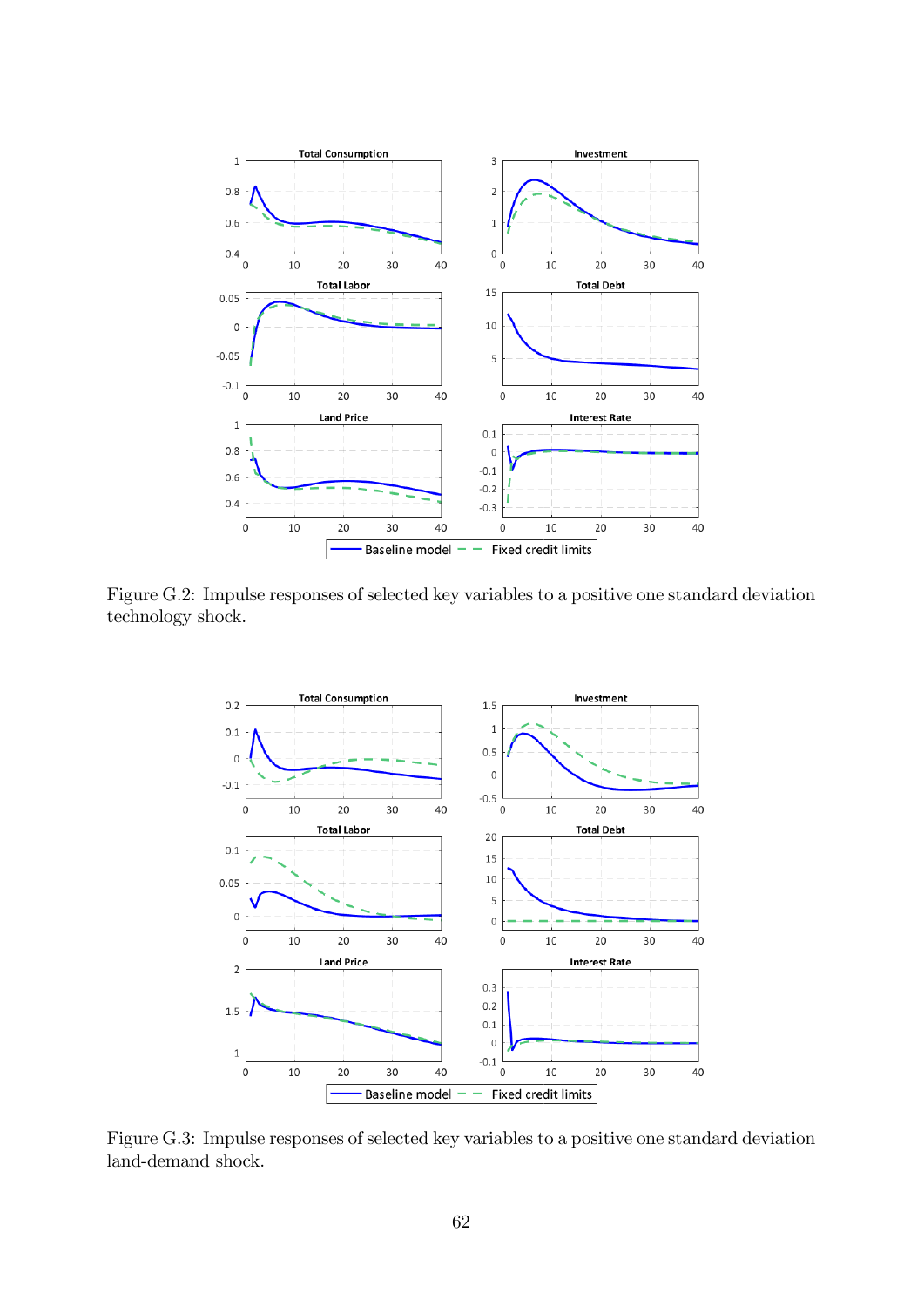Figure G.2: Impulse responses of selected key variables to a positive one standard deviation technology shock.

Figure G.3: Impulse responses of selected key variables to a positive one standard deviation land-demand shock.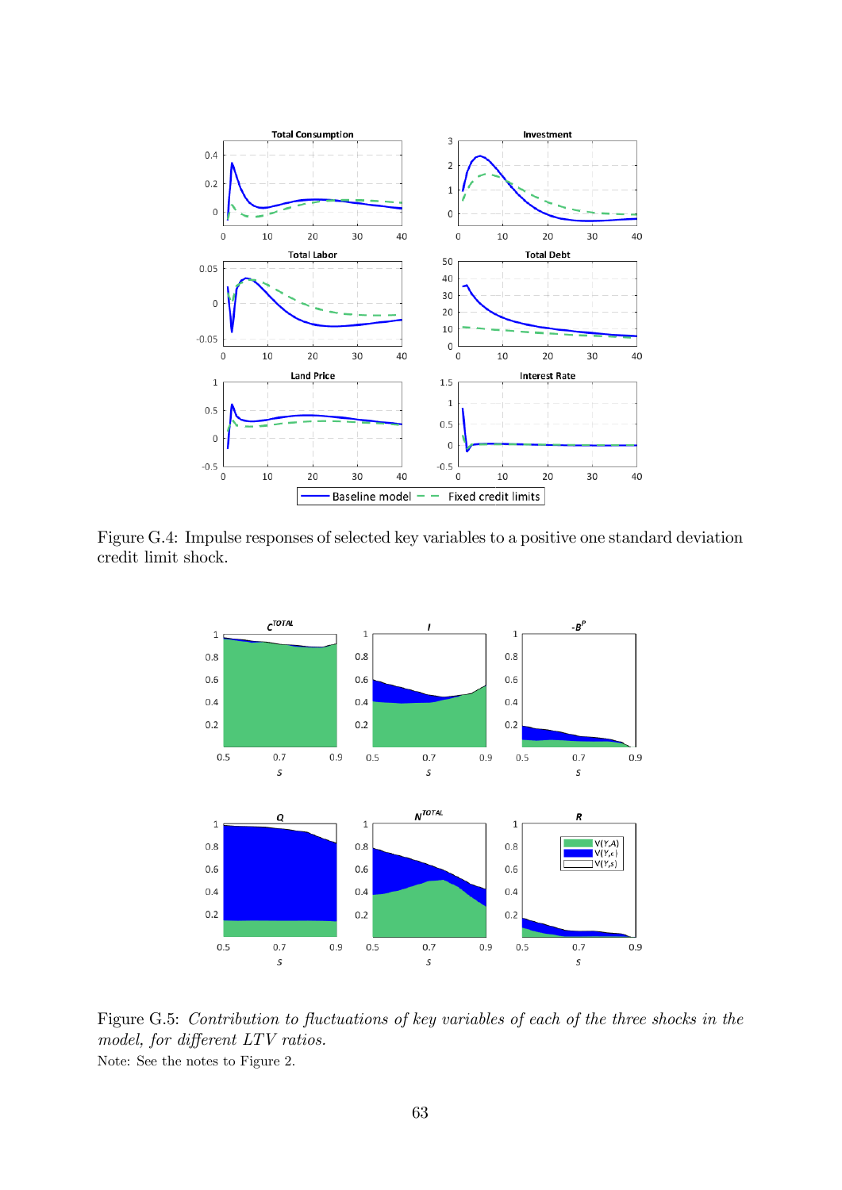Figure G.4: Impulse responses of selected key variables to a positive one standard deviation credit limit shock.

Figure G.5: *Contribution to fluctuations of key variables of each of the three shocks in the model, for different LTV ratios.*

Note: See the notes to Figure 2.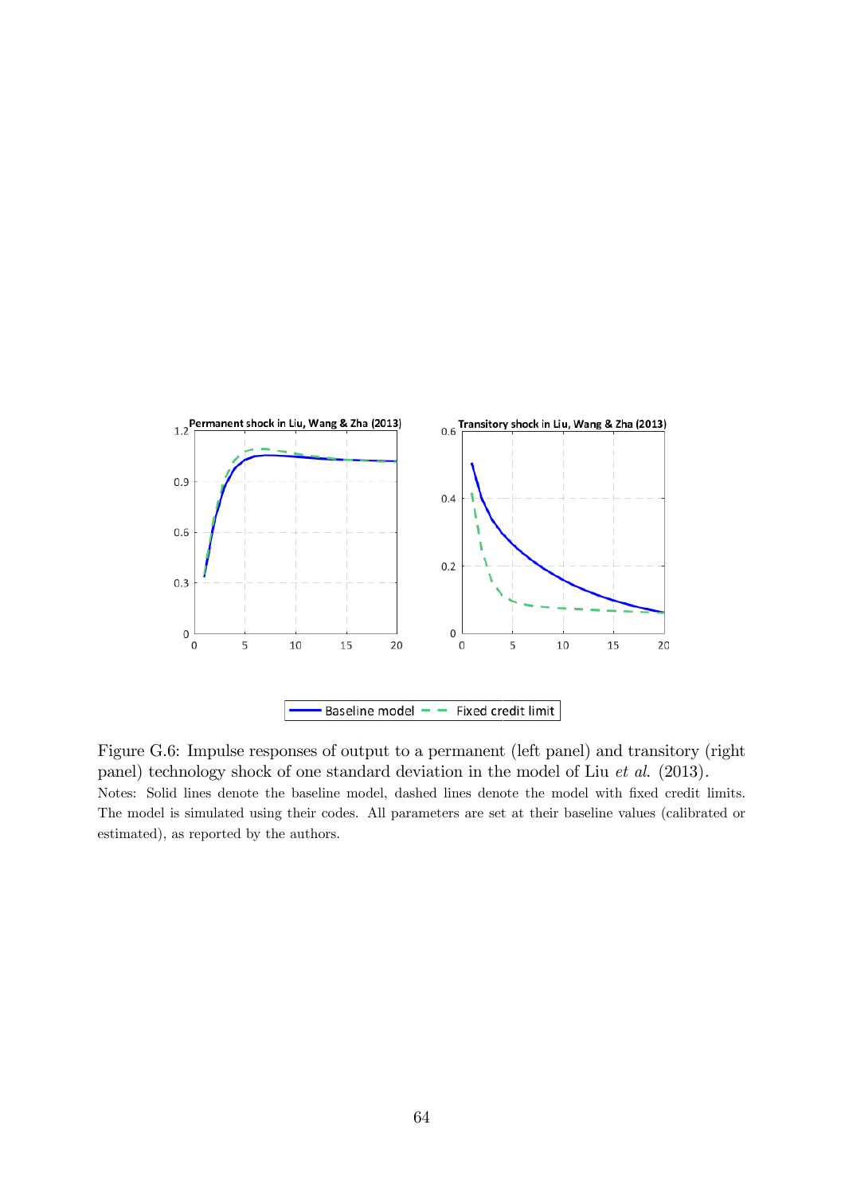Permanent shock in Liu, Wang & Zha (2013)

1.2
0.9
0.6
0.3
0
0 5 10 15 20

Transitory shock in Liu, Wang & Zha (2013)

0.6
0.4
0.2
0
0 5 10 15 20

Baseline model — Fixed credit limit

Figure G.6: Impulse responses of output to a permanent (left panel) and transitory (right panel) technology shock of one standard deviation in the model of Liu *et al.* (2013).

Notes: Solid lines denote the baseline model, dashed lines denote the model with fixed credit limits. The model is simulated using their codes. All parameters are set at their baseline values (calibrated or estimated), as reported by the authors.